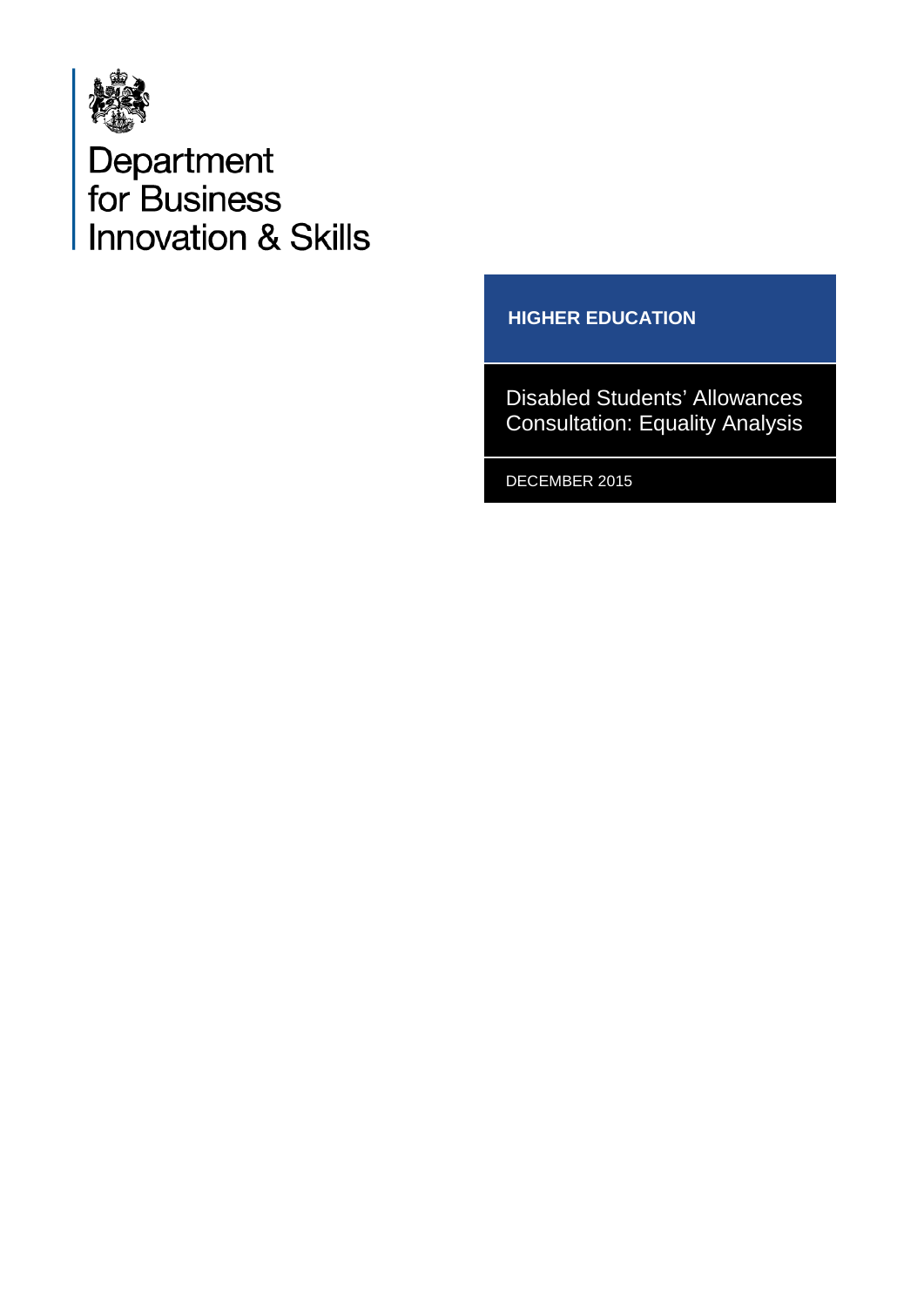Department for Business Innovation & Skills

**HIGHER EDUCATION**

# Disabled Students' Allowances Consultation: Equality Analysis

DECEMBER 2015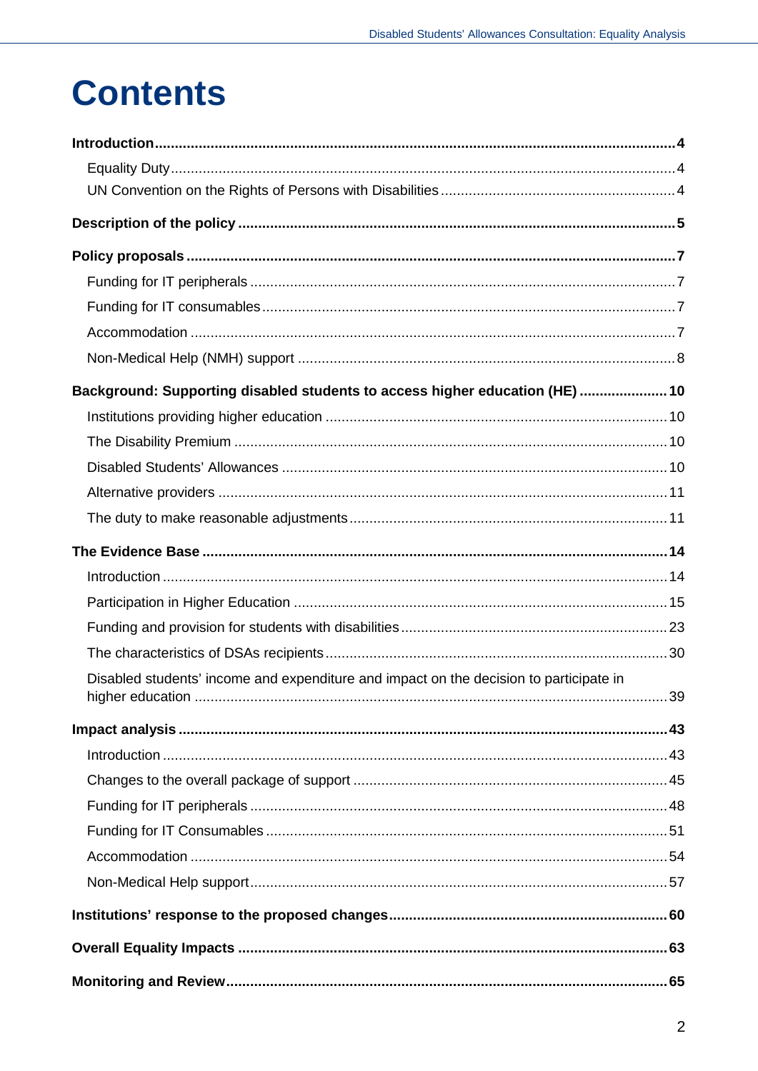# Contents

**Introduction** ..... **4**

- Equality Duty ..... 4
- UN Convention on the Rights of Persons with Disabilities ..... 4

**Description of the policy** ..... **5**

**Policy proposals** ..... **7**

- Funding for IT peripherals ..... 7
- Funding for IT consumables ..... 7
- Accommodation ..... 7
- Non-Medical Help (NMH) support ..... 8

**Background: Supporting disabled students to access higher education (HE)** ..... **10**

- Institutions providing higher education ..... 10
- The Disability Premium ..... 10
- Disabled Students' Allowances ..... 10
- Alternative providers ..... 11
- The duty to make reasonable adjustments ..... 11

**The Evidence Base** ..... **14**

- Introduction ..... 14
- Participation in Higher Education ..... 15
- Funding and provision for students with disabilities ..... 23
- The characteristics of DSAs recipients ..... 30
- Disabled students' income and expenditure and impact on the decision to participate in higher education ..... 39

**Impact analysis** ..... **43**

- Introduction ..... 43
- Changes to the overall package of support ..... 45
- Funding for IT peripherals ..... 48
- Funding for IT Consumables ..... 51
- Accommodation ..... 54
- Non-Medical Help support ..... 57

**Institutions' response to the proposed changes** ..... **60**

**Overall Equality Impacts** ..... **63**

**Monitoring and Review** ..... **65**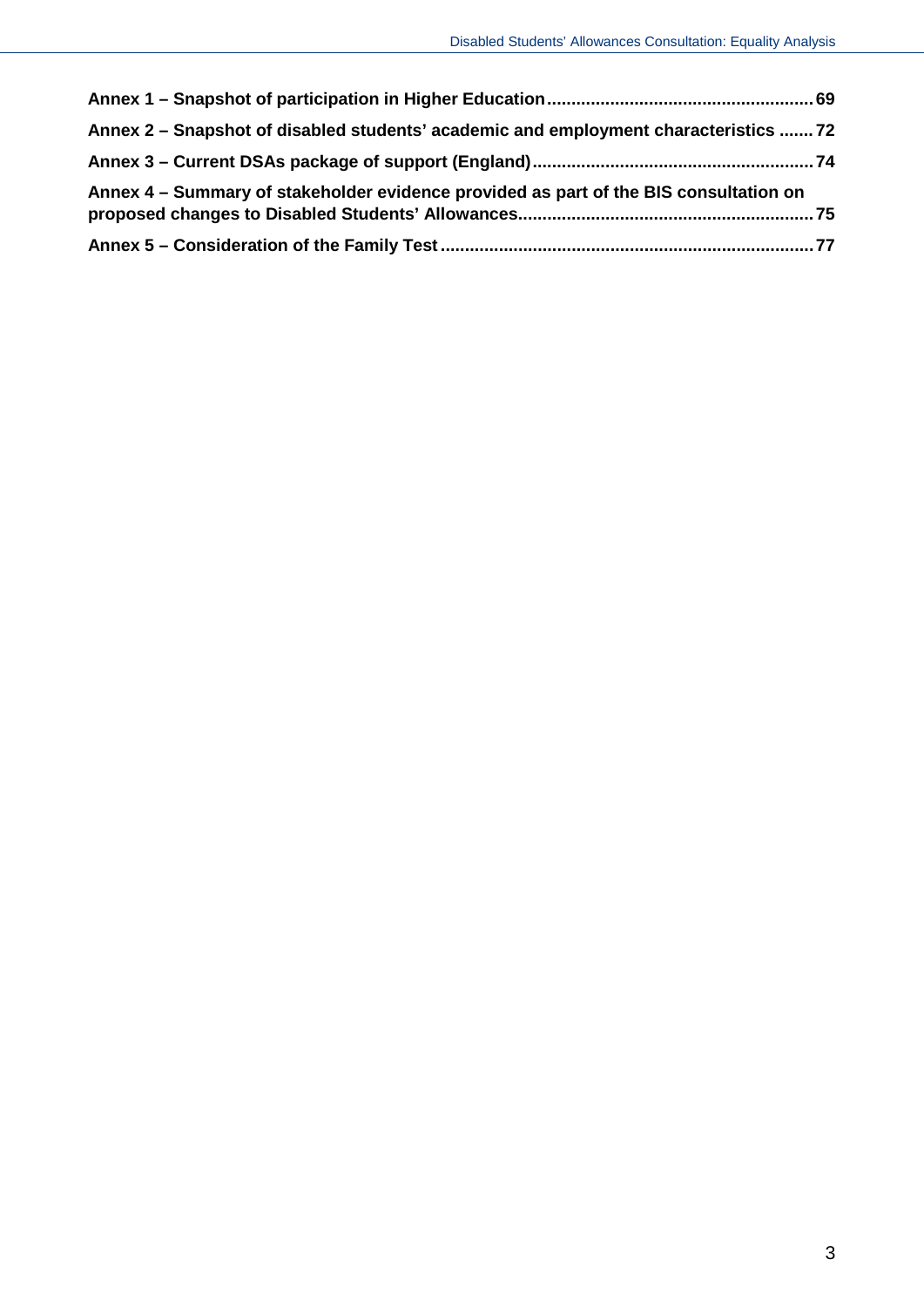**Annex 1 – Snapshot of participation in Higher Education ..... 69**

**Annex 2 – Snapshot of disabled students' academic and employment characteristics ..... 72**

**Annex 3 – Current DSAs package of support (England) ..... 74**

**Annex 4 – Summary of stakeholder evidence provided as part of the BIS consultation on proposed changes to Disabled Students' Allowances ..... 75**

**Annex 5 – Consideration of the Family Test ..... 77**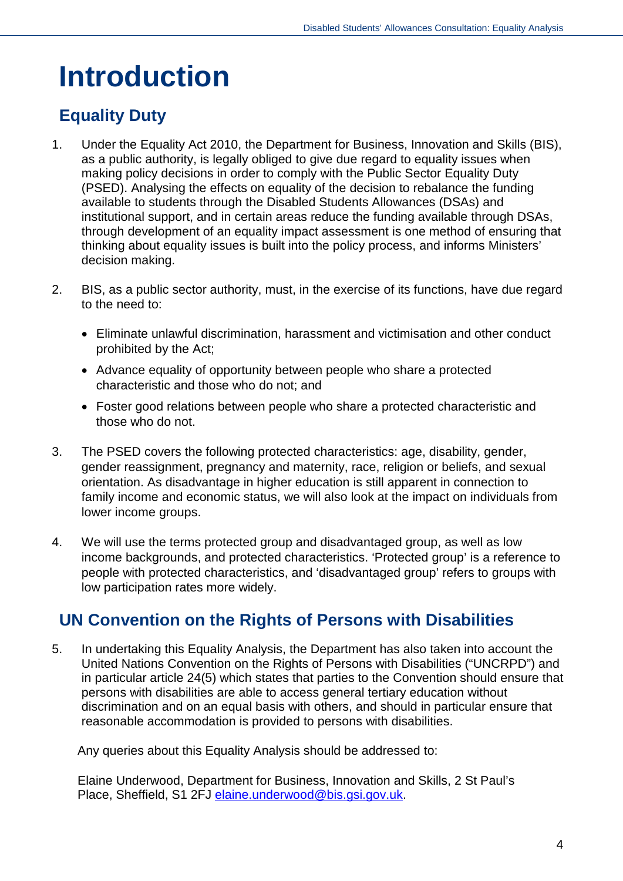# Introduction

## Equality Duty

1. Under the Equality Act 2010, the Department for Business, Innovation and Skills (BIS), as a public authority, is legally obliged to give due regard to equality issues when making policy decisions in order to comply with the Public Sector Equality Duty (PSED). Analysing the effects on equality of the decision to rebalance the funding available to students through the Disabled Students Allowances (DSAs) and institutional support, and in certain areas reduce the funding available through DSAs, through development of an equality impact assessment is one method of ensuring that thinking about equality issues is built into the policy process, and informs Ministers' decision making.

2. BIS, as a public sector authority, must, in the exercise of its functions, have due regard to the need to:

   - Eliminate unlawful discrimination, harassment and victimisation and other conduct prohibited by the Act;
   - Advance equality of opportunity between people who share a protected characteristic and those who do not; and
   - Foster good relations between people who share a protected characteristic and those who do not.

3. The PSED covers the following protected characteristics: age, disability, gender, gender reassignment, pregnancy and maternity, race, religion or beliefs, and sexual orientation. As disadvantage in higher education is still apparent in connection to family income and economic status, we will also look at the impact on individuals from lower income groups.

4. We will use the terms protected group and disadvantaged group, as well as low income backgrounds, and protected characteristics. 'Protected group' is a reference to people with protected characteristics, and 'disadvantaged group' refers to groups with low participation rates more widely.

## UN Convention on the Rights of Persons with Disabilities

5. In undertaking this Equality Analysis, the Department has also taken into account the United Nations Convention on the Rights of Persons with Disabilities ("UNCRPD") and in particular article 24(5) which states that parties to the Convention should ensure that persons with disabilities are able to access general tertiary education without discrimination and on an equal basis with others, and should in particular ensure that reasonable accommodation is provided to persons with disabilities.

Any queries about this Equality Analysis should be addressed to:

Elaine Underwood, Department for Business, Innovation and Skills, 2 St Paul's Place, Sheffield, S1 2FJ [elaine.underwood@bis.gsi.gov.uk](mailto:elaine.underwood@bis.gsi.gov.uk).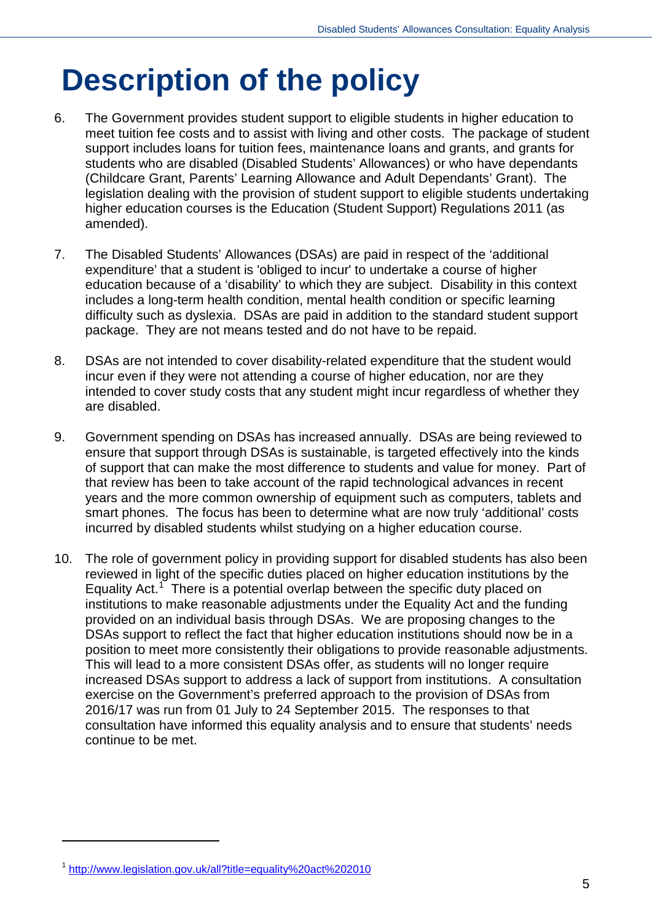# Description of the policy

6. The Government provides student support to eligible students in higher education to meet tuition fee costs and to assist with living and other costs. The package of student support includes loans for tuition fees, maintenance loans and grants, and grants for students who are disabled (Disabled Students' Allowances) or who have dependants (Childcare Grant, Parents' Learning Allowance and Adult Dependants' Grant). The legislation dealing with the provision of student support to eligible students undertaking higher education courses is the Education (Student Support) Regulations 2011 (as amended).

7. The Disabled Students' Allowances (DSAs) are paid in respect of the 'additional expenditure' that a student is 'obliged to incur' to undertake a course of higher education because of a 'disability' to which they are subject. Disability in this context includes a long-term health condition, mental health condition or specific learning difficulty such as dyslexia. DSAs are paid in addition to the standard student support package. They are not means tested and do not have to be repaid.

8. DSAs are not intended to cover disability-related expenditure that the student would incur even if they were not attending a course of higher education, nor are they intended to cover study costs that any student might incur regardless of whether they are disabled.

9. Government spending on DSAs has increased annually. DSAs are being reviewed to ensure that support through DSAs is sustainable, is targeted effectively into the kinds of support that can make the most difference to students and value for money. Part of that review has been to take account of the rapid technological advances in recent years and the more common ownership of equipment such as computers, tablets and smart phones. The focus has been to determine what are now truly 'additional' costs incurred by disabled students whilst studying on a higher education course.

10. The role of government policy in providing support for disabled students has also been reviewed in light of the specific duties placed on higher education institutions by the Equality Act.[1] There is a potential overlap between the specific duty placed on institutions to make reasonable adjustments under the Equality Act and the funding provided on an individual basis through DSAs. We are proposing changes to the DSAs support to reflect the fact that higher education institutions should now be in a position to meet more consistently their obligations to provide reasonable adjustments. This will lead to a more consistent DSAs offer, as students will no longer require increased DSAs support to address a lack of support from institutions. A consultation exercise on the Government's preferred approach to the provision of DSAs from 2016/17 was run from 01 July to 24 September 2015. The responses to that consultation have informed this equality analysis and to ensure that students' needs continue to be met.

---

[1] http://www.legislation.gov.uk/all?title=equality%20act%202010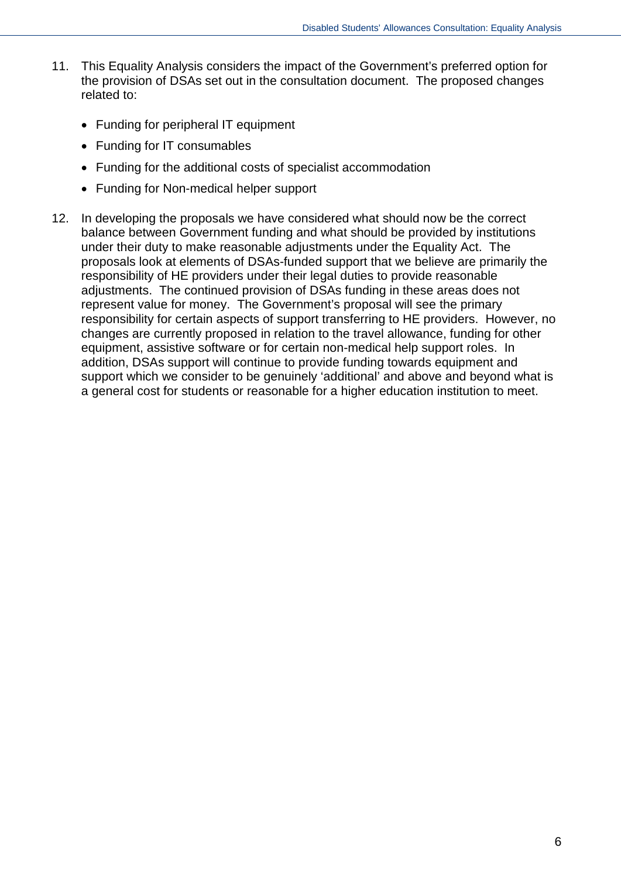11. This Equality Analysis considers the impact of the Government's preferred option for the provision of DSAs set out in the consultation document. The proposed changes related to:

    - Funding for peripheral IT equipment
    - Funding for IT consumables
    - Funding for the additional costs of specialist accommodation
    - Funding for Non-medical helper support

12. In developing the proposals we have considered what should now be the correct balance between Government funding and what should be provided by institutions under their duty to make reasonable adjustments under the Equality Act. The proposals look at elements of DSAs-funded support that we believe are primarily the responsibility of HE providers under their legal duties to provide reasonable adjustments. The continued provision of DSAs funding in these areas does not represent value for money. The Government's proposal will see the primary responsibility for certain aspects of support transferring to HE providers. However, no changes are currently proposed in relation to the travel allowance, funding for other equipment, assistive software or for certain non-medical help support roles. In addition, DSAs support will continue to provide funding towards equipment and support which we consider to be genuinely 'additional' and above and beyond what is a general cost for students or reasonable for a higher education institution to meet.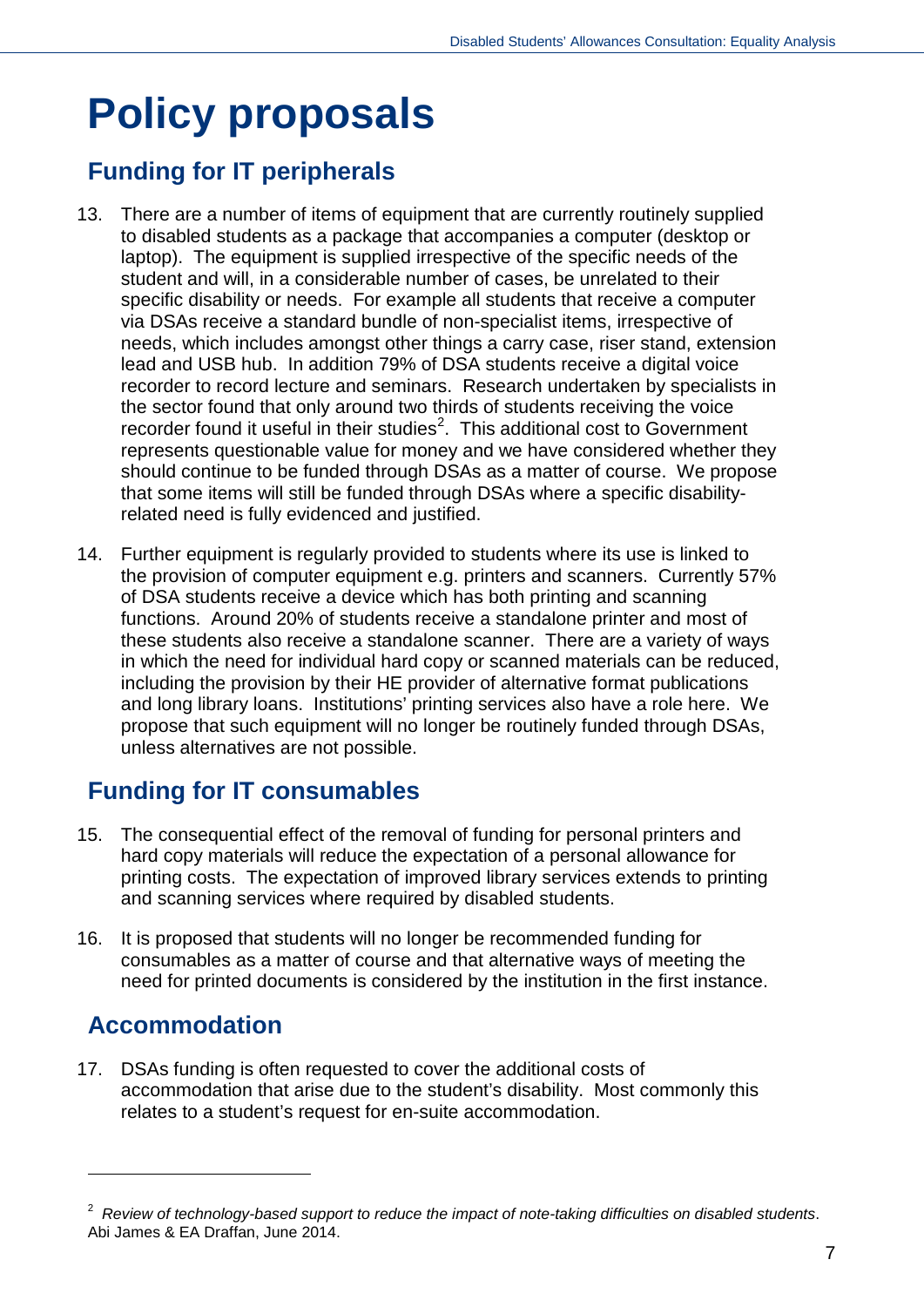# Policy proposals

## Funding for IT peripherals

13. There are a number of items of equipment that are currently routinely supplied to disabled students as a package that accompanies a computer (desktop or laptop). The equipment is supplied irrespective of the specific needs of the student and will, in a considerable number of cases, be unrelated to their specific disability or needs. For example all students that receive a computer via DSAs receive a standard bundle of non-specialist items, irrespective of needs, which includes amongst other things a carry case, riser stand, extension lead and USB hub. In addition 79% of DSA students receive a digital voice recorder to record lecture and seminars. Research undertaken by specialists in the sector found that only around two thirds of students receiving the voice recorder found it useful in their studies[2]. This additional cost to Government represents questionable value for money and we have considered whether they should continue to be funded through DSAs as a matter of course. We propose that some items will still be funded through DSAs where a specific disability-related need is fully evidenced and justified.

14. Further equipment is regularly provided to students where its use is linked to the provision of computer equipment e.g. printers and scanners. Currently 57% of DSA students receive a device which has both printing and scanning functions. Around 20% of students receive a standalone printer and most of these students also receive a standalone scanner. There are a variety of ways in which the need for individual hard copy or scanned materials can be reduced, including the provision by their HE provider of alternative format publications and long library loans. Institutions' printing services also have a role here. We propose that such equipment will no longer be routinely funded through DSAs, unless alternatives are not possible.

## Funding for IT consumables

15. The consequential effect of the removal of funding for personal printers and hard copy materials will reduce the expectation of a personal allowance for printing costs. The expectation of improved library services extends to printing and scanning services where required by disabled students.

16. It is proposed that students will no longer be recommended funding for consumables as a matter of course and that alternative ways of meeting the need for printed documents is considered by the institution in the first instance.

## Accommodation

17. DSAs funding is often requested to cover the additional costs of accommodation that arise due to the student's disability. Most commonly this relates to a student's request for en-suite accommodation.

---

[2] *Review of technology-based support to reduce the impact of note-taking difficulties on disabled students*. Abi James & EA Draffan, June 2014.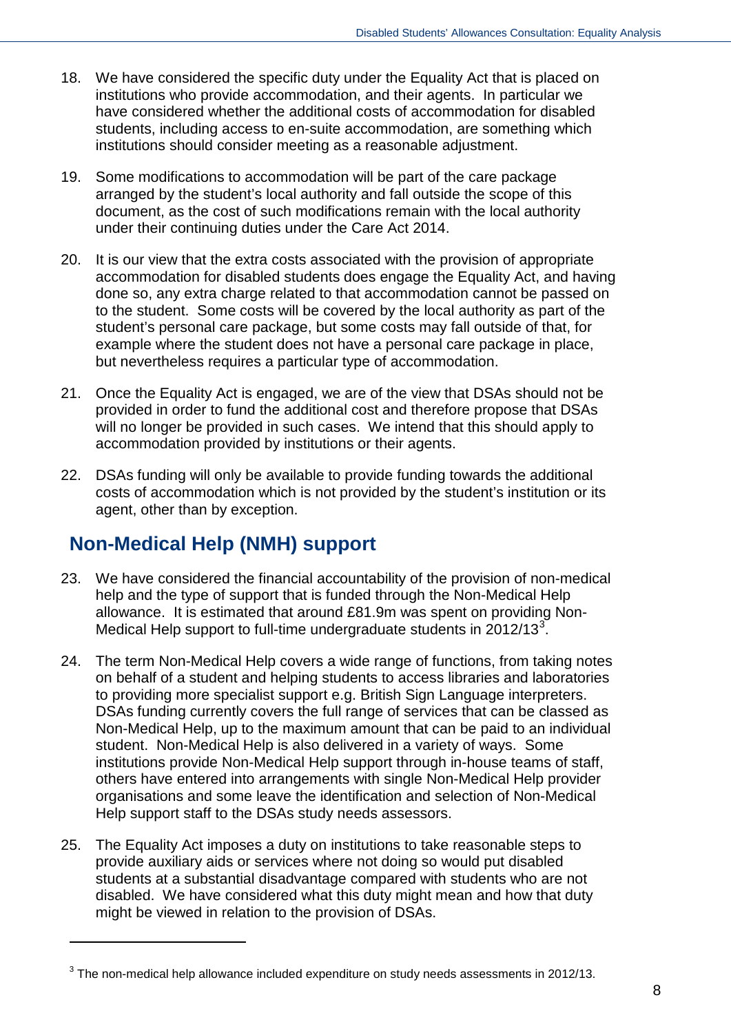18. We have considered the specific duty under the Equality Act that is placed on institutions who provide accommodation, and their agents. In particular we have considered whether the additional costs of accommodation for disabled students, including access to en-suite accommodation, are something which institutions should consider meeting as a reasonable adjustment.

19. Some modifications to accommodation will be part of the care package arranged by the student's local authority and fall outside the scope of this document, as the cost of such modifications remain with the local authority under their continuing duties under the Care Act 2014.

20. It is our view that the extra costs associated with the provision of appropriate accommodation for disabled students does engage the Equality Act, and having done so, any extra charge related to that accommodation cannot be passed on to the student. Some costs will be covered by the local authority as part of the student's personal care package, but some costs may fall outside of that, for example where the student does not have a personal care package in place, but nevertheless requires a particular type of accommodation.

21. Once the Equality Act is engaged, we are of the view that DSAs should not be provided in order to fund the additional cost and therefore propose that DSAs will no longer be provided in such cases. We intend that this should apply to accommodation provided by institutions or their agents.

22. DSAs funding will only be available to provide funding towards the additional costs of accommodation which is not provided by the student's institution or its agent, other than by exception.

## Non-Medical Help (NMH) support

23. We have considered the financial accountability of the provision of non-medical help and the type of support that is funded through the Non-Medical Help allowance. It is estimated that around £81.9m was spent on providing Non-Medical Help support to full-time undergraduate students in 2012/13[3].

24. The term Non-Medical Help covers a wide range of functions, from taking notes on behalf of a student and helping students to access libraries and laboratories to providing more specialist support e.g. British Sign Language interpreters. DSAs funding currently covers the full range of services that can be classed as Non-Medical Help, up to the maximum amount that can be paid to an individual student. Non-Medical Help is also delivered in a variety of ways. Some institutions provide Non-Medical Help support through in-house teams of staff, others have entered into arrangements with single Non-Medical Help provider organisations and some leave the identification and selection of Non-Medical Help support staff to the DSAs study needs assessors.

25. The Equality Act imposes a duty on institutions to take reasonable steps to provide auxiliary aids or services where not doing so would put disabled students at a substantial disadvantage compared with students who are not disabled. We have considered what this duty might mean and how that duty might be viewed in relation to the provision of DSAs.

---

[3] The non-medical help allowance included expenditure on study needs assessments in 2012/13.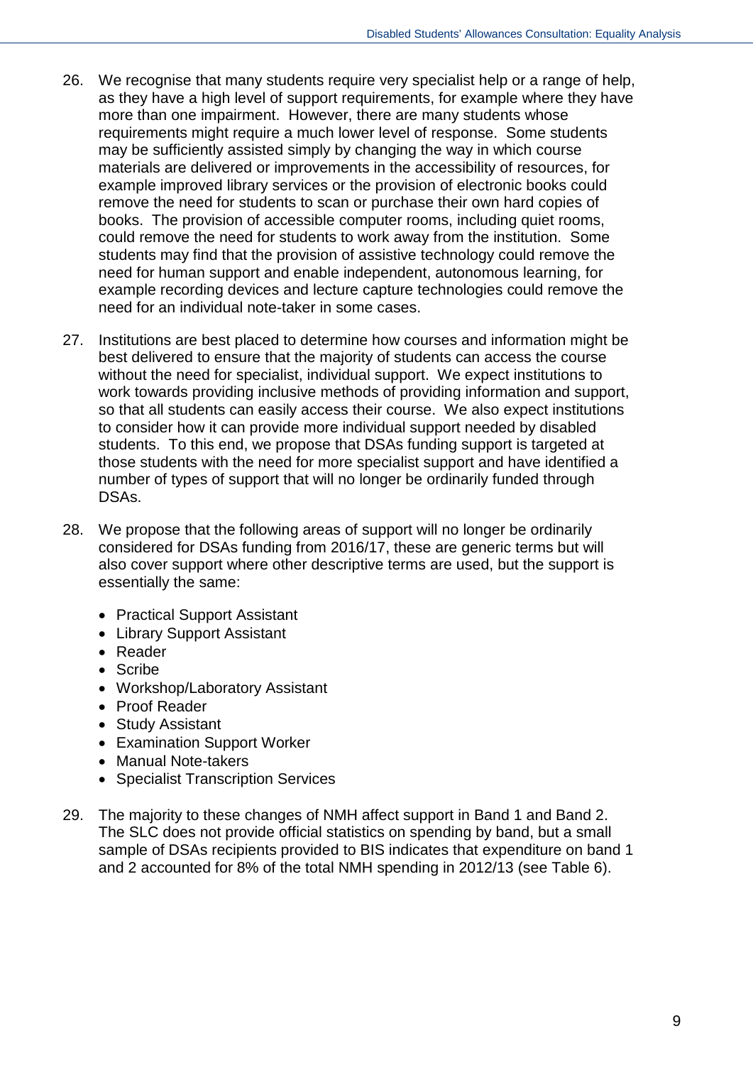26. We recognise that many students require very specialist help or a range of help, as they have a high level of support requirements, for example where they have more than one impairment. However, there are many students whose requirements might require a much lower level of response. Some students may be sufficiently assisted simply by changing the way in which course materials are delivered or improvements in the accessibility of resources, for example improved library services or the provision of electronic books could remove the need for students to scan or purchase their own hard copies of books. The provision of accessible computer rooms, including quiet rooms, could remove the need for students to work away from the institution. Some students may find that the provision of assistive technology could remove the need for human support and enable independent, autonomous learning, for example recording devices and lecture capture technologies could remove the need for an individual note-taker in some cases.

27. Institutions are best placed to determine how courses and information might be best delivered to ensure that the majority of students can access the course without the need for specialist, individual support. We expect institutions to work towards providing inclusive methods of providing information and support, so that all students can easily access their course. We also expect institutions to consider how it can provide more individual support needed by disabled students. To this end, we propose that DSAs funding support is targeted at those students with the need for more specialist support and have identified a number of types of support that will no longer be ordinarily funded through DSAs.

28. We propose that the following areas of support will no longer be ordinarily considered for DSAs funding from 2016/17, these are generic terms but will also cover support where other descriptive terms are used, but the support is essentially the same:

    - Practical Support Assistant
    - Library Support Assistant
    - Reader
    - Scribe
    - Workshop/Laboratory Assistant
    - Proof Reader
    - Study Assistant
    - Examination Support Worker
    - Manual Note-takers
    - Specialist Transcription Services

29. The majority to these changes of NMH affect support in Band 1 and Band 2. The SLC does not provide official statistics on spending by band, but a small sample of DSAs recipients provided to BIS indicates that expenditure on band 1 and 2 accounted for 8% of the total NMH spending in 2012/13 (see Table 6).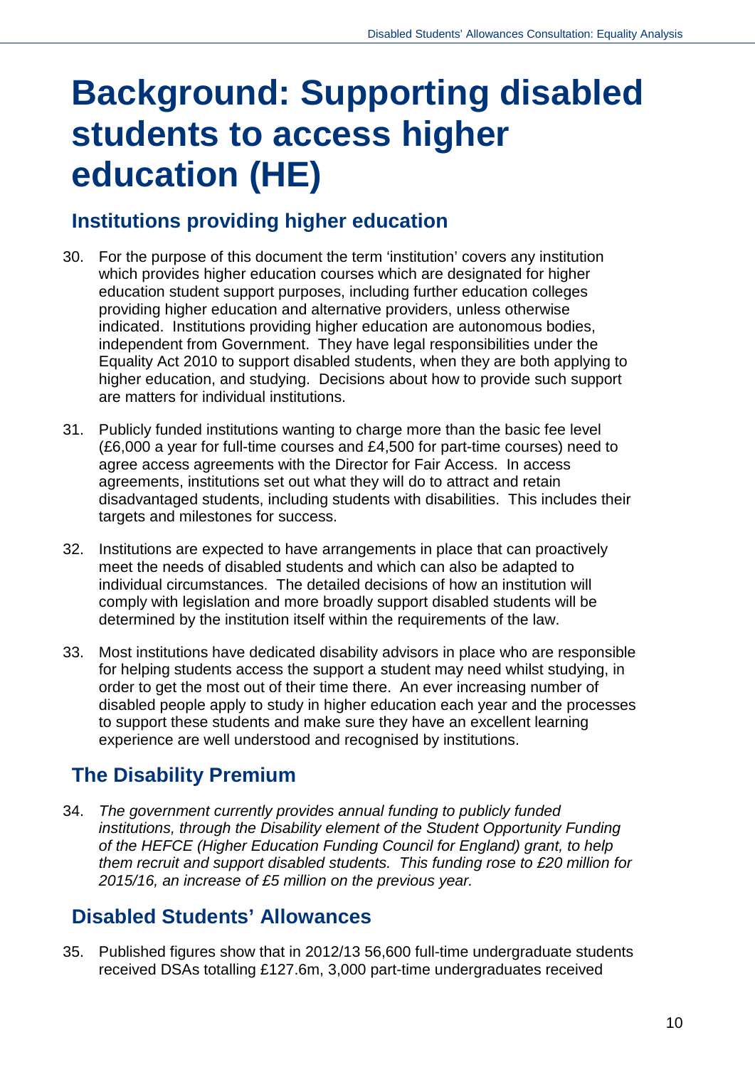# Background: Supporting disabled students to access higher education (HE)

## Institutions providing higher education

30. For the purpose of this document the term 'institution' covers any institution which provides higher education courses which are designated for higher education student support purposes, including further education colleges providing higher education and alternative providers, unless otherwise indicated. Institutions providing higher education are autonomous bodies, independent from Government. They have legal responsibilities under the Equality Act 2010 to support disabled students, when they are both applying to higher education, and studying. Decisions about how to provide such support are matters for individual institutions.

31. Publicly funded institutions wanting to charge more than the basic fee level (£6,000 a year for full-time courses and £4,500 for part-time courses) need to agree access agreements with the Director for Fair Access. In access agreements, institutions set out what they will do to attract and retain disadvantaged students, including students with disabilities. This includes their targets and milestones for success.

32. Institutions are expected to have arrangements in place that can proactively meet the needs of disabled students and which can also be adapted to individual circumstances. The detailed decisions of how an institution will comply with legislation and more broadly support disabled students will be determined by the institution itself within the requirements of the law.

33. Most institutions have dedicated disability advisors in place who are responsible for helping students access the support a student may need whilst studying, in order to get the most out of their time there. An ever increasing number of disabled people apply to study in higher education each year and the processes to support these students and make sure they have an excellent learning experience are well understood and recognised by institutions.

## The Disability Premium

34. *The government currently provides annual funding to publicly funded institutions, through the Disability element of the Student Opportunity Funding of the HEFCE (Higher Education Funding Council for England) grant, to help them recruit and support disabled students. This funding rose to £20 million for 2015/16, an increase of £5 million on the previous year.*

## Disabled Students' Allowances

35. Published figures show that in 2012/13 56,600 full-time undergraduate students received DSAs totalling £127.6m, 3,000 part-time undergraduates received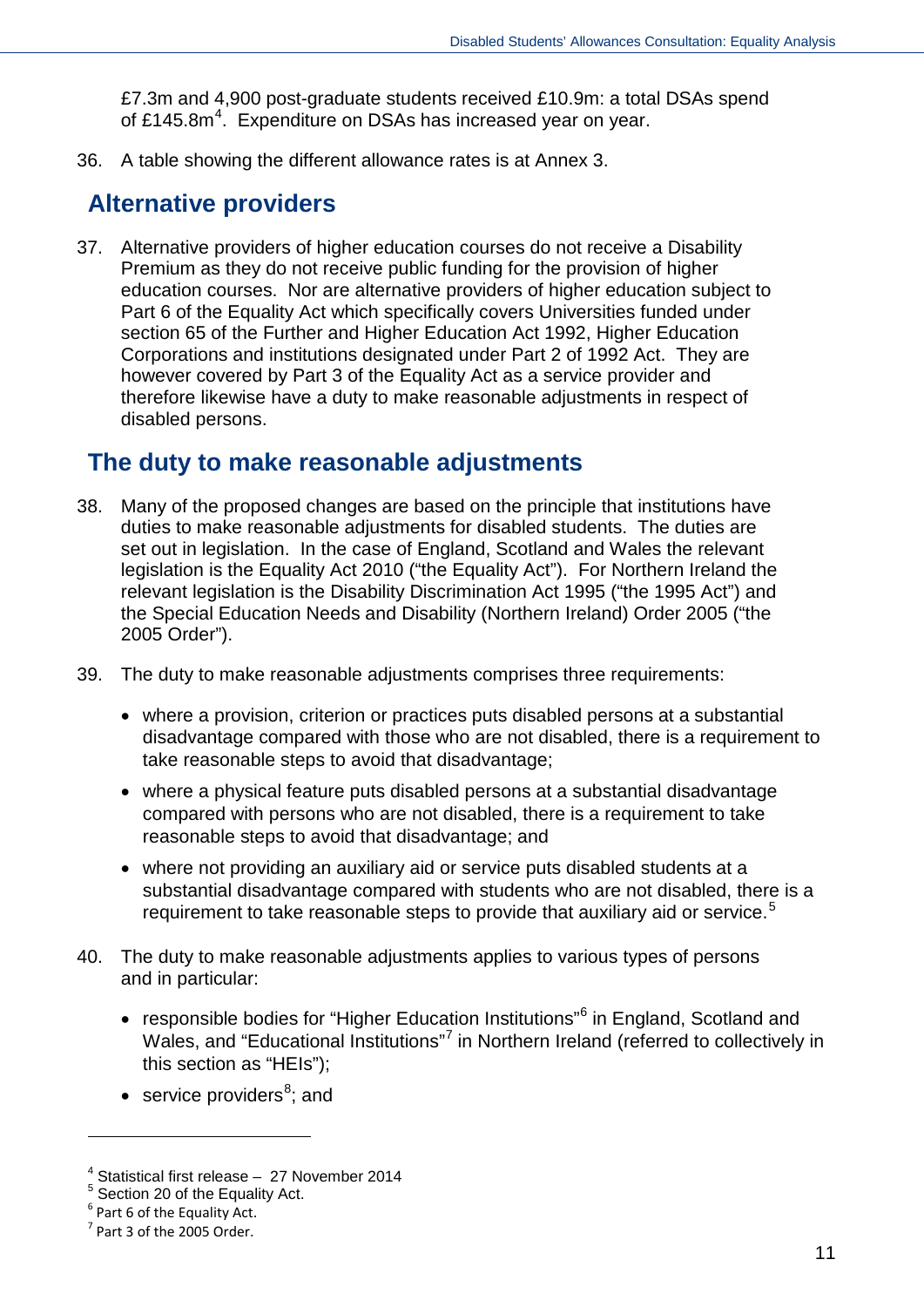£7.3m and 4,900 post-graduate students received £10.9m: a total DSAs spend of £145.8m[4]. Expenditure on DSAs has increased year on year.

36. A table showing the different allowance rates is at Annex 3.

## Alternative providers

37. Alternative providers of higher education courses do not receive a Disability Premium as they do not receive public funding for the provision of higher education courses. Nor are alternative providers of higher education subject to Part 6 of the Equality Act which specifically covers Universities funded under section 65 of the Further and Higher Education Act 1992, Higher Education Corporations and institutions designated under Part 2 of 1992 Act. They are however covered by Part 3 of the Equality Act as a service provider and therefore likewise have a duty to make reasonable adjustments in respect of disabled persons.

## The duty to make reasonable adjustments

38. Many of the proposed changes are based on the principle that institutions have duties to make reasonable adjustments for disabled students. The duties are set out in legislation. In the case of England, Scotland and Wales the relevant legislation is the Equality Act 2010 ("the Equality Act"). For Northern Ireland the relevant legislation is the Disability Discrimination Act 1995 ("the 1995 Act") and the Special Education Needs and Disability (Northern Ireland) Order 2005 ("the 2005 Order").

39. The duty to make reasonable adjustments comprises three requirements:

    - where a provision, criterion or practices puts disabled persons at a substantial disadvantage compared with those who are not disabled, there is a requirement to take reasonable steps to avoid that disadvantage;
    - where a physical feature puts disabled persons at a substantial disadvantage compared with persons who are not disabled, there is a requirement to take reasonable steps to avoid that disadvantage; and
    - where not providing an auxiliary aid or service puts disabled students at a substantial disadvantage compared with students who are not disabled, there is a requirement to take reasonable steps to provide that auxiliary aid or service.[5]

40. The duty to make reasonable adjustments applies to various types of persons and in particular:

    - responsible bodies for "Higher Education Institutions"[6] in England, Scotland and Wales, and "Educational Institutions"[7] in Northern Ireland (referred to collectively in this section as "HEIs");
    - service providers[8]; and

---

[4] Statistical first release – 27 November 2014
[5] Section 20 of the Equality Act.
[6] Part 6 of the Equality Act.
[7] Part 3 of the 2005 Order.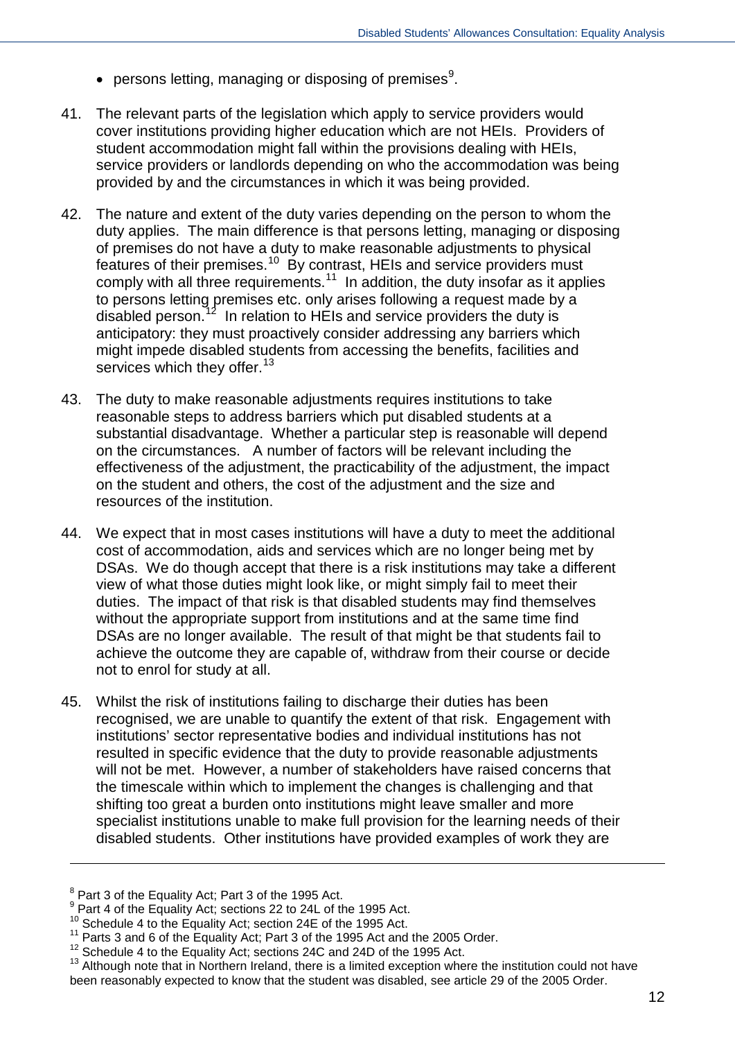- persons letting, managing or disposing of premises[9].

41. The relevant parts of the legislation which apply to service providers would cover institutions providing higher education which are not HEIs. Providers of student accommodation might fall within the provisions dealing with HEIs, service providers or landlords depending on who the accommodation was being provided by and the circumstances in which it was being provided.

42. The nature and extent of the duty varies depending on the person to whom the duty applies. The main difference is that persons letting, managing or disposing of premises do not have a duty to make reasonable adjustments to physical features of their premises.[10] By contrast, HEIs and service providers must comply with all three requirements.[11] In addition, the duty insofar as it applies to persons letting premises etc. only arises following a request made by a disabled person.[12] In relation to HEIs and service providers the duty is anticipatory: they must proactively consider addressing any barriers which might impede disabled students from accessing the benefits, facilities and services which they offer.[13]

43. The duty to make reasonable adjustments requires institutions to take reasonable steps to address barriers which put disabled students at a substantial disadvantage. Whether a particular step is reasonable will depend on the circumstances. A number of factors will be relevant including the effectiveness of the adjustment, the practicability of the adjustment, the impact on the student and others, the cost of the adjustment and the size and resources of the institution.

44. We expect that in most cases institutions will have a duty to meet the additional cost of accommodation, aids and services which are no longer being met by DSAs. We do though accept that there is a risk institutions may take a different view of what those duties might look like, or might simply fail to meet their duties. The impact of that risk is that disabled students may find themselves without the appropriate support from institutions and at the same time find DSAs are no longer available. The result of that might be that students fail to achieve the outcome they are capable of, withdraw from their course or decide not to enrol for study at all.

45. Whilst the risk of institutions failing to discharge their duties has been recognised, we are unable to quantify the extent of that risk. Engagement with institutions' sector representative bodies and individual institutions has not resulted in specific evidence that the duty to provide reasonable adjustments will not be met. However, a number of stakeholders have raised concerns that the timescale within which to implement the changes is challenging and that shifting too great a burden onto institutions might leave smaller and more specialist institutions unable to make full provision for the learning needs of their disabled students. Other institutions have provided examples of work they are

---

[8] Part 3 of the Equality Act; Part 3 of the 1995 Act.
[9] Part 4 of the Equality Act; sections 22 to 24L of the 1995 Act.
[10] Schedule 4 to the Equality Act; section 24E of the 1995 Act.
[11] Parts 3 and 6 of the Equality Act; Part 3 of the 1995 Act and the 2005 Order.
[12] Schedule 4 to the Equality Act; sections 24C and 24D of the 1995 Act.
[13] Although note that in Northern Ireland, there is a limited exception where the institution could not have been reasonably expected to know that the student was disabled, see article 29 of the 2005 Order.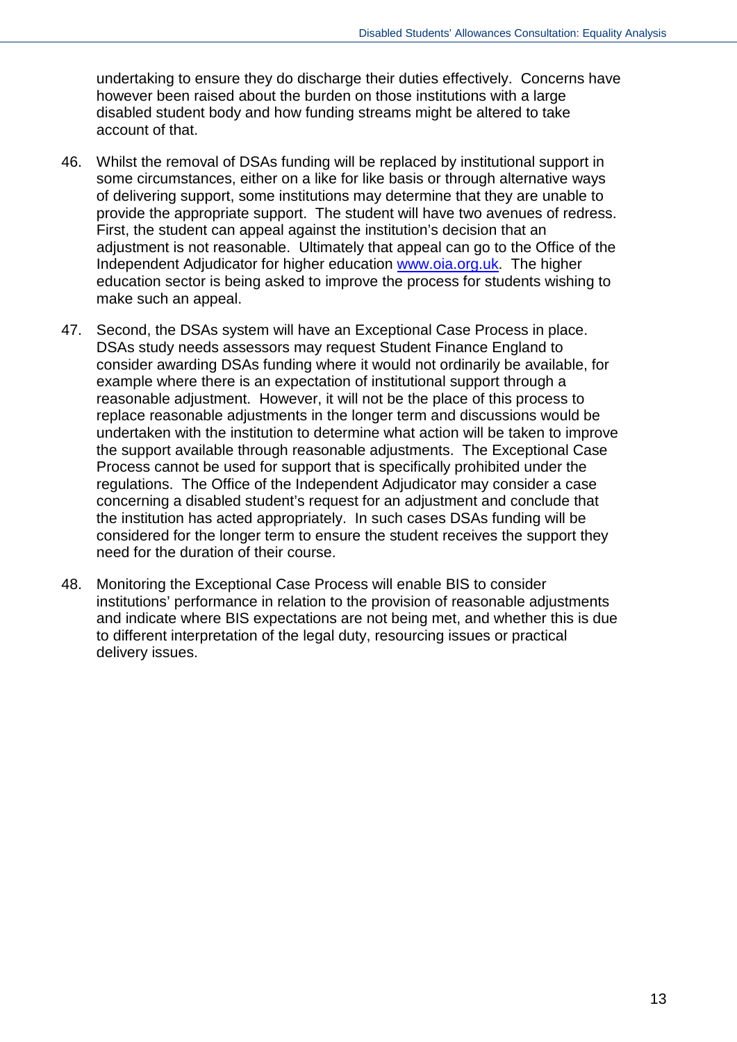undertaking to ensure they do discharge their duties effectively. Concerns have however been raised about the burden on those institutions with a large disabled student body and how funding streams might be altered to take account of that.

46. Whilst the removal of DSAs funding will be replaced by institutional support in some circumstances, either on a like for like basis or through alternative ways of delivering support, some institutions may determine that they are unable to provide the appropriate support. The student will have two avenues of redress. First, the student can appeal against the institution's decision that an adjustment is not reasonable. Ultimately that appeal can go to the Office of the Independent Adjudicator for higher education [www.oia.org.uk](http://www.oia.org.uk). The higher education sector is being asked to improve the process for students wishing to make such an appeal.

47. Second, the DSAs system will have an Exceptional Case Process in place. DSAs study needs assessors may request Student Finance England to consider awarding DSAs funding where it would not ordinarily be available, for example where there is an expectation of institutional support through a reasonable adjustment. However, it will not be the place of this process to replace reasonable adjustments in the longer term and discussions would be undertaken with the institution to determine what action will be taken to improve the support available through reasonable adjustments. The Exceptional Case Process cannot be used for support that is specifically prohibited under the regulations. The Office of the Independent Adjudicator may consider a case concerning a disabled student's request for an adjustment and conclude that the institution has acted appropriately. In such cases DSAs funding will be considered for the longer term to ensure the student receives the support they need for the duration of their course.

48. Monitoring the Exceptional Case Process will enable BIS to consider institutions' performance in relation to the provision of reasonable adjustments and indicate where BIS expectations are not being met, and whether this is due to different interpretation of the legal duty, resourcing issues or practical delivery issues.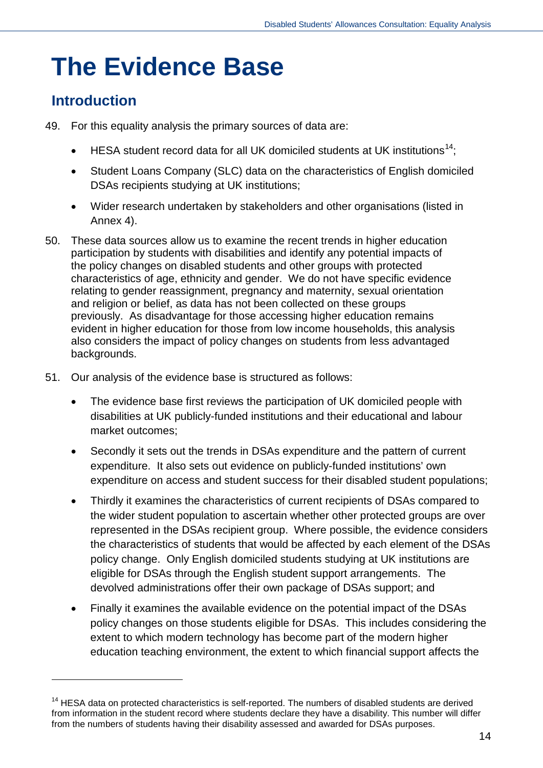# The Evidence Base

## Introduction

49. For this equality analysis the primary sources of data are:

    - HESA student record data for all UK domiciled students at UK institutions[14];
    - Student Loans Company (SLC) data on the characteristics of English domiciled DSAs recipients studying at UK institutions;
    - Wider research undertaken by stakeholders and other organisations (listed in Annex 4).

50. These data sources allow us to examine the recent trends in higher education participation by students with disabilities and identify any potential impacts of the policy changes on disabled students and other groups with protected characteristics of age, ethnicity and gender. We do not have specific evidence relating to gender reassignment, pregnancy and maternity, sexual orientation and religion or belief, as data has not been collected on these groups previously. As disadvantage for those accessing higher education remains evident in higher education for those from low income households, this analysis also considers the impact of policy changes on students from less advantaged backgrounds.

51. Our analysis of the evidence base is structured as follows:

    - The evidence base first reviews the participation of UK domiciled people with disabilities at UK publicly-funded institutions and their educational and labour market outcomes;
    - Secondly it sets out the trends in DSAs expenditure and the pattern of current expenditure. It also sets out evidence on publicly-funded institutions' own expenditure on access and student success for their disabled student populations;
    - Thirdly it examines the characteristics of current recipients of DSAs compared to the wider student population to ascertain whether other protected groups are over represented in the DSAs recipient group. Where possible, the evidence considers the characteristics of students that would be affected by each element of the DSAs policy change. Only English domiciled students studying at UK institutions are eligible for DSAs through the English student support arrangements. The devolved administrations offer their own package of DSAs support; and
    - Finally it examines the available evidence on the potential impact of the DSAs policy changes on those students eligible for DSAs. This includes considering the extent to which modern technology has become part of the modern higher education teaching environment, the extent to which financial support affects the

---

[14] HESA data on protected characteristics is self-reported. The numbers of disabled students are derived from information in the student record where students declare they have a disability. This number will differ from the numbers of students having their disability assessed and awarded for DSAs purposes.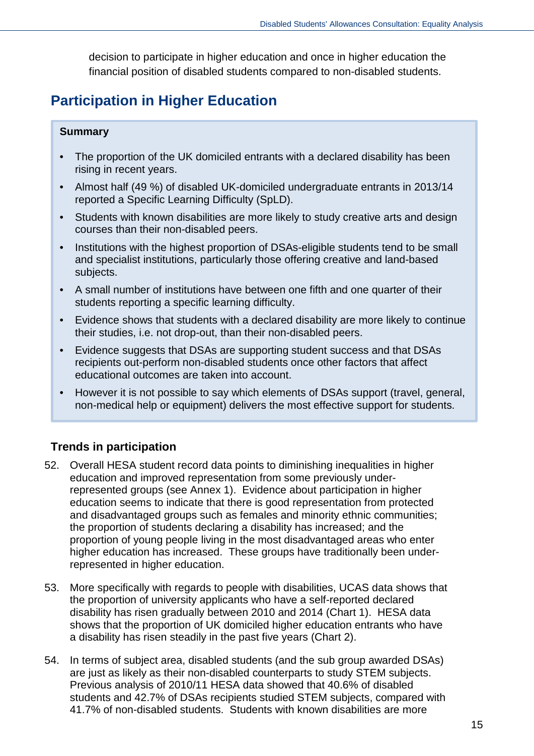decision to participate in higher education and once in higher education the financial position of disabled students compared to non-disabled students.

## Participation in Higher Education

**Summary**

- The proportion of the UK domiciled entrants with a declared disability has been rising in recent years.
- Almost half (49 %) of disabled UK-domiciled undergraduate entrants in 2013/14 reported a Specific Learning Difficulty (SpLD).
- Students with known disabilities are more likely to study creative arts and design courses than their non-disabled peers.
- Institutions with the highest proportion of DSAs-eligible students tend to be small and specialist institutions, particularly those offering creative and land-based subjects.
- A small number of institutions have between one fifth and one quarter of their students reporting a specific learning difficulty.
- Evidence shows that students with a declared disability are more likely to continue their studies, i.e. not drop-out, than their non-disabled peers.
- Evidence suggests that DSAs are supporting student success and that DSAs recipients out-perform non-disabled students once other factors that affect educational outcomes are taken into account.
- However it is not possible to say which elements of DSAs support (travel, general, non-medical help or equipment) delivers the most effective support for students.

### Trends in participation

52. Overall HESA student record data points to diminishing inequalities in higher education and improved representation from some previously under-represented groups (see Annex 1). Evidence about participation in higher education seems to indicate that there is good representation from protected and disadvantaged groups such as females and minority ethnic communities; the proportion of students declaring a disability has increased; and the proportion of young people living in the most disadvantaged areas who enter higher education has increased. These groups have traditionally been under-represented in higher education.

53. More specifically with regards to people with disabilities, UCAS data shows that the proportion of university applicants who have a self-reported declared disability has risen gradually between 2010 and 2014 (Chart 1). HESA data shows that the proportion of UK domiciled higher education entrants who have a disability has risen steadily in the past five years (Chart 2).

54. In terms of subject area, disabled students (and the sub group awarded DSAs) are just as likely as their non-disabled counterparts to study STEM subjects. Previous analysis of 2010/11 HESA data showed that 40.6% of disabled students and 42.7% of DSAs recipients studied STEM subjects, compared with 41.7% of non-disabled students. Students with known disabilities are more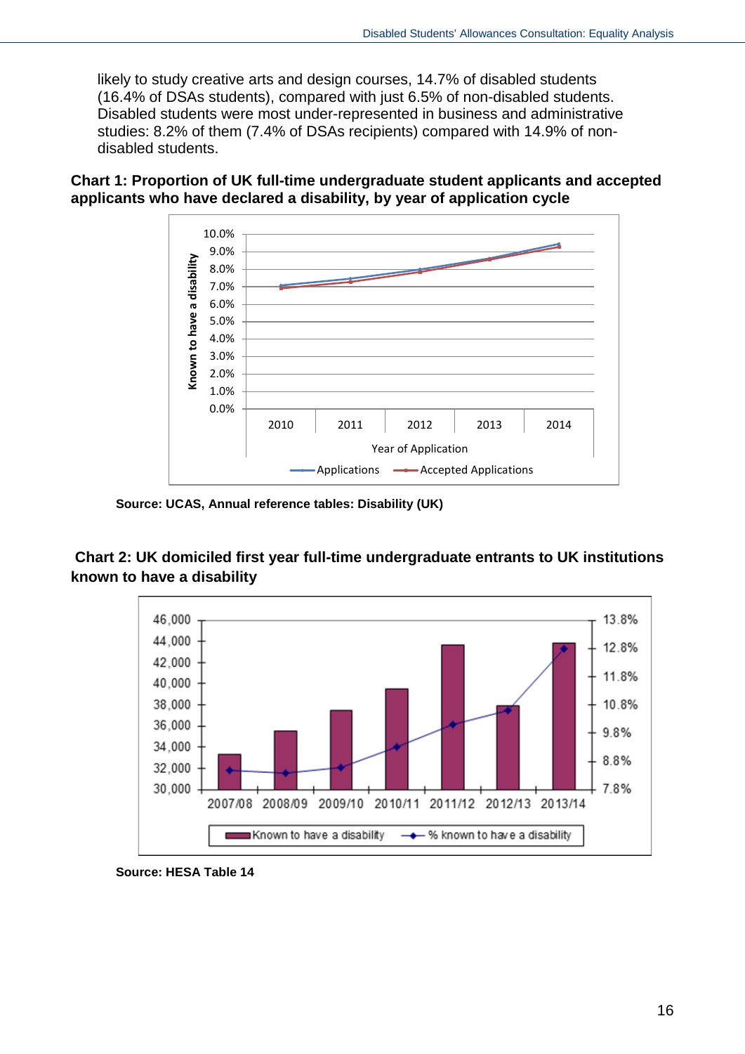likely to study creative arts and design courses, 14.7% of disabled students (16.4% of DSAs students), compared with just 6.5% of non-disabled students. Disabled students were most under-represented in business and administrative studies: 8.2% of them (7.4% of DSAs recipients) compared with 14.9% of non-disabled students.

**Chart 1: Proportion of UK full-time undergraduate student applicants and accepted applicants who have declared a disability, by year of application cycle**

**Source: UCAS, Annual reference tables: Disability (UK)**

**Chart 2: UK domiciled first year full-time undergraduate entrants to UK institutions known to have a disability**

**Source: HESA Table 14**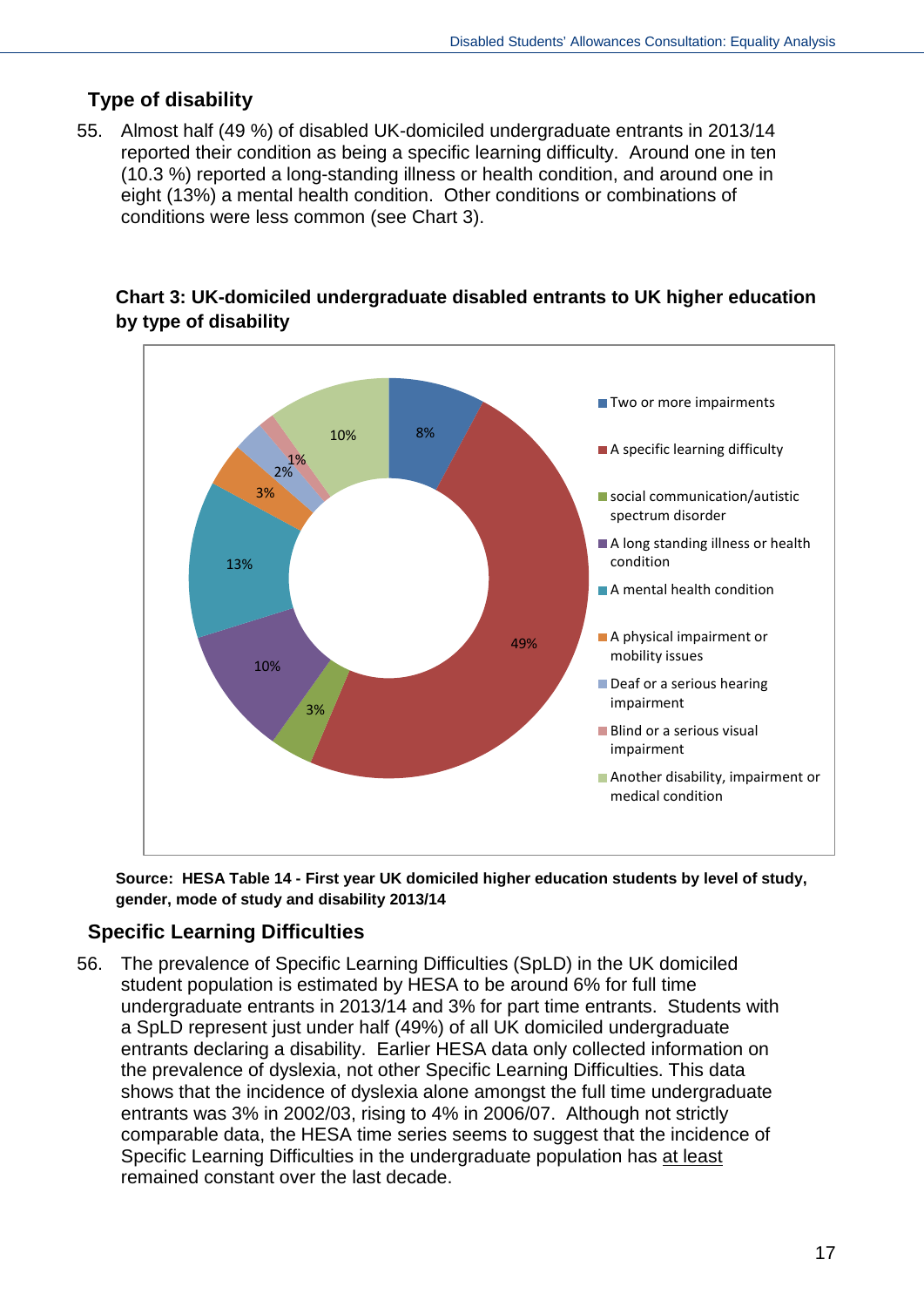## Type of disability

55. Almost half (49 %) of disabled UK-domiciled undergraduate entrants in 2013/14 reported their condition as being a specific learning difficulty. Around one in ten (10.3 %) reported a long-standing illness or health condition, and around one in eight (13%) a mental health condition. Other conditions or combinations of conditions were less common (see Chart 3).

**Chart 3: UK-domiciled undergraduate disabled entrants to UK higher education by type of disability**

| Type of disability | % |
| --- | --- |
| Two or more impairments | 8% |
| A specific learning difficulty | 49% |
| social communication/autistic spectrum disorder | 3% |
| A long standing illness or health condition | 10% |
| A mental health condition | 13% |
| A physical impairment or mobility issues | 3% |
| Deaf or a serious hearing impairment | 2% |
| Blind or a serious visual impairment | 1% |
| Another disability, impairment or medical condition | 10% |

**Source: HESA Table 14 - First year UK domiciled higher education students by level of study, gender, mode of study and disability 2013/14**

## Specific Learning Difficulties

56. The prevalence of Specific Learning Difficulties (SpLD) in the UK domiciled student population is estimated by HESA to be around 6% for full time undergraduate entrants in 2013/14 and 3% for part time entrants. Students with a SpLD represent just under half (49%) of all UK domiciled undergraduate entrants declaring a disability. Earlier HESA data only collected information on the prevalence of dyslexia, not other Specific Learning Difficulties. This data shows that the incidence of dyslexia alone amongst the full time undergraduate entrants was 3% in 2002/03, rising to 4% in 2006/07. Although not strictly comparable data, the HESA time series seems to suggest that the incidence of Specific Learning Difficulties in the undergraduate population has at least remained constant over the last decade.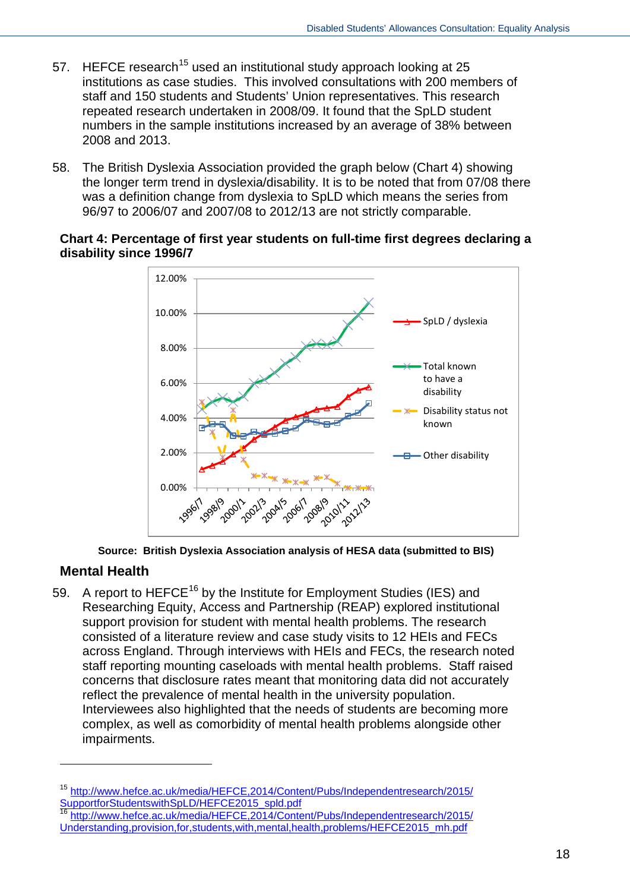57. HEFCE research[15] used an institutional study approach looking at 25 institutions as case studies. This involved consultations with 200 members of staff and 150 students and Students' Union representatives. This research repeated research undertaken in 2008/09. It found that the SpLD student numbers in the sample institutions increased by an average of 38% between 2008 and 2013.

58. The British Dyslexia Association provided the graph below (Chart 4) showing the longer term trend in dyslexia/disability. It is to be noted that from 07/08 there was a definition change from dyslexia to SpLD which means the series from 96/97 to 2006/07 and 2007/08 to 2012/13 are not strictly comparable.

**Chart 4: Percentage of first year students on full-time first degrees declaring a disability since 1996/7**

**Source: British Dyslexia Association analysis of HESA data (submitted to BIS)**

## Mental Health

59. A report to HEFCE[16] by the Institute for Employment Studies (IES) and Researching Equity, Access and Partnership (REAP) explored institutional support provision for student with mental health problems. The research consisted of a literature review and case study visits to 12 HEIs and FECs across England. Through interviews with HEIs and FECs, the research noted staff reporting mounting caseloads with mental health problems. Staff raised concerns that disclosure rates meant that monitoring data did not accurately reflect the prevalence of mental health in the university population. Interviewees also highlighted that the needs of students are becoming more complex, as well as comorbidity of mental health problems alongside other impairments.

---

[15] http://www.hefce.ac.uk/media/HEFCE,2014/Content/Pubs/Independentresearch/2015/SupportforStudentswithSpLD/HEFCE2015_spld.pdf

[16] http://www.hefce.ac.uk/media/HEFCE,2014/Content/Pubs/Independentresearch/2015/Understanding,provision,for,students,with,mental,health,problems/HEFCE2015_mh.pdf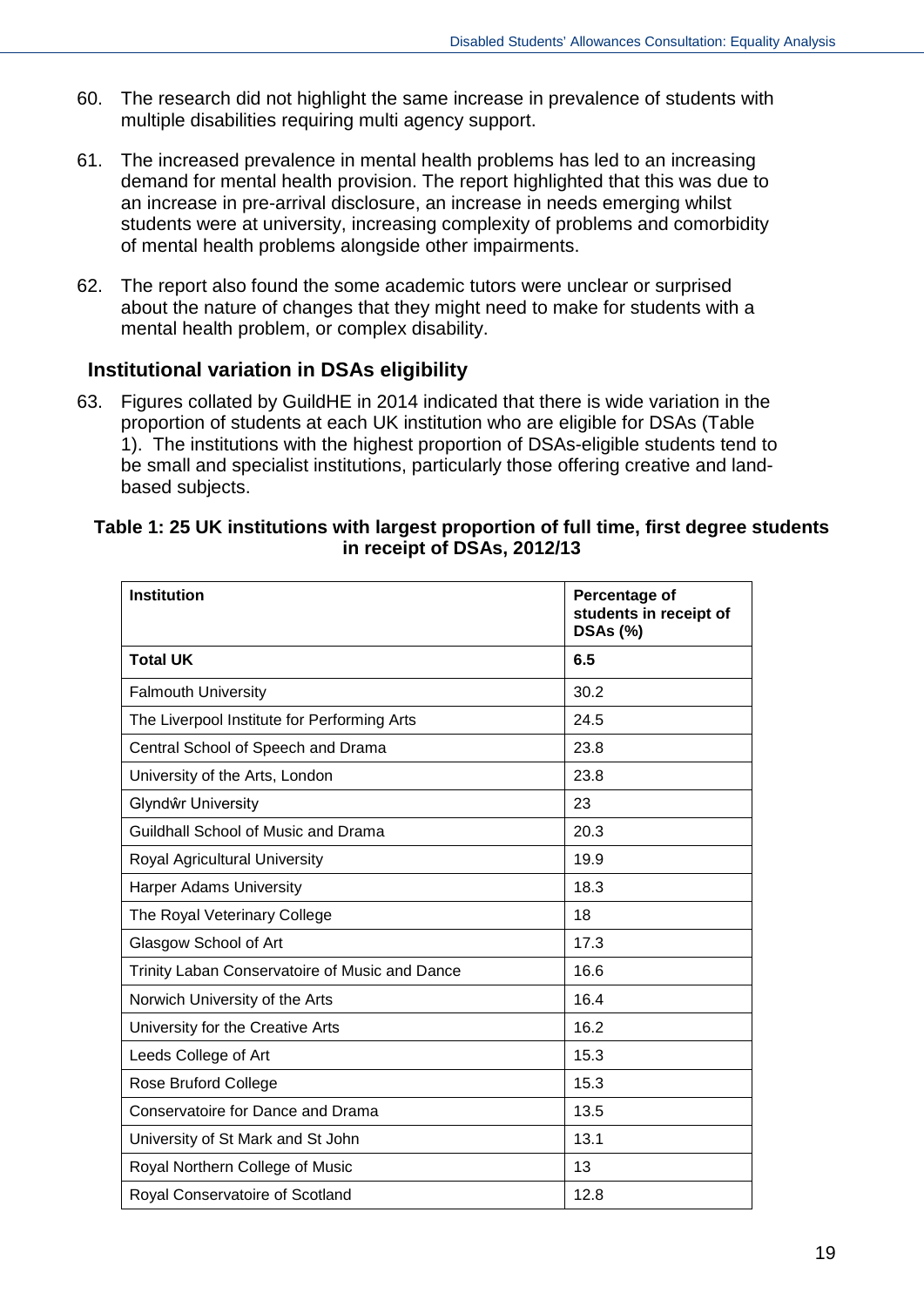60. The research did not highlight the same increase in prevalence of students with multiple disabilities requiring multi agency support.

61. The increased prevalence in mental health problems has led to an increasing demand for mental health provision. The report highlighted that this was due to an increase in pre-arrival disclosure, an increase in needs emerging whilst students were at university, increasing complexity of problems and comorbidity of mental health problems alongside other impairments.

62. The report also found the some academic tutors were unclear or surprised about the nature of changes that they might need to make for students with a mental health problem, or complex disability.

## Institutional variation in DSAs eligibility

63. Figures collated by GuildHE in 2014 indicated that there is wide variation in the proportion of students at each UK institution who are eligible for DSAs (Table 1). The institutions with the highest proportion of DSAs-eligible students tend to be small and specialist institutions, particularly those offering creative and land-based subjects.

**Table 1: 25 UK institutions with largest proportion of full time, first degree students in receipt of DSAs, 2012/13**

| Institution | Percentage of students in receipt of DSAs (%) |
|---|---|
| **Total UK** | **6.5** |
| Falmouth University | 30.2 |
| The Liverpool Institute for Performing Arts | 24.5 |
| Central School of Speech and Drama | 23.8 |
| University of the Arts, London | 23.8 |
| Glyndŵr University | 23 |
| Guildhall School of Music and Drama | 20.3 |
| Royal Agricultural University | 19.9 |
| Harper Adams University | 18.3 |
| The Royal Veterinary College | 18 |
| Glasgow School of Art | 17.3 |
| Trinity Laban Conservatoire of Music and Dance | 16.6 |
| Norwich University of the Arts | 16.4 |
| University for the Creative Arts | 16.2 |
| Leeds College of Art | 15.3 |
| Rose Bruford College | 15.3 |
| Conservatoire for Dance and Drama | 13.5 |
| University of St Mark and St John | 13.1 |
| Royal Northern College of Music | 13 |
| Royal Conservatoire of Scotland | 12.8 |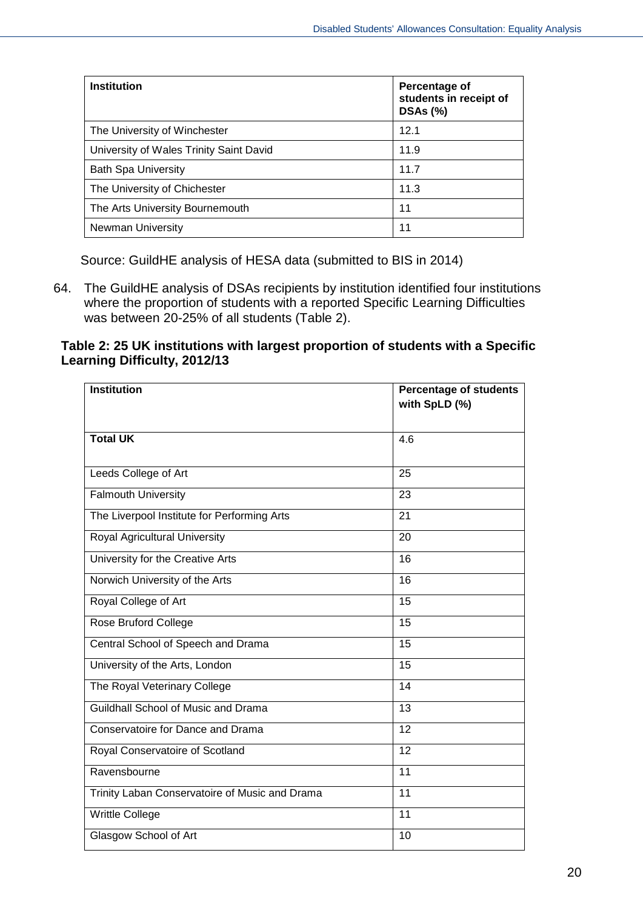| Institution | Percentage of students in receipt of DSAs (%) |
| --- | --- |
| The University of Winchester | 12.1 |
| University of Wales Trinity Saint David | 11.9 |
| Bath Spa University | 11.7 |
| The University of Chichester | 11.3 |
| The Arts University Bournemouth | 11 |
| Newman University | 11 |

Source: GuildHE analysis of HESA data (submitted to BIS in 2014)

64. The GuildHE analysis of DSAs recipients by institution identified four institutions where the proportion of students with a reported Specific Learning Difficulties was between 20-25% of all students (Table 2).

**Table 2: 25 UK institutions with largest proportion of students with a Specific Learning Difficulty, 2012/13**

| Institution | Percentage of students with SpLD (%) |
| --- | --- |
| **Total UK** | 4.6 |
| Leeds College of Art | 25 |
| Falmouth University | 23 |
| The Liverpool Institute for Performing Arts | 21 |
| Royal Agricultural University | 20 |
| University for the Creative Arts | 16 |
| Norwich University of the Arts | 16 |
| Royal College of Art | 15 |
| Rose Bruford College | 15 |
| Central School of Speech and Drama | 15 |
| University of the Arts, London | 15 |
| The Royal Veterinary College | 14 |
| Guildhall School of Music and Drama | 13 |
| Conservatoire for Dance and Drama | 12 |
| Royal Conservatoire of Scotland | 12 |
| Ravensbourne | 11 |
| Trinity Laban Conservatoire of Music and Drama | 11 |
| Writtle College | 11 |
| Glasgow School of Art | 10 |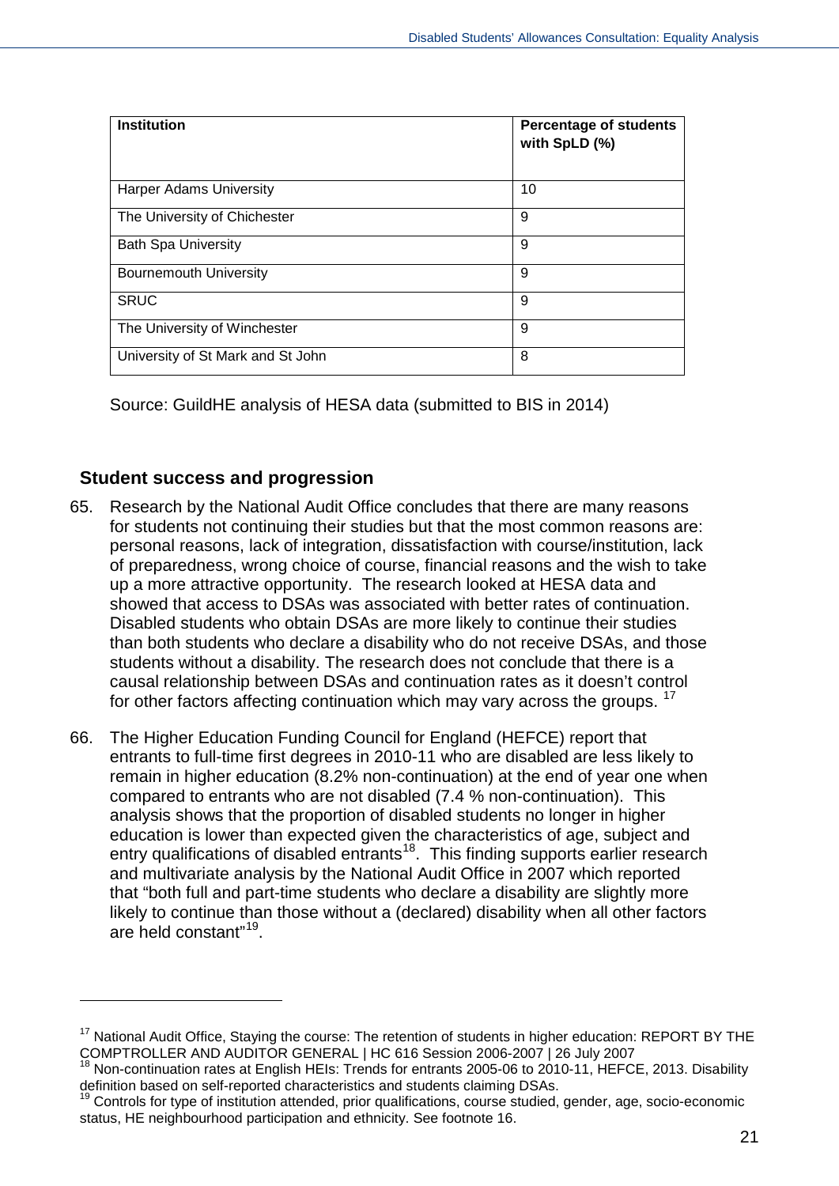| Institution | Percentage of students with SpLD (%) |
|---|---|
| Harper Adams University | 10 |
| The University of Chichester | 9 |
| Bath Spa University | 9 |
| Bournemouth University | 9 |
| SRUC | 9 |
| The University of Winchester | 9 |
| University of St Mark and St John | 8 |

Source: GuildHE analysis of HESA data (submitted to BIS in 2014)

### Student success and progression

65. Research by the National Audit Office concludes that there are many reasons for students not continuing their studies but that the most common reasons are: personal reasons, lack of integration, dissatisfaction with course/institution, lack of preparedness, wrong choice of course, financial reasons and the wish to take up a more attractive opportunity. The research looked at HESA data and showed that access to DSAs was associated with better rates of continuation. Disabled students who obtain DSAs are more likely to continue their studies than both students who declare a disability who do not receive DSAs, and those students without a disability. The research does not conclude that there is a causal relationship between DSAs and continuation rates as it doesn't control for other factors affecting continuation which may vary across the groups. [17]

66. The Higher Education Funding Council for England (HEFCE) report that entrants to full-time first degrees in 2010-11 who are disabled are less likely to remain in higher education (8.2% non-continuation) at the end of year one when compared to entrants who are not disabled (7.4 % non-continuation). This analysis shows that the proportion of disabled students no longer in higher education is lower than expected given the characteristics of age, subject and entry qualifications of disabled entrants[18]. This finding supports earlier research and multivariate analysis by the National Audit Office in 2007 which reported that "both full and part-time students who declare a disability are slightly more likely to continue than those without a (declared) disability when all other factors are held constant"[19].

---

[17] National Audit Office, Staying the course: The retention of students in higher education: REPORT BY THE COMPTROLLER AND AUDITOR GENERAL | HC 616 Session 2006-2007 | 26 July 2007

[18] Non-continuation rates at English HEIs: Trends for entrants 2005-06 to 2010-11, HEFCE, 2013. Disability definition based on self-reported characteristics and students claiming DSAs.

[19] Controls for type of institution attended, prior qualifications, course studied, gender, age, socio-economic status, HE neighbourhood participation and ethnicity. See footnote 16.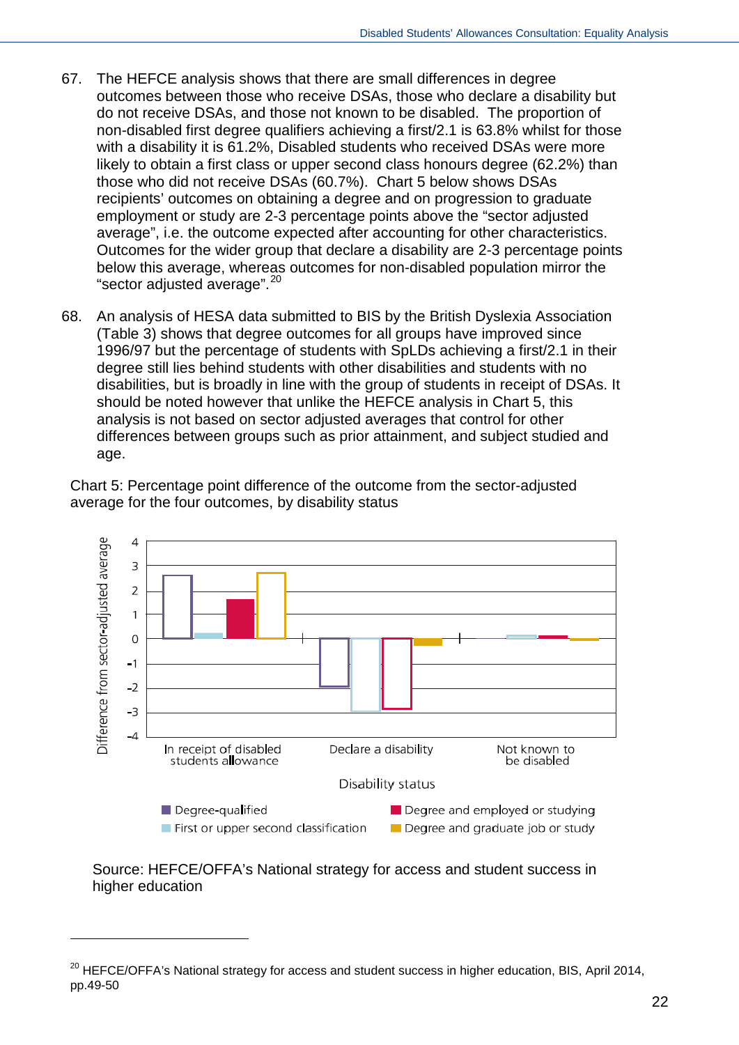67. The HEFCE analysis shows that there are small differences in degree outcomes between those who receive DSAs, those who declare a disability but do not receive DSAs, and those not known to be disabled. The proportion of non-disabled first degree qualifiers achieving a first/2.1 is 63.8% whilst for those with a disability it is 61.2%, Disabled students who received DSAs were more likely to obtain a first class or upper second class honours degree (62.2%) than those who did not receive DSAs (60.7%). Chart 5 below shows DSAs recipients' outcomes on obtaining a degree and on progression to graduate employment or study are 2-3 percentage points above the "sector adjusted average", i.e. the outcome expected after accounting for other characteristics. Outcomes for the wider group that declare a disability are 2-3 percentage points below this average, whereas outcomes for non-disabled population mirror the "sector adjusted average".[20]

68. An analysis of HESA data submitted to BIS by the British Dyslexia Association (Table 3) shows that degree outcomes for all groups have improved since 1996/97 but the percentage of students with SpLDs achieving a first/2.1 in their degree still lies behind students with other disabilities and students with no disabilities, but is broadly in line with the group of students in receipt of DSAs. It should be noted however that unlike the HEFCE analysis in Chart 5, this analysis is not based on sector adjusted averages that control for other differences between groups such as prior attainment, and subject studied and age.

Chart 5: Percentage point difference of the outcome from the sector-adjusted average for the four outcomes, by disability status

Source: HEFCE/OFFA's National strategy for access and student success in higher education

---

[20] HEFCE/OFFA's National strategy for access and student success in higher education, BIS, April 2014, pp.49-50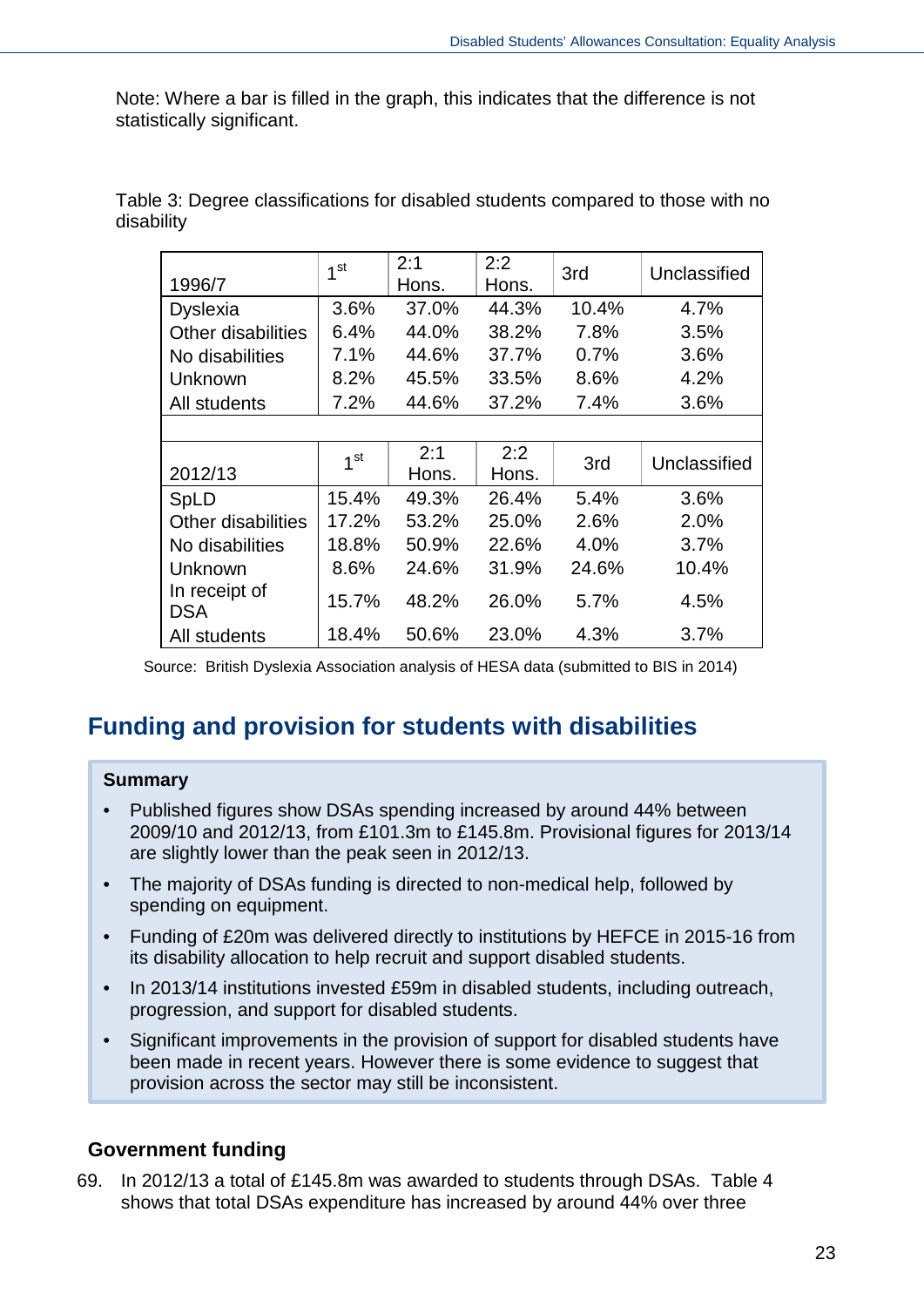Note: Where a bar is filled in the graph, this indicates that the difference is not statistically significant.

Table 3: Degree classifications for disabled students compared to those with no disability

| 1996/7 | 1st | 2:1 Hons. | 2:2 Hons. | 3rd | Unclassified |
|---|---|---|---|---|---|
| Dyslexia | 3.6% | 37.0% | 44.3% | 10.4% | 4.7% |
| Other disabilities | 6.4% | 44.0% | 38.2% | 7.8% | 3.5% |
| No disabilities | 7.1% | 44.6% | 37.7% | 0.7% | 3.6% |
| Unknown | 8.2% | 45.5% | 33.5% | 8.6% | 4.2% |
| All students | 7.2% | 44.6% | 37.2% | 7.4% | 3.6% |
| | | | | | |
| **2012/13** | **1st** | **2:1 Hons.** | **2:2 Hons.** | **3rd** | **Unclassified** |
| SpLD | 15.4% | 49.3% | 26.4% | 5.4% | 3.6% |
| Other disabilities | 17.2% | 53.2% | 25.0% | 2.6% | 2.0% |
| No disabilities | 18.8% | 50.9% | 22.6% | 4.0% | 3.7% |
| Unknown | 8.6% | 24.6% | 31.9% | 24.6% | 10.4% |
| In receipt of DSA | 15.7% | 48.2% | 26.0% | 5.7% | 4.5% |
| All students | 18.4% | 50.6% | 23.0% | 4.3% | 3.7% |

Source: British Dyslexia Association analysis of HESA data (submitted to BIS in 2014)

## Funding and provision for students with disabilities

**Summary**

- Published figures show DSAs spending increased by around 44% between 2009/10 and 2012/13, from £101.3m to £145.8m. Provisional figures for 2013/14 are slightly lower than the peak seen in 2012/13.
- The majority of DSAs funding is directed to non-medical help, followed by spending on equipment.
- Funding of £20m was delivered directly to institutions by HEFCE in 2015-16 from its disability allocation to help recruit and support disabled students.
- In 2013/14 institutions invested £59m in disabled students, including outreach, progression, and support for disabled students.
- Significant improvements in the provision of support for disabled students have been made in recent years. However there is some evidence to suggest that provision across the sector may still be inconsistent.

### Government funding

69. In 2012/13 a total of £145.8m was awarded to students through DSAs. Table 4 shows that total DSAs expenditure has increased by around 44% over three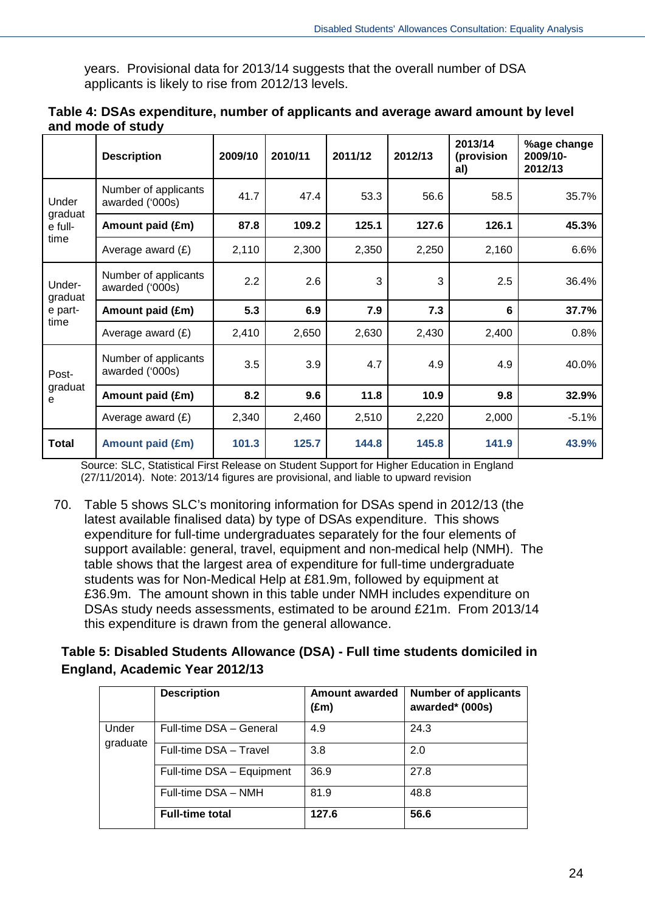years. Provisional data for 2013/14 suggests that the overall number of DSA applicants is likely to rise from 2012/13 levels.

**Table 4: DSAs expenditure, number of applicants and average award amount by level and mode of study**

| | **Description** | **2009/10** | **2010/11** | **2011/12** | **2012/13** | **2013/14 (provisional)** | **%age change 2009/10-2012/13** |
|---|---|---|---|---|---|---|---|
| Undergraduate full-time | Number of applicants awarded ('000s) | 41.7 | 47.4 | 53.3 | 56.6 | 58.5 | 35.7% |
| | **Amount paid (£m)** | **87.8** | **109.2** | **125.1** | **127.6** | **126.1** | **45.3%** |
| | Average award (£) | 2,110 | 2,300 | 2,350 | 2,250 | 2,160 | 6.6% |
| Under-graduate part-time | Number of applicants awarded ('000s) | 2.2 | 2.6 | 3 | 3 | 2.5 | 36.4% |
| | **Amount paid (£m)** | **5.3** | **6.9** | **7.9** | **7.3** | **6** | **37.7%** |
| | Average award (£) | 2,410 | 2,650 | 2,630 | 2,430 | 2,400 | 0.8% |
| Post-graduate | Number of applicants awarded ('000s) | 3.5 | 3.9 | 4.7 | 4.9 | 4.9 | 40.0% |
| | **Amount paid (£m)** | **8.2** | **9.6** | **11.8** | **10.9** | **9.8** | **32.9%** |
| | Average award (£) | 2,340 | 2,460 | 2,510 | 2,220 | 2,000 | -5.1% |
| **Total** | **Amount paid (£m)** | **101.3** | **125.7** | **144.8** | **145.8** | **141.9** | **43.9%** |

Source: SLC, Statistical First Release on Student Support for Higher Education in England (27/11/2014). Note: 2013/14 figures are provisional, and liable to upward revision

70. Table 5 shows SLC's monitoring information for DSAs spend in 2012/13 (the latest available finalised data) by type of DSAs expenditure. This shows expenditure for full-time undergraduates separately for the four elements of support available: general, travel, equipment and non-medical help (NMH). The table shows that the largest area of expenditure for full-time undergraduate students was for Non-Medical Help at £81.9m, followed by equipment at £36.9m. The amount shown in this table under NMH includes expenditure on DSAs study needs assessments, estimated to be around £21m. From 2013/14 this expenditure is drawn from the general allowance.

**Table 5: Disabled Students Allowance (DSA) - Full time students domiciled in England, Academic Year 2012/13**

| | **Description** | **Amount awarded (£m)** | **Number of applicants awarded* (000s)** |
|---|---|---|---|
| Under graduate | Full-time DSA – General | 4.9 | 24.3 |
| | Full-time DSA – Travel | 3.8 | 2.0 |
| | Full-time DSA – Equipment | 36.9 | 27.8 |
| | Full-time DSA – NMH | 81.9 | 48.8 |
| | **Full-time total** | **127.6** | **56.6** |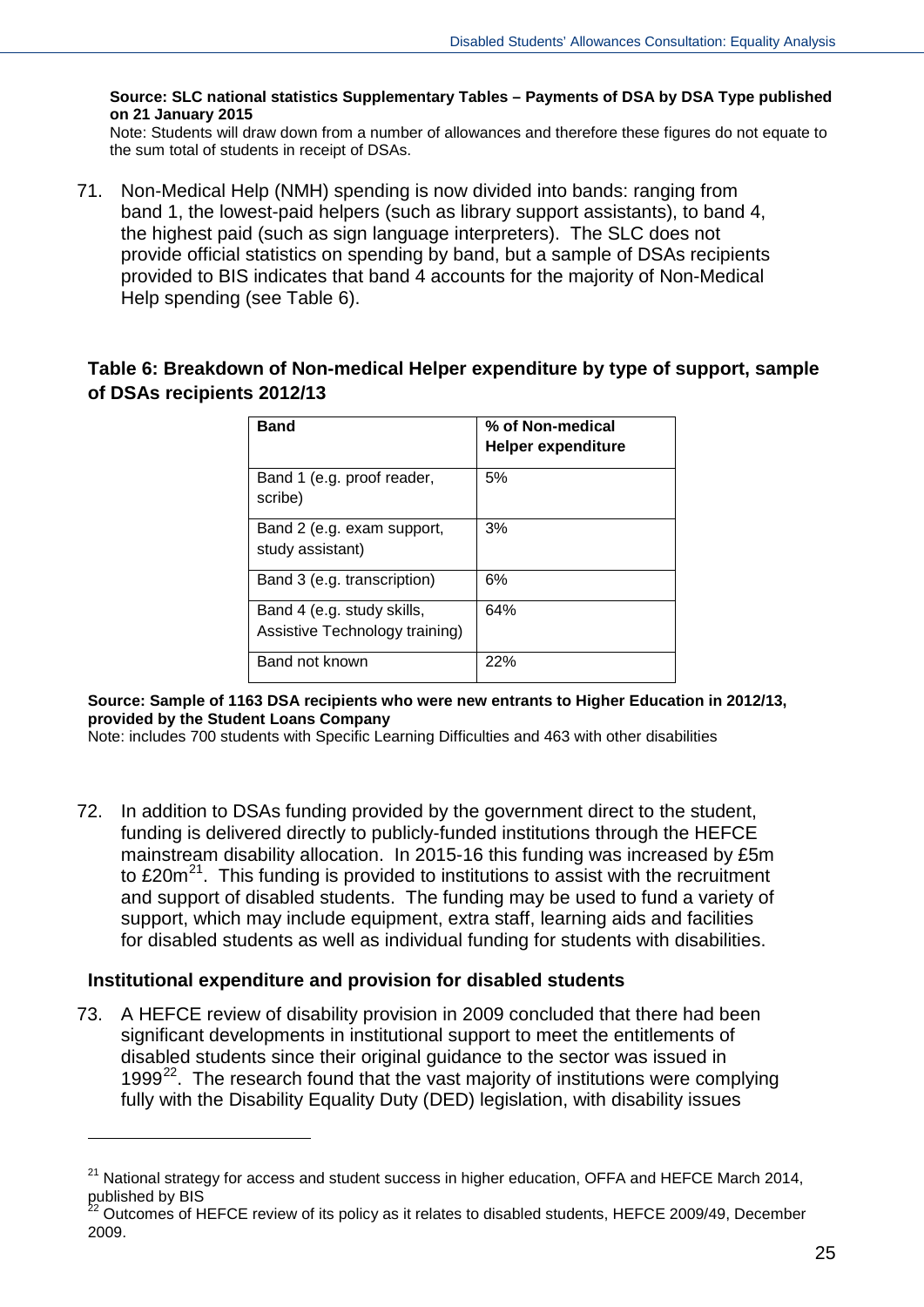**Source: SLC national statistics Supplementary Tables – Payments of DSA by DSA Type published on 21 January 2015**

Note: Students will draw down from a number of allowances and therefore these figures do not equate to the sum total of students in receipt of DSAs.

71. Non-Medical Help (NMH) spending is now divided into bands: ranging from band 1, the lowest-paid helpers (such as library support assistants), to band 4, the highest paid (such as sign language interpreters). The SLC does not provide official statistics on spending by band, but a sample of DSAs recipients provided to BIS indicates that band 4 accounts for the majority of Non-Medical Help spending (see Table 6).

**Table 6: Breakdown of Non-medical Helper expenditure by type of support, sample of DSAs recipients 2012/13**

| Band | % of Non-medical Helper expenditure |
|---|---|
| Band 1 (e.g. proof reader, scribe) | 5% |
| Band 2 (e.g. exam support, study assistant) | 3% |
| Band 3 (e.g. transcription) | 6% |
| Band 4 (e.g. study skills, Assistive Technology training) | 64% |
| Band not known | 22% |

**Source: Sample of 1163 DSA recipients who were new entrants to Higher Education in 2012/13, provided by the Student Loans Company**

Note: includes 700 students with Specific Learning Difficulties and 463 with other disabilities

72. In addition to DSAs funding provided by the government direct to the student, funding is delivered directly to publicly-funded institutions through the HEFCE mainstream disability allocation. In 2015-16 this funding was increased by £5m to £20m[21]. This funding is provided to institutions to assist with the recruitment and support of disabled students. The funding may be used to fund a variety of support, which may include equipment, extra staff, learning aids and facilities for disabled students as well as individual funding for students with disabilities.

### Institutional expenditure and provision for disabled students

73. A HEFCE review of disability provision in 2009 concluded that there had been significant developments in institutional support to meet the entitlements of disabled students since their original guidance to the sector was issued in 1999[22]. The research found that the vast majority of institutions were complying fully with the Disability Equality Duty (DED) legislation, with disability issues

---

[21] National strategy for access and student success in higher education, OFFA and HEFCE March 2014, published by BIS

[22] Outcomes of HEFCE review of its policy as it relates to disabled students, HEFCE 2009/49, December 2009.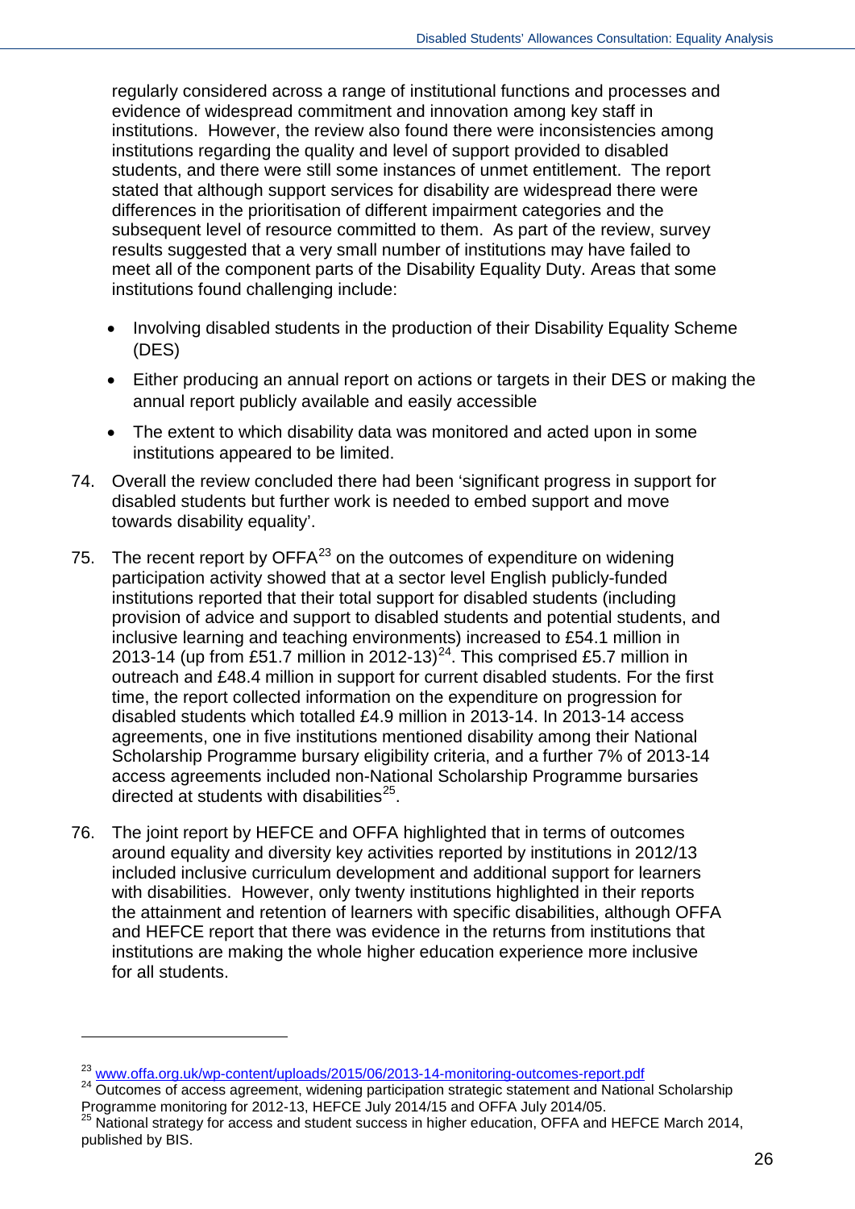regularly considered across a range of institutional functions and processes and evidence of widespread commitment and innovation among key staff in institutions. However, the review also found there were inconsistencies among institutions regarding the quality and level of support provided to disabled students, and there were still some instances of unmet entitlement. The report stated that although support services for disability are widespread there were differences in the prioritisation of different impairment categories and the subsequent level of resource committed to them. As part of the review, survey results suggested that a very small number of institutions may have failed to meet all of the component parts of the Disability Equality Duty. Areas that some institutions found challenging include:

- Involving disabled students in the production of their Disability Equality Scheme (DES)
- Either producing an annual report on actions or targets in their DES or making the annual report publicly available and easily accessible
- The extent to which disability data was monitored and acted upon in some institutions appeared to be limited.

74. Overall the review concluded there had been 'significant progress in support for disabled students but further work is needed to embed support and move towards disability equality'.

75. The recent report by OFFA[23] on the outcomes of expenditure on widening participation activity showed that at a sector level English publicly-funded institutions reported that their total support for disabled students (including provision of advice and support to disabled students and potential students, and inclusive learning and teaching environments) increased to £54.1 million in 2013-14 (up from £51.7 million in 2012-13)[24]. This comprised £5.7 million in outreach and £48.4 million in support for current disabled students. For the first time, the report collected information on the expenditure on progression for disabled students which totalled £4.9 million in 2013-14. In 2013-14 access agreements, one in five institutions mentioned disability among their National Scholarship Programme bursary eligibility criteria, and a further 7% of 2013-14 access agreements included non-National Scholarship Programme bursaries directed at students with disabilities[25].

76. The joint report by HEFCE and OFFA highlighted that in terms of outcomes around equality and diversity key activities reported by institutions in 2012/13 included inclusive curriculum development and additional support for learners with disabilities. However, only twenty institutions highlighted in their reports the attainment and retention of learners with specific disabilities, although OFFA and HEFCE report that there was evidence in the returns from institutions that institutions are making the whole higher education experience more inclusive for all students.

---

[23] www.offa.org.uk/wp-content/uploads/2015/06/2013-14-monitoring-outcomes-report.pdf

[24] Outcomes of access agreement, widening participation strategic statement and National Scholarship Programme monitoring for 2012-13, HEFCE July 2014/15 and OFFA July 2014/05.

[25] National strategy for access and student success in higher education, OFFA and HEFCE March 2014, published by BIS.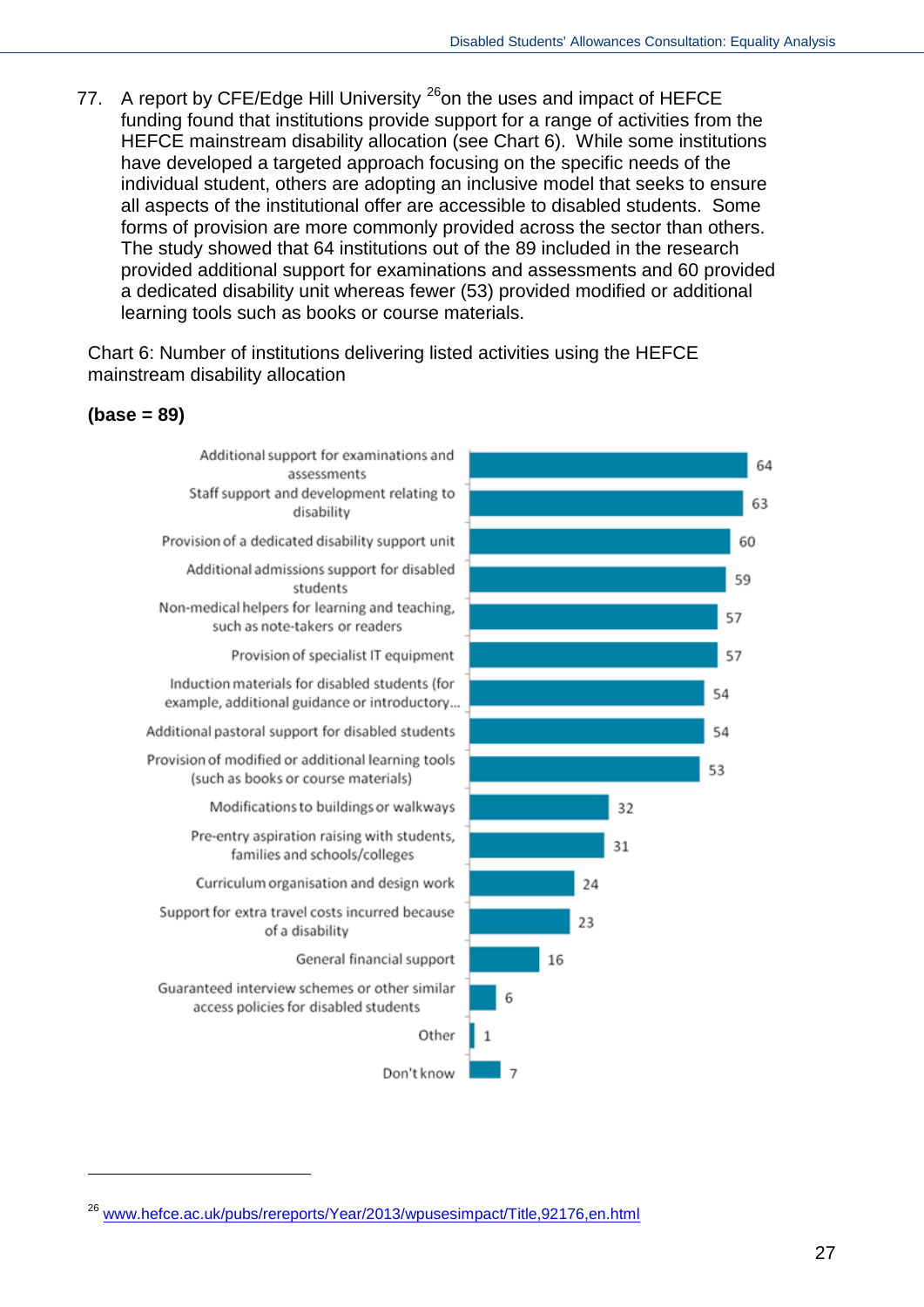77. A report by CFE/Edge Hill University [26] on the uses and impact of HEFCE funding found that institutions provide support for a range of activities from the HEFCE mainstream disability allocation (see Chart 6). While some institutions have developed a targeted approach focusing on the specific needs of the individual student, others are adopting an inclusive model that seeks to ensure all aspects of the institutional offer are accessible to disabled students. Some forms of provision are more commonly provided across the sector than others. The study showed that 64 institutions out of the 89 included in the research provided additional support for examinations and assessments and 60 provided a dedicated disability unit whereas fewer (53) provided modified or additional learning tools such as books or course materials.

Chart 6: Number of institutions delivering listed activities using the HEFCE mainstream disability allocation

**(base = 89)**

| Activity | Number of institutions |
|---|---|
| Additional support for examinations and assessments | 64 |
| Staff support and development relating to disability | 63 |
| Provision of a dedicated disability support unit | 60 |
| Additional admissions support for disabled students | 59 |
| Non-medical helpers for learning and teaching, such as note-takers or readers | 57 |
| Provision of specialist IT equipment | 57 |
| Induction materials for disabled students (for example, additional guidance or introductory... | 54 |
| Additional pastoral support for disabled students | 54 |
| Provision of modified or additional learning tools (such as books or course materials) | 53 |
| Modifications to buildings or walkways | 32 |
| Pre-entry aspiration raising with students, families and schools/colleges | 31 |
| Curriculum organisation and design work | 24 |
| Support for extra travel costs incurred because of a disability | 23 |
| General financial support | 16 |
| Guaranteed interview schemes or other similar access policies for disabled students | 6 |
| Other | 1 |
| Don't know | 7 |

[26] www.hefce.ac.uk/pubs/rereports/Year/2013/wpusesimpact/Title,92176,en.html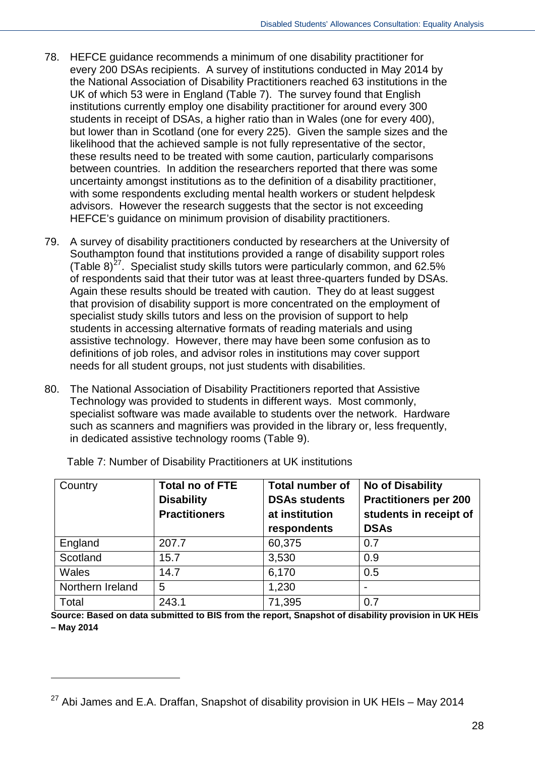78. HEFCE guidance recommends a minimum of one disability practitioner for every 200 DSAs recipients. A survey of institutions conducted in May 2014 by the National Association of Disability Practitioners reached 63 institutions in the UK of which 53 were in England (Table 7). The survey found that English institutions currently employ one disability practitioner for around every 300 students in receipt of DSAs, a higher ratio than in Wales (one for every 400), but lower than in Scotland (one for every 225). Given the sample sizes and the likelihood that the achieved sample is not fully representative of the sector, these results need to be treated with some caution, particularly comparisons between countries. In addition the researchers reported that there was some uncertainty amongst institutions as to the definition of a disability practitioner, with some respondents excluding mental health workers or student helpdesk advisors. However the research suggests that the sector is not exceeding HEFCE's guidance on minimum provision of disability practitioners.

79. A survey of disability practitioners conducted by researchers at the University of Southampton found that institutions provided a range of disability support roles (Table 8)[27]. Specialist study skills tutors were particularly common, and 62.5% of respondents said that their tutor was at least three-quarters funded by DSAs. Again these results should be treated with caution. They do at least suggest that provision of disability support is more concentrated on the employment of specialist study skills tutors and less on the provision of support to help students in accessing alternative formats of reading materials and using assistive technology. However, there may have been some confusion as to definitions of job roles, and advisor roles in institutions may cover support needs for all student groups, not just students with disabilities.

80. The National Association of Disability Practitioners reported that Assistive Technology was provided to students in different ways. Most commonly, specialist software was made available to students over the network. Hardware such as scanners and magnifiers was provided in the library or, less frequently, in dedicated assistive technology rooms (Table 9).

Table 7: Number of Disability Practitioners at UK institutions

| Country | **Total no of FTE Disability Practitioners** | **Total number of DSAs students at institution respondents** | **No of Disability Practitioners per 200 students in receipt of DSAs** |
|---|---|---|---|
| England | 207.7 | 60,375 | 0.7 |
| Scotland | 15.7 | 3,530 | 0.9 |
| Wales | 14.7 | 6,170 | 0.5 |
| Northern Ireland | 5 | 1,230 | - |
| Total | 243.1 | 71,395 | 0.7 |

**Source: Based on data submitted to BIS from the report, Snapshot of disability provision in UK HEIs – May 2014**

[27] Abi James and E.A. Draffan, Snapshot of disability provision in UK HEIs – May 2014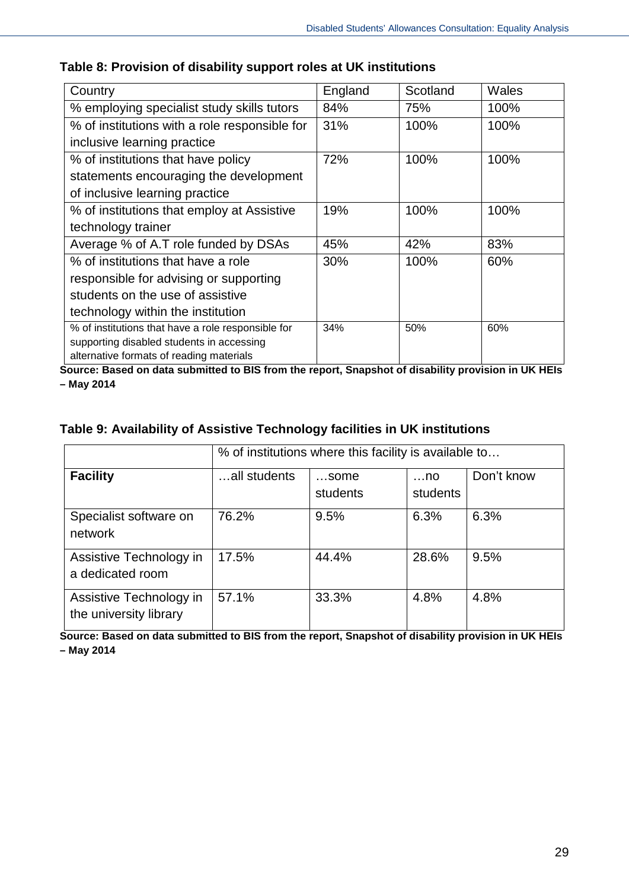**Table 8: Provision of disability support roles at UK institutions**

| Country | England | Scotland | Wales |
|---|---|---|---|
| % employing specialist study skills tutors | 84% | 75% | 100% |
| % of institutions with a role responsible for inclusive learning practice | 31% | 100% | 100% |
| % of institutions that have policy statements encouraging the development of inclusive learning practice | 72% | 100% | 100% |
| % of institutions that employ at Assistive technology trainer | 19% | 100% | 100% |
| Average % of A.T role funded by DSAs | 45% | 42% | 83% |
| % of institutions that have a role responsible for advising or supporting students on the use of assistive technology within the institution | 30% | 100% | 60% |
| % of institutions that have a role responsible for supporting disabled students in accessing alternative formats of reading materials | 34% | 50% | 60% |

**Source: Based on data submitted to BIS from the report, Snapshot of disability provision in UK HEIs – May 2014**

**Table 9: Availability of Assistive Technology facilities in UK institutions**

| | % of institutions where this facility is available to… | | | |
|---|---|---|---|---|
| **Facility** | …all students | …some students | …no students | Don't know |
| Specialist software on network | 76.2% | 9.5% | 6.3% | 6.3% |
| Assistive Technology in a dedicated room | 17.5% | 44.4% | 28.6% | 9.5% |
| Assistive Technology in the university library | 57.1% | 33.3% | 4.8% | 4.8% |

**Source: Based on data submitted to BIS from the report, Snapshot of disability provision in UK HEIs – May 2014**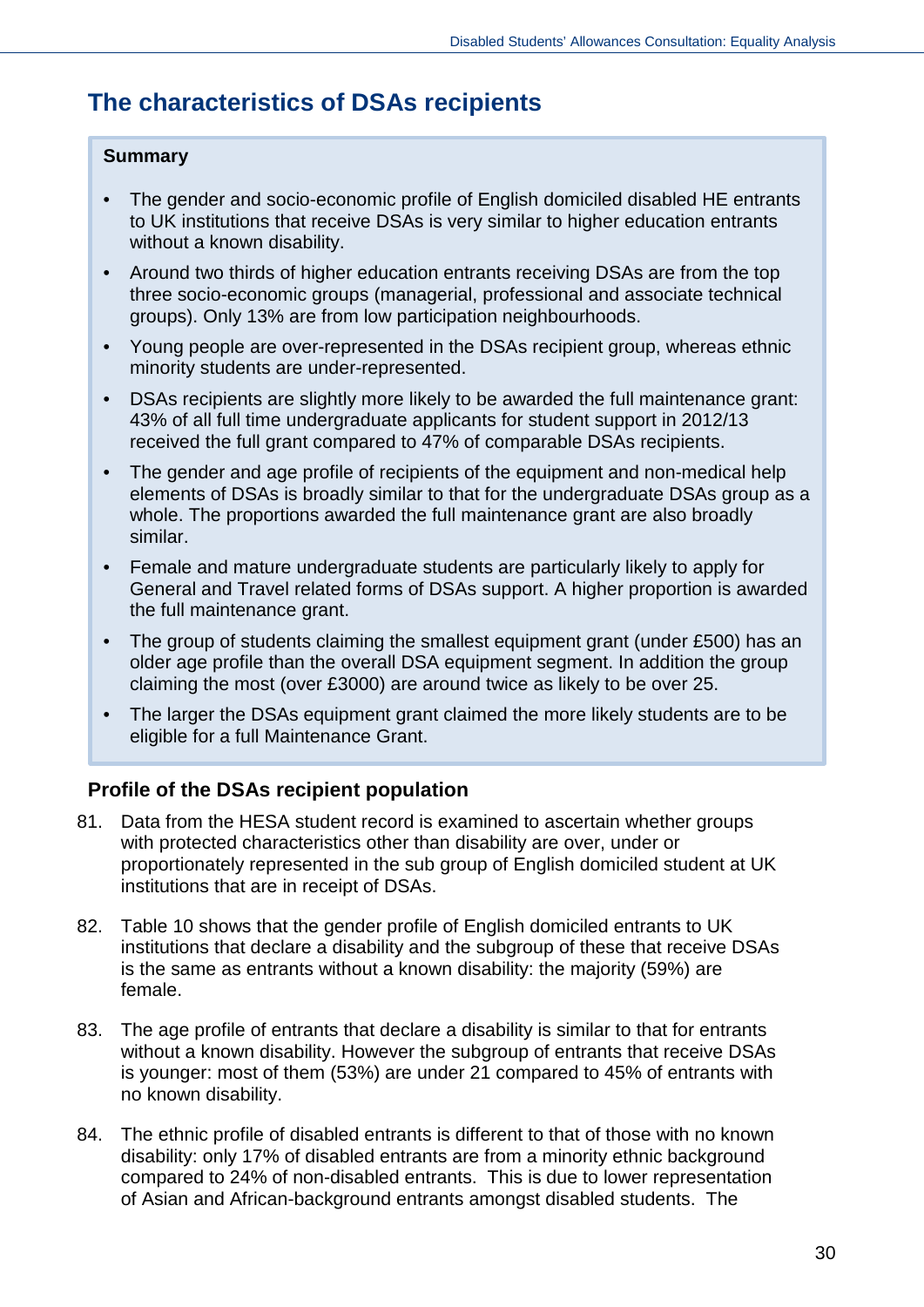## The characteristics of DSAs recipients

**Summary**

- The gender and socio-economic profile of English domiciled disabled HE entrants to UK institutions that receive DSAs is very similar to higher education entrants without a known disability.
- Around two thirds of higher education entrants receiving DSAs are from the top three socio-economic groups (managerial, professional and associate technical groups). Only 13% are from low participation neighbourhoods.
- Young people are over-represented in the DSAs recipient group, whereas ethnic minority students are under-represented.
- DSAs recipients are slightly more likely to be awarded the full maintenance grant: 43% of all full time undergraduate applicants for student support in 2012/13 received the full grant compared to 47% of comparable DSAs recipients.
- The gender and age profile of recipients of the equipment and non-medical help elements of DSAs is broadly similar to that for the undergraduate DSAs group as a whole. The proportions awarded the full maintenance grant are also broadly similar.
- Female and mature undergraduate students are particularly likely to apply for General and Travel related forms of DSAs support. A higher proportion is awarded the full maintenance grant.
- The group of students claiming the smallest equipment grant (under £500) has an older age profile than the overall DSA equipment segment. In addition the group claiming the most (over £3000) are around twice as likely to be over 25.
- The larger the DSAs equipment grant claimed the more likely students are to be eligible for a full Maintenance Grant.

### Profile of the DSAs recipient population

81. Data from the HESA student record is examined to ascertain whether groups with protected characteristics other than disability are over, under or proportionately represented in the sub group of English domiciled student at UK institutions that are in receipt of DSAs.

82. Table 10 shows that the gender profile of English domiciled entrants to UK institutions that declare a disability and the subgroup of these that receive DSAs is the same as entrants without a known disability: the majority (59%) are female.

83. The age profile of entrants that declare a disability is similar to that for entrants without a known disability. However the subgroup of entrants that receive DSAs is younger: most of them (53%) are under 21 compared to 45% of entrants with no known disability.

84. The ethnic profile of disabled entrants is different to that of those with no known disability: only 17% of disabled entrants are from a minority ethnic background compared to 24% of non-disabled entrants. This is due to lower representation of Asian and African-background entrants amongst disabled students. The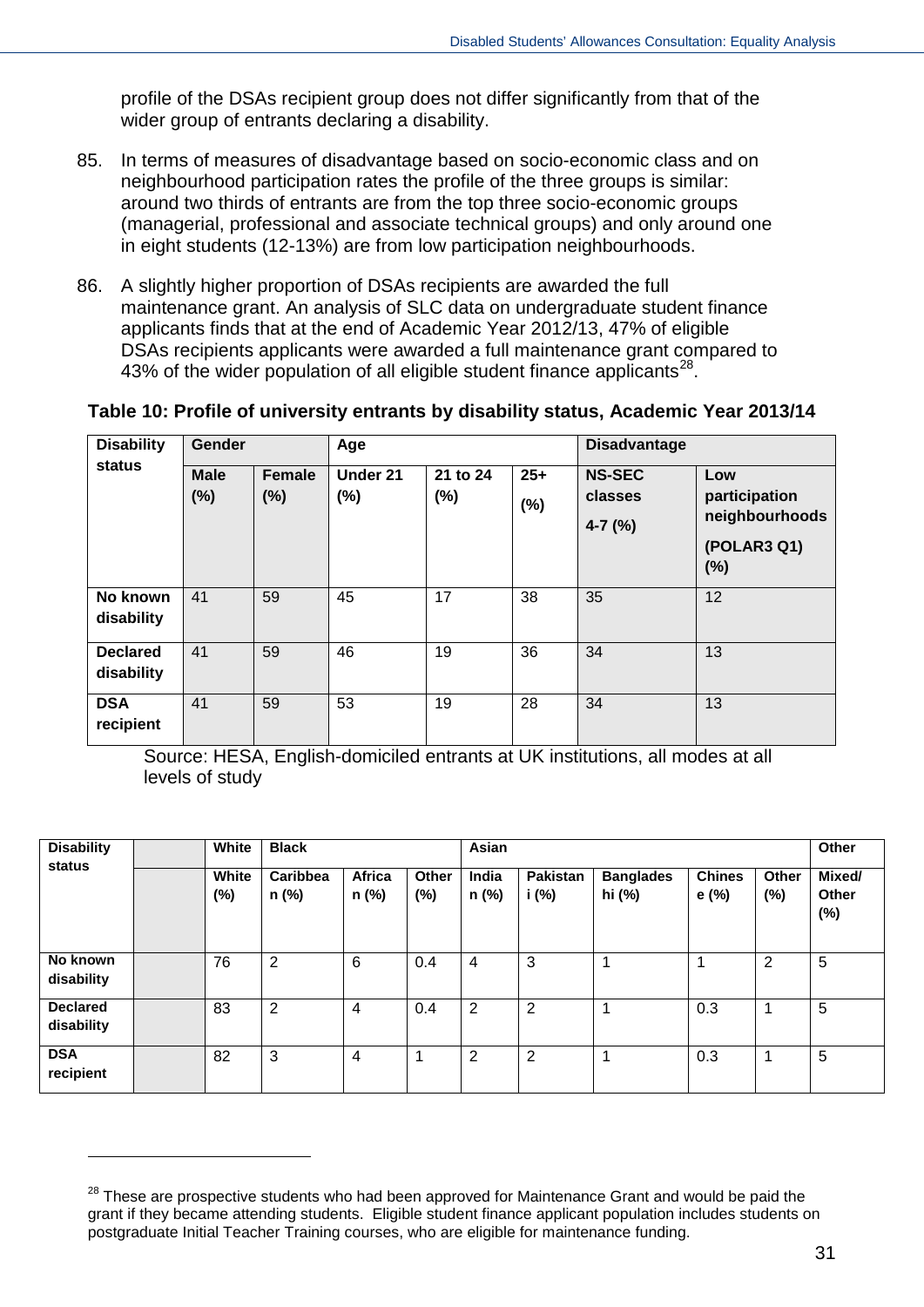profile of the DSAs recipient group does not differ significantly from that of the wider group of entrants declaring a disability.

85. In terms of measures of disadvantage based on socio-economic class and on neighbourhood participation rates the profile of the three groups is similar: around two thirds of entrants are from the top three socio-economic groups (managerial, professional and associate technical groups) and only around one in eight students (12-13%) are from low participation neighbourhoods.

86. A slightly higher proportion of DSAs recipients are awarded the full maintenance grant. An analysis of SLC data on undergraduate student finance applicants finds that at the end of Academic Year 2012/13, 47% of eligible DSAs recipients applicants were awarded a full maintenance grant compared to 43% of the wider population of all eligible student finance applicants[28].

**Table 10: Profile of university entrants by disability status, Academic Year 2013/14**

| Disability status | Gender | | Age | | | Disadvantage | |
|---|---|---|---|---|---|---|---|
| | Male (%) | Female (%) | Under 21 (%) | 21 to 24 (%) | 25+ (%) | NS-SEC classes 4-7 (%) | Low participation neighbourhoods (POLAR3 Q1) (%) |
| No known disability | 41 | 59 | 45 | 17 | 38 | 35 | 12 |
| Declared disability | 41 | 59 | 46 | 19 | 36 | 34 | 13 |
| DSA recipient | 41 | 59 | 53 | 19 | 28 | 34 | 13 |

Source: HESA, English-domiciled entrants at UK institutions, all modes at all levels of study

| Disability status | | White | Black | | | Asian | | | | | Other |
|---|---|---|---|---|---|---|---|---|---|---|---|
| | | White (%) | Caribbean (%) | African (%) | Other (%) | Indian (%) | Pakistani (%) | Bangladeshi (%) | Chinese (%) | Other (%) | Mixed/ Other (%) |
| No known disability | | 76 | 2 | 6 | 0.4 | 4 | 3 | 1 | 1 | 2 | 5 |
| Declared disability | | 83 | 2 | 4 | 0.4 | 2 | 2 | 1 | 0.3 | 1 | 5 |
| DSA recipient | | 82 | 3 | 4 | 1 | 2 | 2 | 1 | 0.3 | 1 | 5 |

[28] These are prospective students who had been approved for Maintenance Grant and would be paid the grant if they became attending students. Eligible student finance applicant population includes students on postgraduate Initial Teacher Training courses, who are eligible for maintenance funding.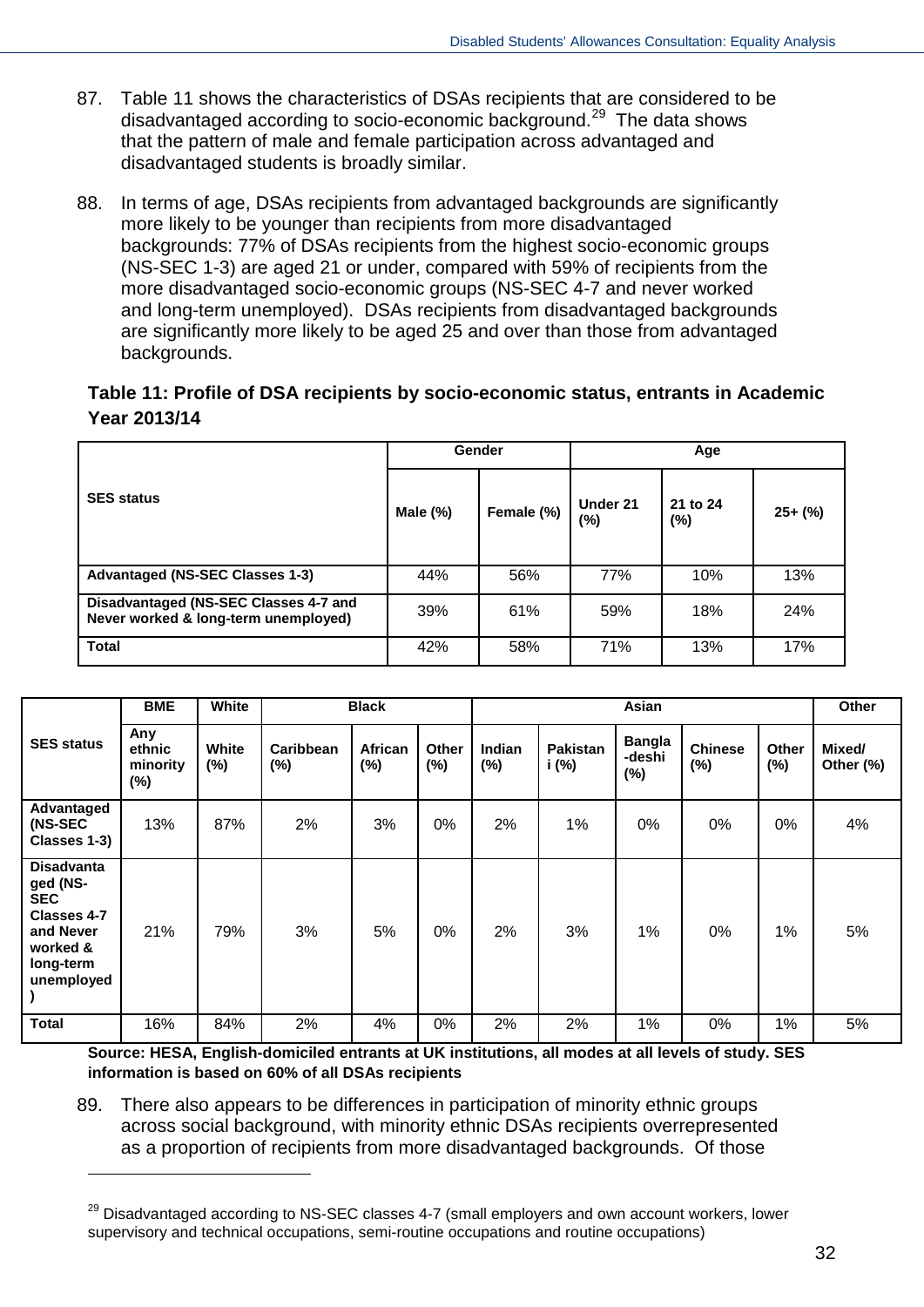87. Table 11 shows the characteristics of DSAs recipients that are considered to be disadvantaged according to socio-economic background.[29] The data shows that the pattern of male and female participation across advantaged and disadvantaged students is broadly similar.

88. In terms of age, DSAs recipients from advantaged backgrounds are significantly more likely to be younger than recipients from more disadvantaged backgrounds: 77% of DSAs recipients from the highest socio-economic groups (NS-SEC 1-3) are aged 21 or under, compared with 59% of recipients from the more disadvantaged socio-economic groups (NS-SEC 4-7 and never worked and long-term unemployed). DSAs recipients from disadvantaged backgrounds are significantly more likely to be aged 25 and over than those from advantaged backgrounds.

**Table 11: Profile of DSA recipients by socio-economic status, entrants in Academic Year 2013/14**

| SES status | Gender | | Age | | |
|---|---|---|---|---|---|
| | Male (%) | Female (%) | Under 21 (%) | 21 to 24 (%) | 25+ (%) |
| **Advantaged (NS-SEC Classes 1-3)** | 44% | 56% | 77% | 10% | 13% |
| **Disadvantaged (NS-SEC Classes 4-7 and Never worked & long-term unemployed)** | 39% | 61% | 59% | 18% | 24% |
| **Total** | 42% | 58% | 71% | 13% | 17% |

| SES status | BME | White | Black | | | Asian | | | | | Other |
|---|---|---|---|---|---|---|---|---|---|---|---|
| | Any ethnic minority (%) | White (%) | Caribbean (%) | African (%) | Other (%) | Indian (%) | Pakistani (%) | Bangla-deshi (%) | Chinese (%) | Other (%) | Mixed/ Other (%) |
| **Advantaged (NS-SEC Classes 1-3)** | 13% | 87% | 2% | 3% | 0% | 2% | 1% | 0% | 0% | 0% | 4% |
| **Disadvantaged (NS-SEC Classes 4-7 and Never worked & long-term unemployed)** | 21% | 79% | 3% | 5% | 0% | 2% | 3% | 1% | 0% | 1% | 5% |
| **Total** | 16% | 84% | 2% | 4% | 0% | 2% | 2% | 1% | 0% | 1% | 5% |

**Source: HESA, English-domiciled entrants at UK institutions, all modes at all levels of study. SES information is based on 60% of all DSAs recipients**

89. There also appears to be differences in participation of minority ethnic groups across social background, with minority ethnic DSAs recipients overrepresented as a proportion of recipients from more disadvantaged backgrounds. Of those

[29] Disadvantaged according to NS-SEC classes 4-7 (small employers and own account workers, lower supervisory and technical occupations, semi-routine occupations and routine occupations)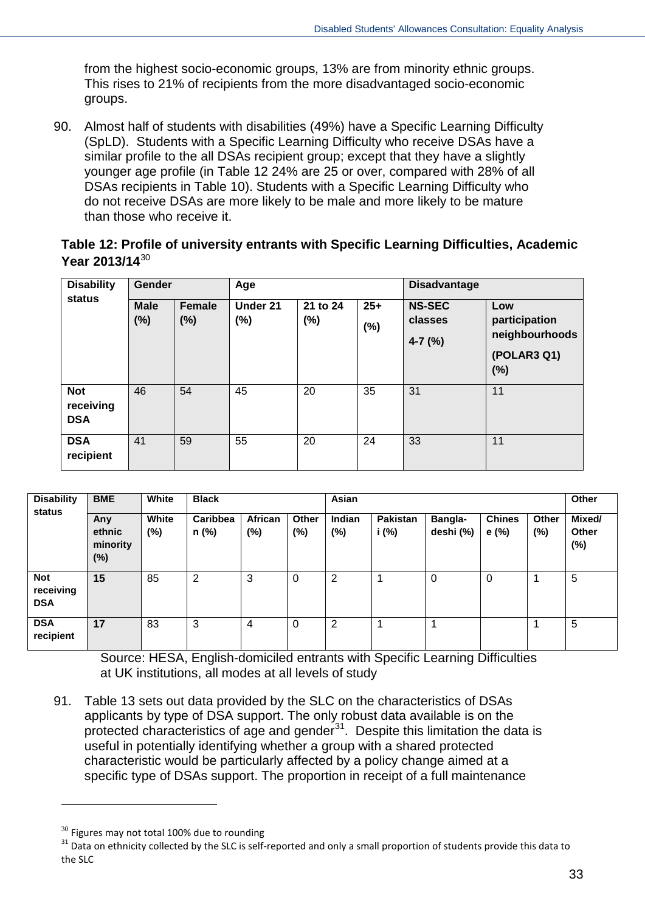from the highest socio-economic groups, 13% are from minority ethnic groups. This rises to 21% of recipients from the more disadvantaged socio-economic groups.

90. Almost half of students with disabilities (49%) have a Specific Learning Difficulty (SpLD). Students with a Specific Learning Difficulty who receive DSAs have a similar profile to the all DSAs recipient group; except that they have a slightly younger age profile (in Table 12 24% are 25 or over, compared with 28% of all DSAs recipients in Table 10). Students with a Specific Learning Difficulty who do not receive DSAs are more likely to be male and more likely to be mature than those who receive it.

**Table 12: Profile of university entrants with Specific Learning Difficulties, Academic Year 2013/14**[30]

| Disability status | Gender | | Age | | | Disadvantage | |
|---|---|---|---|---|---|---|---|
| | Male (%) | Female (%) | Under 21 (%) | 21 to 24 (%) | 25+ (%) | NS-SEC classes 4-7 (%) | Low participation neighbourhoods (POLAR3 Q1) (%) |
| Not receiving DSA | 46 | 54 | 45 | 20 | 35 | 31 | 11 |
| DSA recipient | 41 | 59 | 55 | 20 | 24 | 33 | 11 |

| Disability status | BME | White | Black | | | Asian | | | | | Other |
|---|---|---|---|---|---|---|---|---|---|---|---|
| | Any ethnic minority (%) | White (%) | Caribbean (%) | African (%) | Other (%) | Indian (%) | Pakistani (%) | Bangla-deshi (%) | Chinese (%) | Other (%) | Mixed/ Other (%) |
| Not receiving DSA | **15** | 85 | 2 | 3 | 0 | 2 | 1 | 0 | 0 | 1 | 5 |
| DSA recipient | **17** | 83 | 3 | 4 | 0 | 2 | 1 | 1 | | 1 | 5 |

Source: HESA, English-domiciled entrants with Specific Learning Difficulties at UK institutions, all modes at all levels of study

91. Table 13 sets out data provided by the SLC on the characteristics of DSAs applicants by type of DSA support. The only robust data available is on the protected characteristics of age and gender[31]. Despite this limitation the data is useful in potentially identifying whether a group with a shared protected characteristic would be particularly affected by a policy change aimed at a specific type of DSAs support. The proportion in receipt of a full maintenance

[30] Figures may not total 100% due to rounding

[31] Data on ethnicity collected by the SLC is self-reported and only a small proportion of students provide this data to the SLC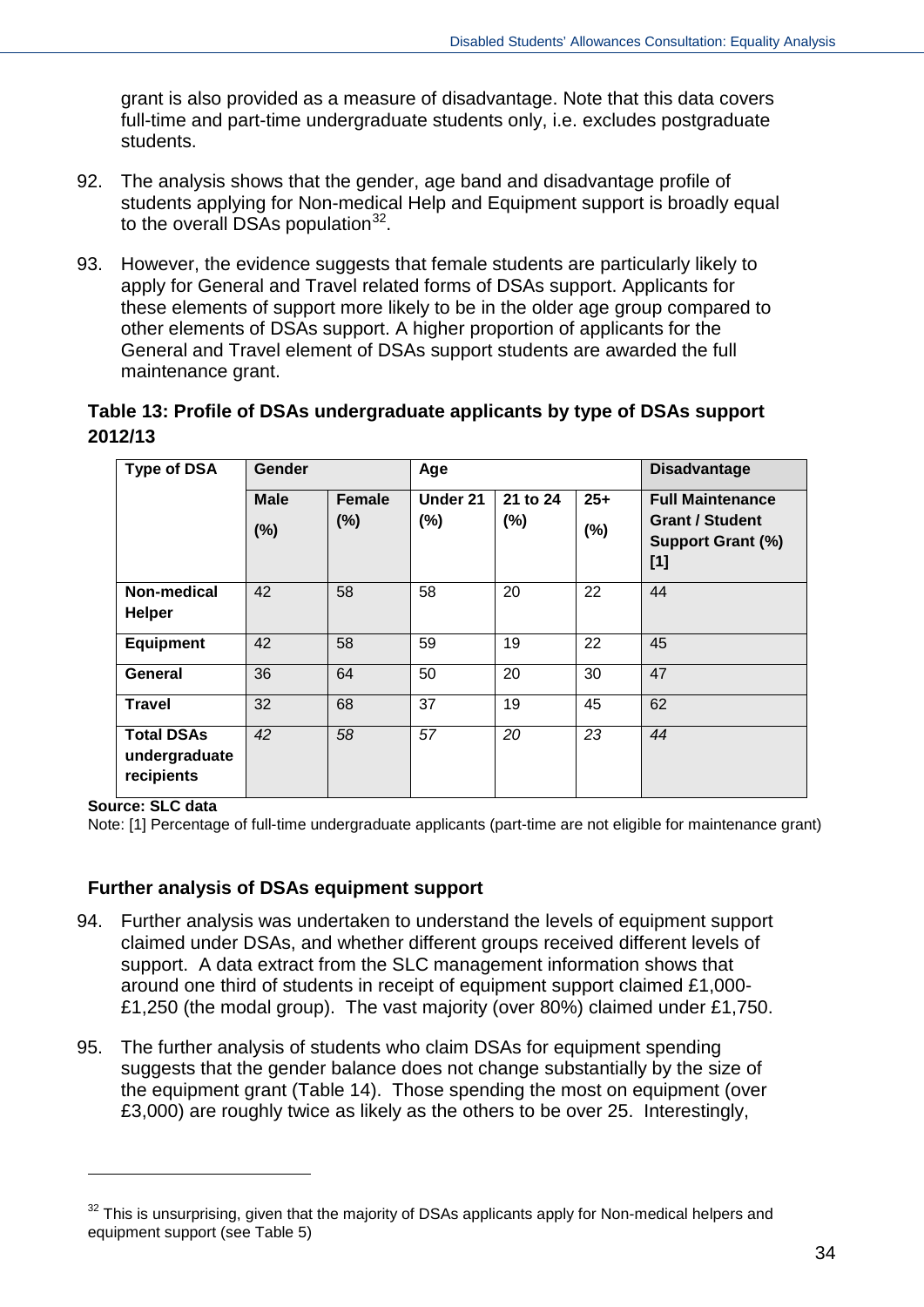grant is also provided as a measure of disadvantage. Note that this data covers full-time and part-time undergraduate students only, i.e. excludes postgraduate students.

92. The analysis shows that the gender, age band and disadvantage profile of students applying for Non-medical Help and Equipment support is broadly equal to the overall DSAs population[32].

93. However, the evidence suggests that female students are particularly likely to apply for General and Travel related forms of DSAs support. Applicants for these elements of support more likely to be in the older age group compared to other elements of DSAs support. A higher proportion of applicants for the General and Travel element of DSAs support students are awarded the full maintenance grant.

**Table 13: Profile of DSAs undergraduate applicants by type of DSAs support 2012/13**

| Type of DSA | Gender | | Age | | | Disadvantage |
|---|---|---|---|---|---|---|
| | Male (%) | Female (%) | Under 21 (%) | 21 to 24 (%) | 25+ (%) | Full Maintenance Grant / Student Support Grant (%) [1] |
| **Non-medical Helper** | 42 | 58 | 58 | 20 | 22 | 44 |
| **Equipment** | 42 | 58 | 59 | 19 | 22 | 45 |
| **General** | 36 | 64 | 50 | 20 | 30 | 47 |
| **Travel** | 32 | 68 | 37 | 19 | 45 | 62 |
| **Total DSAs undergraduate recipients** | *42* | *58* | *57* | *20* | *23* | *44* |

**Source: SLC data**
Note: [1] Percentage of full-time undergraduate applicants (part-time are not eligible for maintenance grant)

### Further analysis of DSAs equipment support

94. Further analysis was undertaken to understand the levels of equipment support claimed under DSAs, and whether different groups received different levels of support. A data extract from the SLC management information shows that around one third of students in receipt of equipment support claimed £1,000-£1,250 (the modal group). The vast majority (over 80%) claimed under £1,750.

95. The further analysis of students who claim DSAs for equipment spending suggests that the gender balance does not change substantially by the size of the equipment grant (Table 14). Those spending the most on equipment (over £3,000) are roughly twice as likely as the others to be over 25. Interestingly,

[32] This is unsurprising, given that the majority of DSAs applicants apply for Non-medical helpers and equipment support (see Table 5)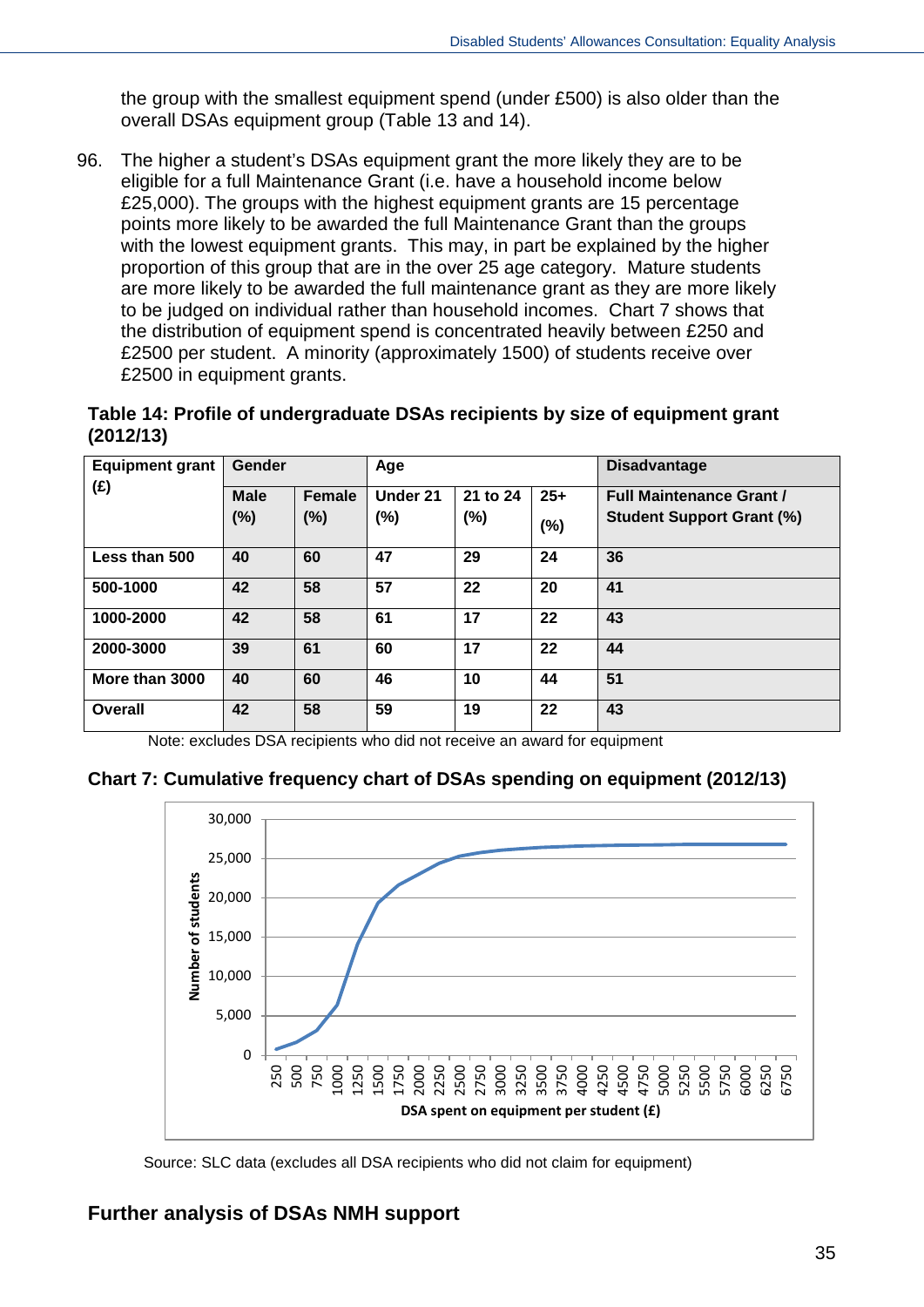the group with the smallest equipment spend (under £500) is also older than the overall DSAs equipment group (Table 13 and 14).

96. The higher a student's DSAs equipment grant the more likely they are to be eligible for a full Maintenance Grant (i.e. have a household income below £25,000). The groups with the highest equipment grants are 15 percentage points more likely to be awarded the full Maintenance Grant than the groups with the lowest equipment grants. This may, in part be explained by the higher proportion of this group that are in the over 25 age category. Mature students are more likely to be awarded the full maintenance grant as they are more likely to be judged on individual rather than household incomes. Chart 7 shows that the distribution of equipment spend is concentrated heavily between £250 and £2500 per student. A minority (approximately 1500) of students receive over £2500 in equipment grants.

**Table 14: Profile of undergraduate DSAs recipients by size of equipment grant (2012/13)**

| Equipment grant (£) | Gender | | Age | | | Disadvantage |
|---|---|---|---|---|---|---|
| | Male (%) | Female (%) | Under 21 (%) | 21 to 24 (%) | 25+ (%) | Full Maintenance Grant / Student Support Grant (%) |
| Less than 500 | 40 | 60 | 47 | 29 | 24 | 36 |
| 500-1000 | 42 | 58 | 57 | 22 | 20 | 41 |
| 1000-2000 | 42 | 58 | 61 | 17 | 22 | 43 |
| 2000-3000 | 39 | 61 | 60 | 17 | 22 | 44 |
| More than 3000 | 40 | 60 | 46 | 10 | 44 | 51 |
| Overall | 42 | 58 | 59 | 19 | 22 | 43 |

Note: excludes DSA recipients who did not receive an award for equipment

**Chart 7: Cumulative frequency chart of DSAs spending on equipment (2012/13)**

Source: SLC data (excludes all DSA recipients who did not claim for equipment)

## Further analysis of DSAs NMH support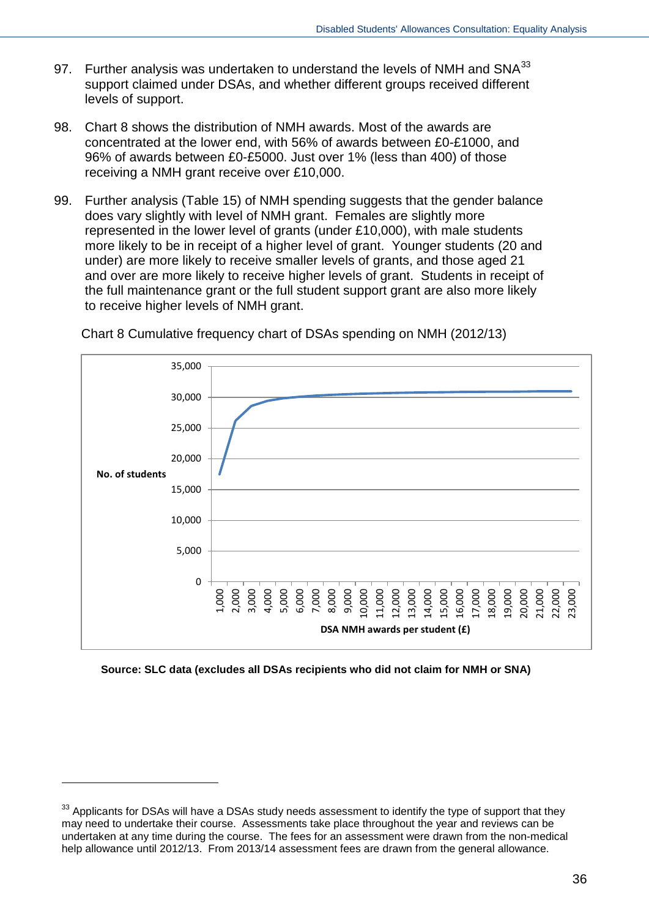97. Further analysis was undertaken to understand the levels of NMH and SNA[33] support claimed under DSAs, and whether different groups received different levels of support.

98. Chart 8 shows the distribution of NMH awards. Most of the awards are concentrated at the lower end, with 56% of awards between £0-£1000, and 96% of awards between £0-£5000. Just over 1% (less than 400) of those receiving a NMH grant receive over £10,000.

99. Further analysis (Table 15) of NMH spending suggests that the gender balance does vary slightly with level of NMH grant. Females are slightly more represented in the lower level of grants (under £10,000), with male students more likely to be in receipt of a higher level of grant. Younger students (20 and under) are more likely to receive smaller levels of grants, and those aged 21 and over are more likely to receive higher levels of grant. Students in receipt of the full maintenance grant or the full student support grant are also more likely to receive higher levels of NMH grant.

Chart 8 Cumulative frequency chart of DSAs spending on NMH (2012/13)

**Source: SLC data (excludes all DSAs recipients who did not claim for NMH or SNA)**

---

[33] Applicants for DSAs will have a DSAs study needs assessment to identify the type of support that they may need to undertake their course. Assessments take place throughout the year and reviews can be undertaken at any time during the course. The fees for an assessment were drawn from the non-medical help allowance until 2012/13. From 2013/14 assessment fees are drawn from the general allowance.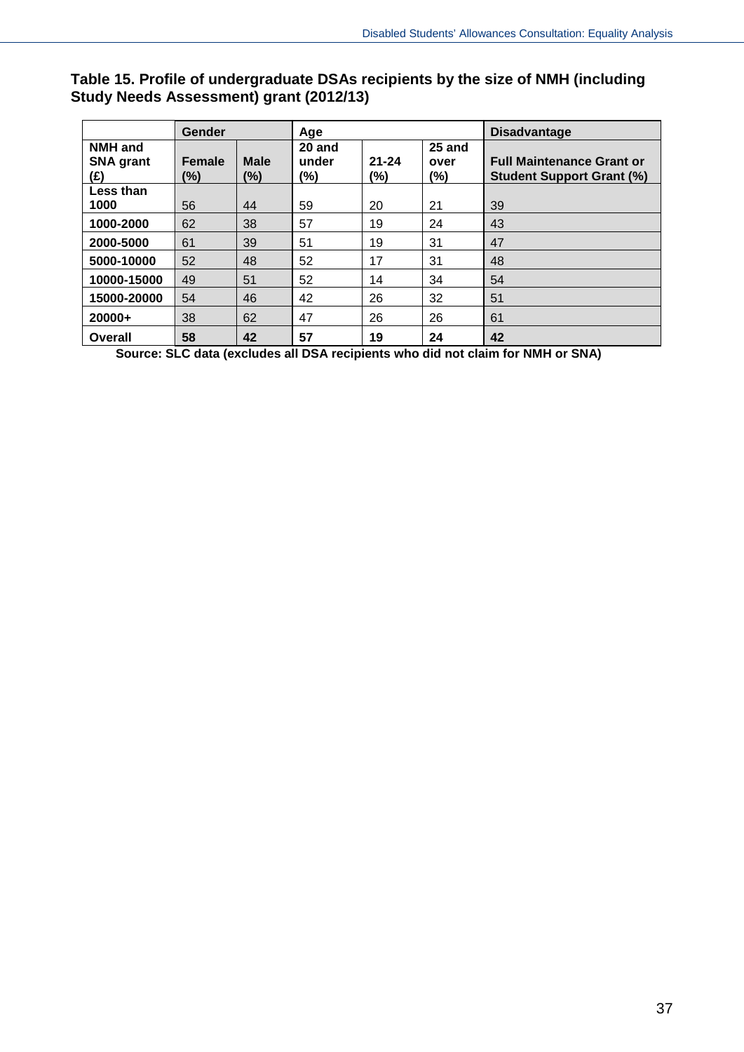**Table 15. Profile of undergraduate DSAs recipients by the size of NMH (including Study Needs Assessment) grant (2012/13)**

| | Gender | | Age | | | Disadvantage |
|---|---|---|---|---|---|---|
| **NMH and SNA grant (£)** | **Female (%)** | **Male (%)** | **20 and under (%)** | **21-24 (%)** | **25 and over (%)** | **Full Maintenance Grant or Student Support Grant (%)** |
| **Less than 1000** | 56 | 44 | 59 | 20 | 21 | 39 |
| **1000-2000** | 62 | 38 | 57 | 19 | 24 | 43 |
| **2000-5000** | 61 | 39 | 51 | 19 | 31 | 47 |
| **5000-10000** | 52 | 48 | 52 | 17 | 31 | 48 |
| **10000-15000** | 49 | 51 | 52 | 14 | 34 | 54 |
| **15000-20000** | 54 | 46 | 42 | 26 | 32 | 51 |
| **20000+** | 38 | 62 | 47 | 26 | 26 | 61 |
| **Overall** | **58** | **42** | **57** | **19** | **24** | **42** |

**Source: SLC data (excludes all DSA recipients who did not claim for NMH or SNA)**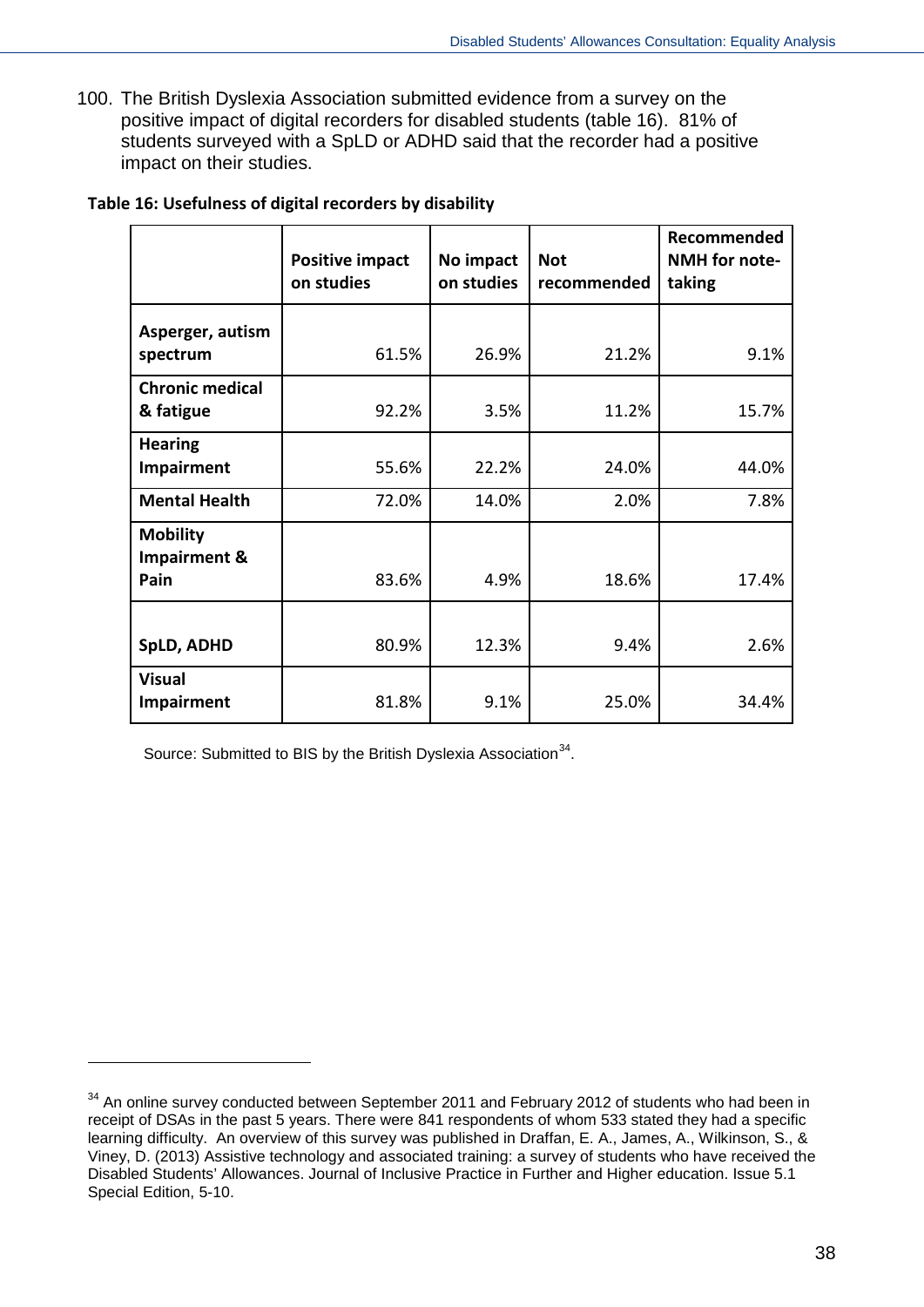100. The British Dyslexia Association submitted evidence from a survey on the positive impact of digital recorders for disabled students (table 16). 81% of students surveyed with a SpLD or ADHD said that the recorder had a positive impact on their studies.

**Table 16: Usefulness of digital recorders by disability**

| | Positive impact on studies | No impact on studies | Not recommended | Recommended NMH for note-taking |
|---|---|---|---|---|
| **Asperger, autism spectrum** | 61.5% | 26.9% | 21.2% | 9.1% |
| **Chronic medical & fatigue** | 92.2% | 3.5% | 11.2% | 15.7% |
| **Hearing Impairment** | 55.6% | 22.2% | 24.0% | 44.0% |
| **Mental Health** | 72.0% | 14.0% | 2.0% | 7.8% |
| **Mobility Impairment & Pain** | 83.6% | 4.9% | 18.6% | 17.4% |
| **SpLD, ADHD** | 80.9% | 12.3% | 9.4% | 2.6% |
| **Visual Impairment** | 81.8% | 9.1% | 25.0% | 34.4% |

Source: Submitted to BIS by the British Dyslexia Association[34].

---

[34] An online survey conducted between September 2011 and February 2012 of students who had been in receipt of DSAs in the past 5 years. There were 841 respondents of whom 533 stated they had a specific learning difficulty. An overview of this survey was published in Draffan, E. A., James, A., Wilkinson, S., & Viney, D. (2013) Assistive technology and associated training: a survey of students who have received the Disabled Students' Allowances. Journal of Inclusive Practice in Further and Higher education. Issue 5.1 Special Edition, 5-10.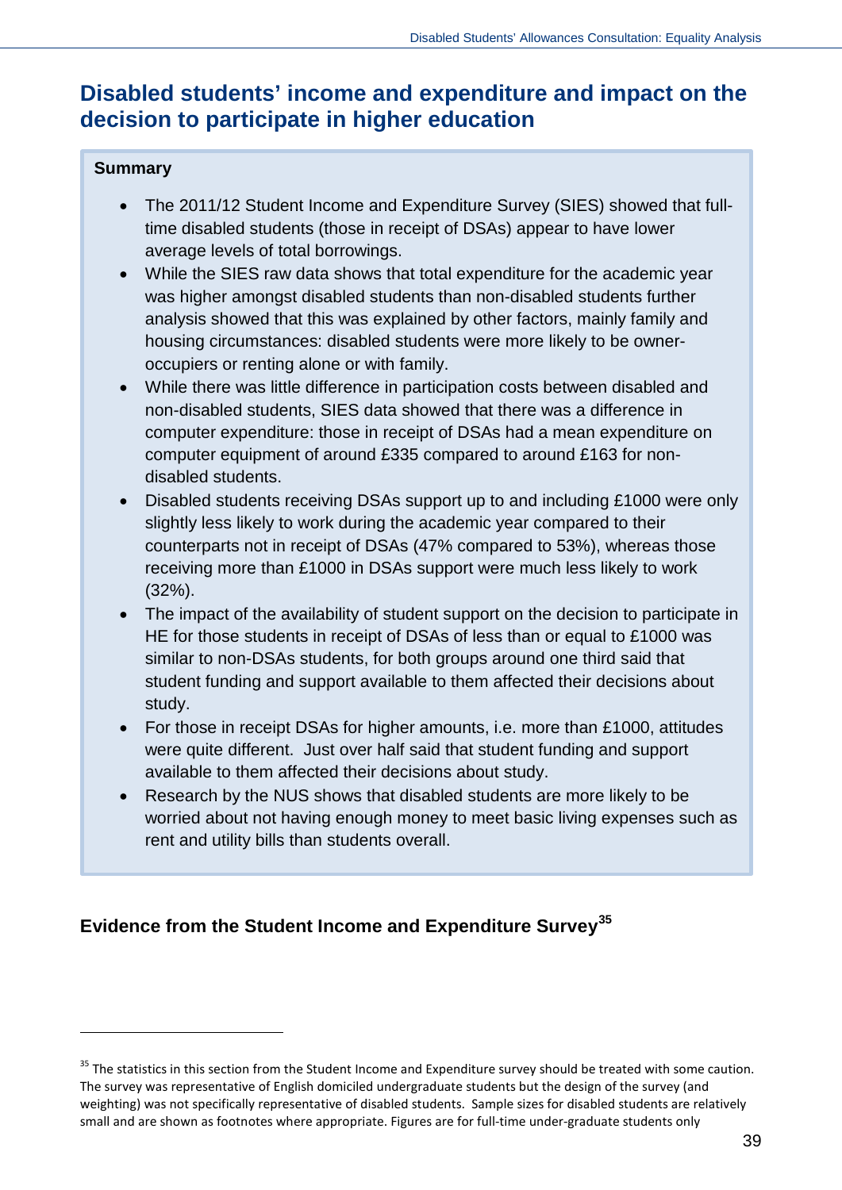## Disabled students' income and expenditure and impact on the decision to participate in higher education

**Summary**

- The 2011/12 Student Income and Expenditure Survey (SIES) showed that full-time disabled students (those in receipt of DSAs) appear to have lower average levels of total borrowings.
- While the SIES raw data shows that total expenditure for the academic year was higher amongst disabled students than non-disabled students further analysis showed that this was explained by other factors, mainly family and housing circumstances: disabled students were more likely to be owner-occupiers or renting alone or with family.
- While there was little difference in participation costs between disabled and non-disabled students, SIES data showed that there was a difference in computer expenditure: those in receipt of DSAs had a mean expenditure on computer equipment of around £335 compared to around £163 for non-disabled students.
- Disabled students receiving DSAs support up to and including £1000 were only slightly less likely to work during the academic year compared to their counterparts not in receipt of DSAs (47% compared to 53%), whereas those receiving more than £1000 in DSAs support were much less likely to work (32%).
- The impact of the availability of student support on the decision to participate in HE for those students in receipt of DSAs of less than or equal to £1000 was similar to non-DSAs students, for both groups around one third said that student funding and support available to them affected their decisions about study.
- For those in receipt DSAs for higher amounts, i.e. more than £1000, attitudes were quite different. Just over half said that student funding and support available to them affected their decisions about study.
- Research by the NUS shows that disabled students are more likely to be worried about not having enough money to meet basic living expenses such as rent and utility bills than students overall.

### Evidence from the Student Income and Expenditure Survey[35]

[35] The statistics in this section from the Student Income and Expenditure survey should be treated with some caution. The survey was representative of English domiciled undergraduate students but the design of the survey (and weighting) was not specifically representative of disabled students. Sample sizes for disabled students are relatively small and are shown as footnotes where appropriate. Figures are for full-time under-graduate students only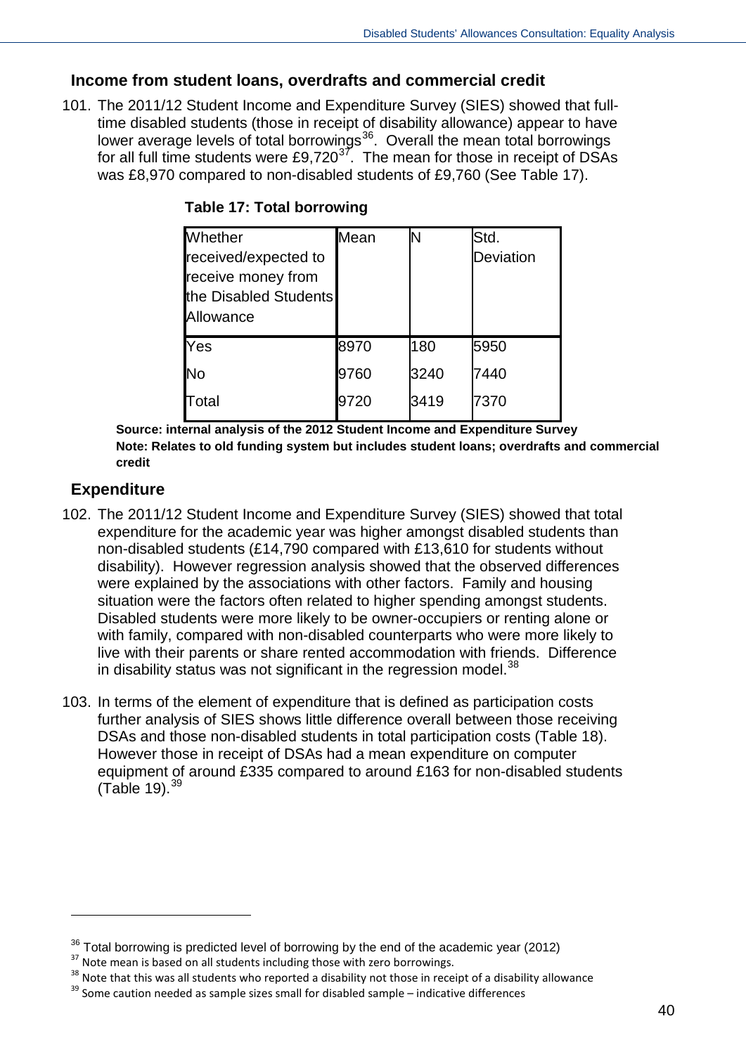## Income from student loans, overdrafts and commercial credit

101. The 2011/12 Student Income and Expenditure Survey (SIES) showed that full-time disabled students (those in receipt of disability allowance) appear to have lower average levels of total borrowings[36]. Overall the mean total borrowings for all full time students were £9,720[37]. The mean for those in receipt of DSAs was £8,970 compared to non-disabled students of £9,760 (See Table 17).

**Table 17: Total borrowing**

| Whether received/expected to receive money from the Disabled Students Allowance | Mean | N | Std. Deviation |
|---|---|---|---|
| Yes | 8970 | 180 | 5950 |
| No | 9760 | 3240 | 7440 |
| Total | 9720 | 3419 | 7370 |

**Source: internal analysis of the 2012 Student Income and Expenditure Survey**
**Note: Relates to old funding system but includes student loans; overdrafts and commercial credit**

## Expenditure

102. The 2011/12 Student Income and Expenditure Survey (SIES) showed that total expenditure for the academic year was higher amongst disabled students than non-disabled students (£14,790 compared with £13,610 for students without disability). However regression analysis showed that the observed differences were explained by the associations with other factors. Family and housing situation were the factors often related to higher spending amongst students. Disabled students were more likely to be owner-occupiers or renting alone or with family, compared with non-disabled counterparts who were more likely to live with their parents or share rented accommodation with friends. Difference in disability status was not significant in the regression model.[38]

103. In terms of the element of expenditure that is defined as participation costs further analysis of SIES shows little difference overall between those receiving DSAs and those non-disabled students in total participation costs (Table 18). However those in receipt of DSAs had a mean expenditure on computer equipment of around £335 compared to around £163 for non-disabled students (Table 19).[39]

---

[36] Total borrowing is predicted level of borrowing by the end of the academic year (2012)

[37] Note mean is based on all students including those with zero borrowings.

[38] Note that this was all students who reported a disability not those in receipt of a disability allowance

[39] Some caution needed as sample sizes small for disabled sample – indicative differences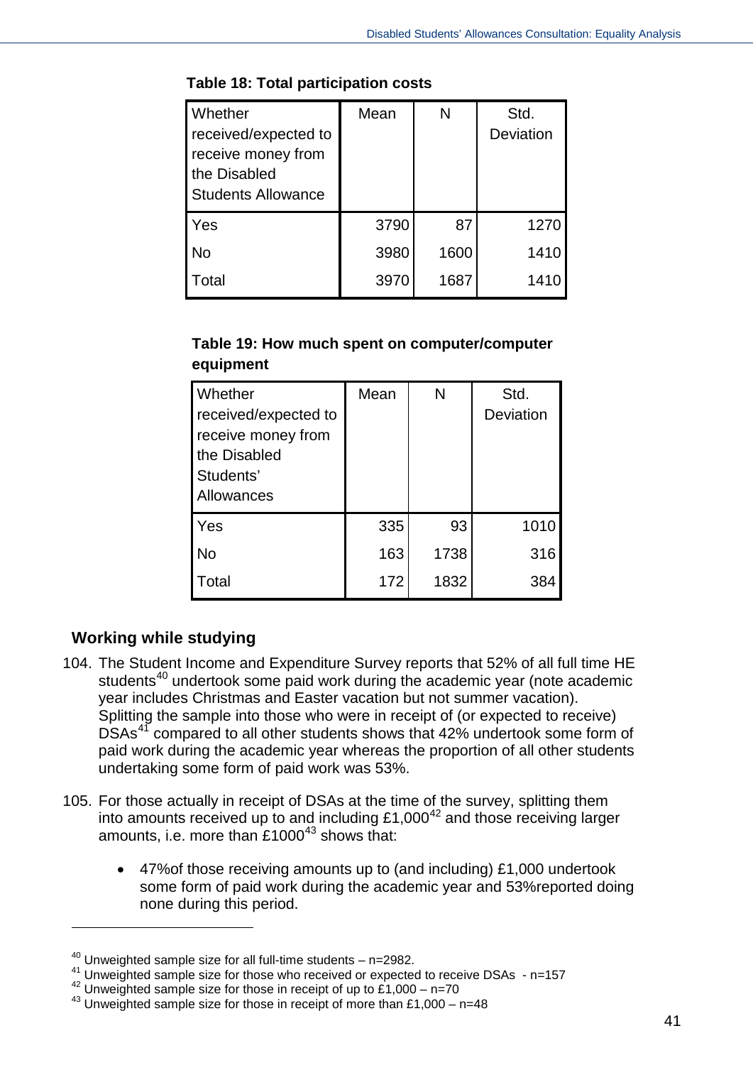**Table 18: Total participation costs**

| Whether received/expected to receive money from the Disabled Students Allowance | Mean | N | Std. Deviation |
|---|---|---|---|
| Yes | 3790 | 87 | 1270 |
| No | 3980 | 1600 | 1410 |
| Total | 3970 | 1687 | 1410 |

**Table 19: How much spent on computer/computer equipment**

| Whether received/expected to receive money from the Disabled Students' Allowances | Mean | N | Std. Deviation |
|---|---|---|---|
| Yes | 335 | 93 | 1010 |
| No | 163 | 1738 | 316 |
| Total | 172 | 1832 | 384 |

## Working while studying

104. The Student Income and Expenditure Survey reports that 52% of all full time HE students[40] undertook some paid work during the academic year (note academic year includes Christmas and Easter vacation but not summer vacation). Splitting the sample into those who were in receipt of (or expected to receive) DSAs[41] compared to all other students shows that 42% undertook some form of paid work during the academic year whereas the proportion of all other students undertaking some form of paid work was 53%.

105. For those actually in receipt of DSAs at the time of the survey, splitting them into amounts received up to and including £1,000[42] and those receiving larger amounts, i.e. more than £1000[43] shows that:

- 47%of those receiving amounts up to (and including) £1,000 undertook some form of paid work during the academic year and 53%reported doing none during this period.

---

[40] Unweighted sample size for all full-time students – n=2982.
[41] Unweighted sample size for those who received or expected to receive DSAs - n=157
[42] Unweighted sample size for those in receipt of up to £1,000 – n=70
[43] Unweighted sample size for those in receipt of more than £1,000 – n=48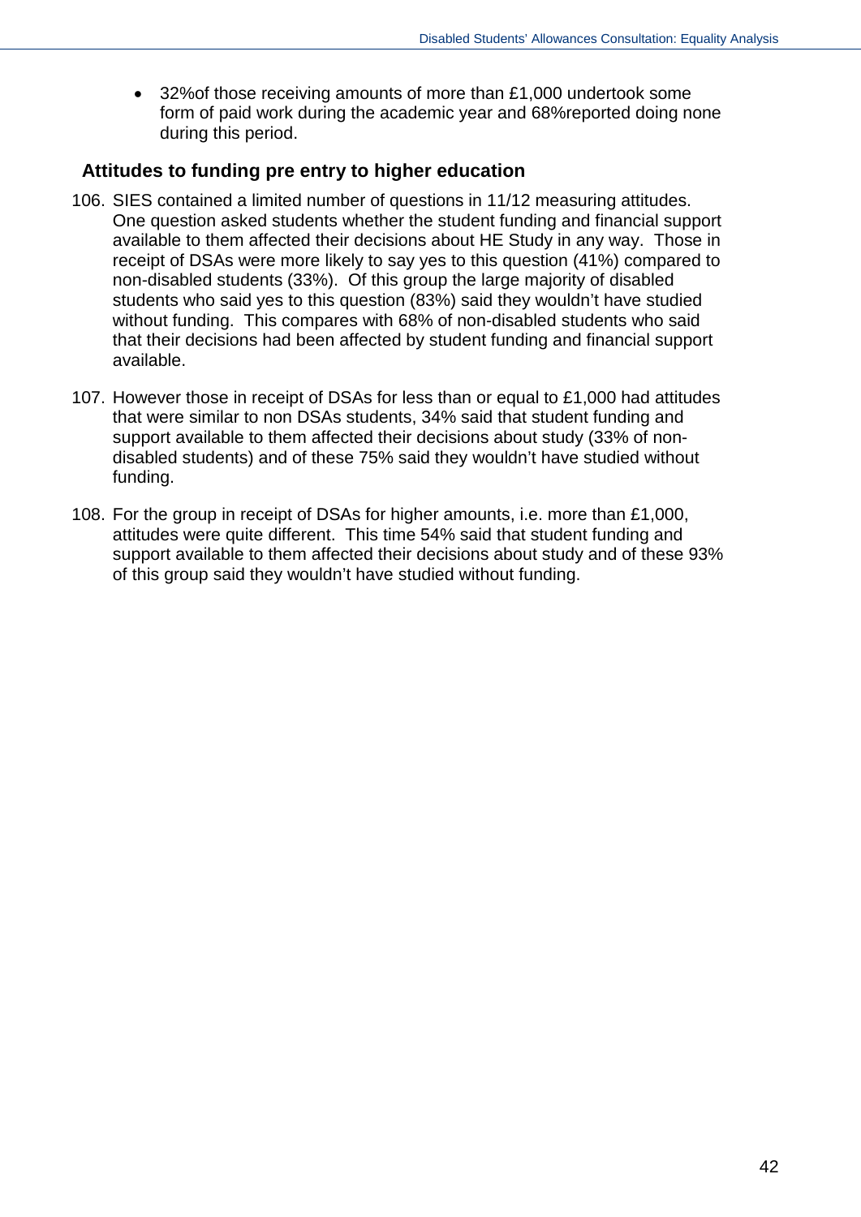- 32%of those receiving amounts of more than £1,000 undertook some form of paid work during the academic year and 68%reported doing none during this period.

### Attitudes to funding pre entry to higher education

106. SIES contained a limited number of questions in 11/12 measuring attitudes. One question asked students whether the student funding and financial support available to them affected their decisions about HE Study in any way. Those in receipt of DSAs were more likely to say yes to this question (41%) compared to non-disabled students (33%). Of this group the large majority of disabled students who said yes to this question (83%) said they wouldn't have studied without funding. This compares with 68% of non-disabled students who said that their decisions had been affected by student funding and financial support available.

107. However those in receipt of DSAs for less than or equal to £1,000 had attitudes that were similar to non DSAs students, 34% said that student funding and support available to them affected their decisions about study (33% of non-disabled students) and of these 75% said they wouldn't have studied without funding.

108. For the group in receipt of DSAs for higher amounts, i.e. more than £1,000, attitudes were quite different. This time 54% said that student funding and support available to them affected their decisions about study and of these 93% of this group said they wouldn't have studied without funding.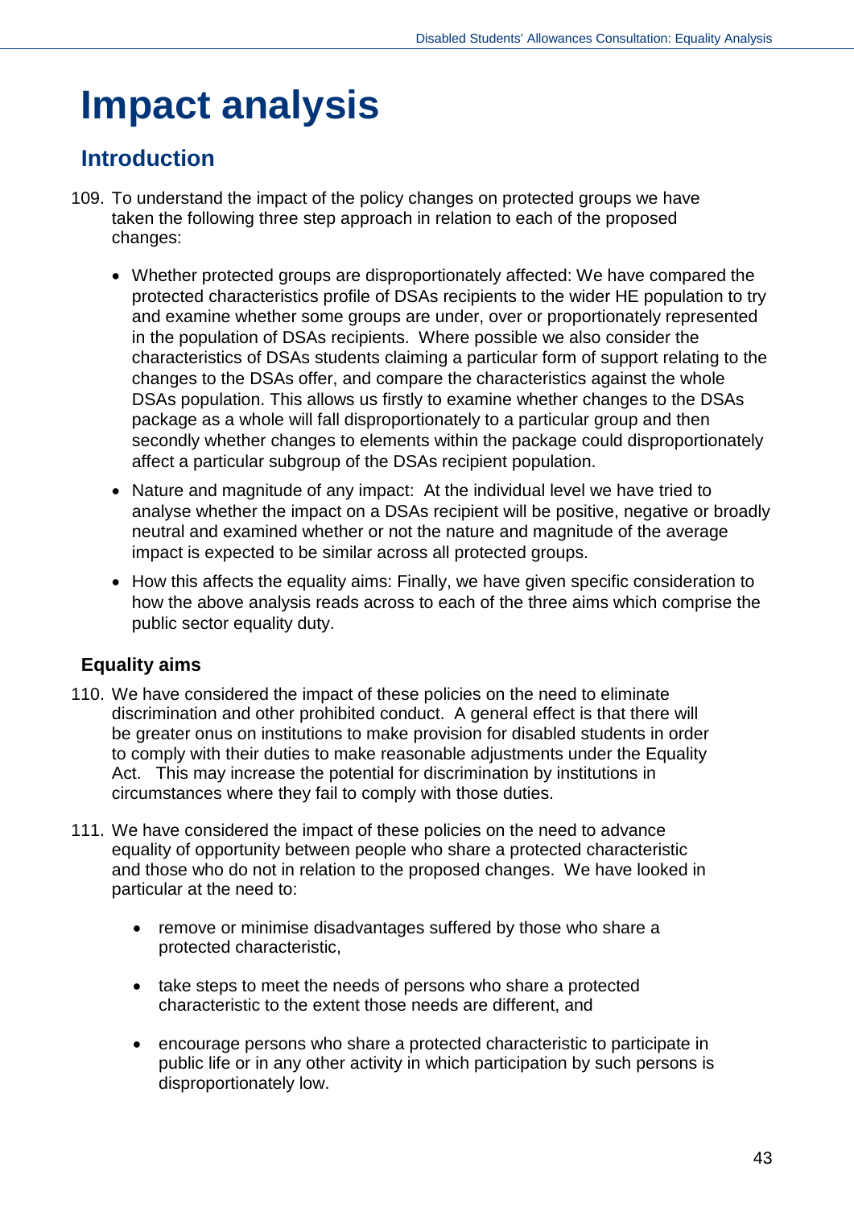# Impact analysis

## Introduction

109. To understand the impact of the policy changes on protected groups we have taken the following three step approach in relation to each of the proposed changes:

    - Whether protected groups are disproportionately affected: We have compared the protected characteristics profile of DSAs recipients to the wider HE population to try and examine whether some groups are under, over or proportionately represented in the population of DSAs recipients. Where possible we also consider the characteristics of DSAs students claiming a particular form of support relating to the changes to the DSAs offer, and compare the characteristics against the whole DSAs population. This allows us firstly to examine whether changes to the DSAs package as a whole will fall disproportionately to a particular group and then secondly whether changes to elements within the package could disproportionately affect a particular subgroup of the DSAs recipient population.
    - Nature and magnitude of any impact: At the individual level we have tried to analyse whether the impact on a DSAs recipient will be positive, negative or broadly neutral and examined whether or not the nature and magnitude of the average impact is expected to be similar across all protected groups.
    - How this affects the equality aims: Finally, we have given specific consideration to how the above analysis reads across to each of the three aims which comprise the public sector equality duty.

### Equality aims

110. We have considered the impact of these policies on the need to eliminate discrimination and other prohibited conduct. A general effect is that there will be greater onus on institutions to make provision for disabled students in order to comply with their duties to make reasonable adjustments under the Equality Act. This may increase the potential for discrimination by institutions in circumstances where they fail to comply with those duties.

111. We have considered the impact of these policies on the need to advance equality of opportunity between people who share a protected characteristic and those who do not in relation to the proposed changes. We have looked in particular at the need to:

    - remove or minimise disadvantages suffered by those who share a protected characteristic,
    - take steps to meet the needs of persons who share a protected characteristic to the extent those needs are different, and
    - encourage persons who share a protected characteristic to participate in public life or in any other activity in which participation by such persons is disproportionately low.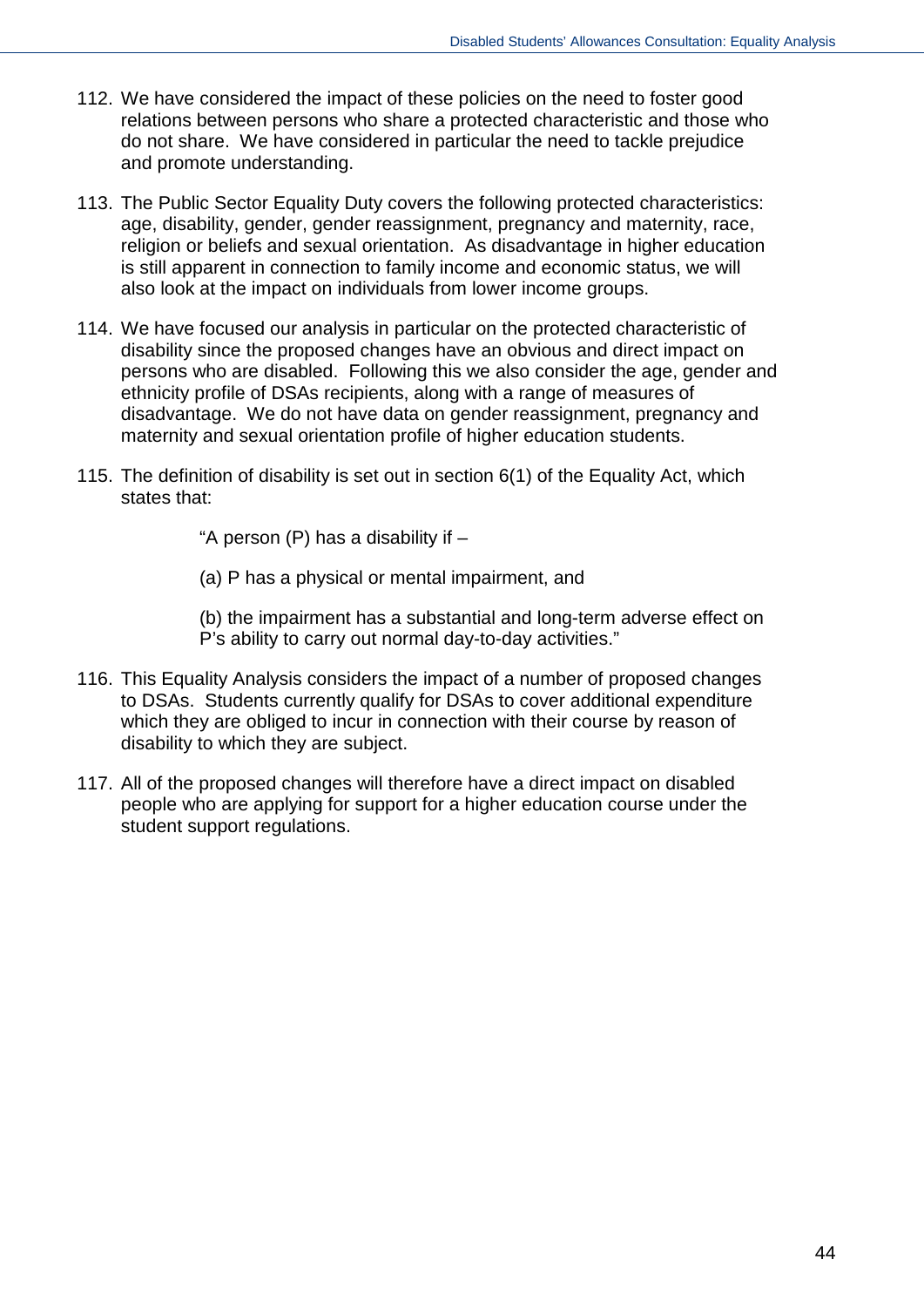112. We have considered the impact of these policies on the need to foster good relations between persons who share a protected characteristic and those who do not share. We have considered in particular the need to tackle prejudice and promote understanding.

113. The Public Sector Equality Duty covers the following protected characteristics: age, disability, gender, gender reassignment, pregnancy and maternity, race, religion or beliefs and sexual orientation. As disadvantage in higher education is still apparent in connection to family income and economic status, we will also look at the impact on individuals from lower income groups.

114. We have focused our analysis in particular on the protected characteristic of disability since the proposed changes have an obvious and direct impact on persons who are disabled. Following this we also consider the age, gender and ethnicity profile of DSAs recipients, along with a range of measures of disadvantage. We do not have data on gender reassignment, pregnancy and maternity and sexual orientation profile of higher education students.

115. The definition of disability is set out in section 6(1) of the Equality Act, which states that:

> "A person (P) has a disability if –
>
> (a) P has a physical or mental impairment, and
>
> (b) the impairment has a substantial and long-term adverse effect on P's ability to carry out normal day-to-day activities."

116. This Equality Analysis considers the impact of a number of proposed changes to DSAs. Students currently qualify for DSAs to cover additional expenditure which they are obliged to incur in connection with their course by reason of disability to which they are subject.

117. All of the proposed changes will therefore have a direct impact on disabled people who are applying for support for a higher education course under the student support regulations.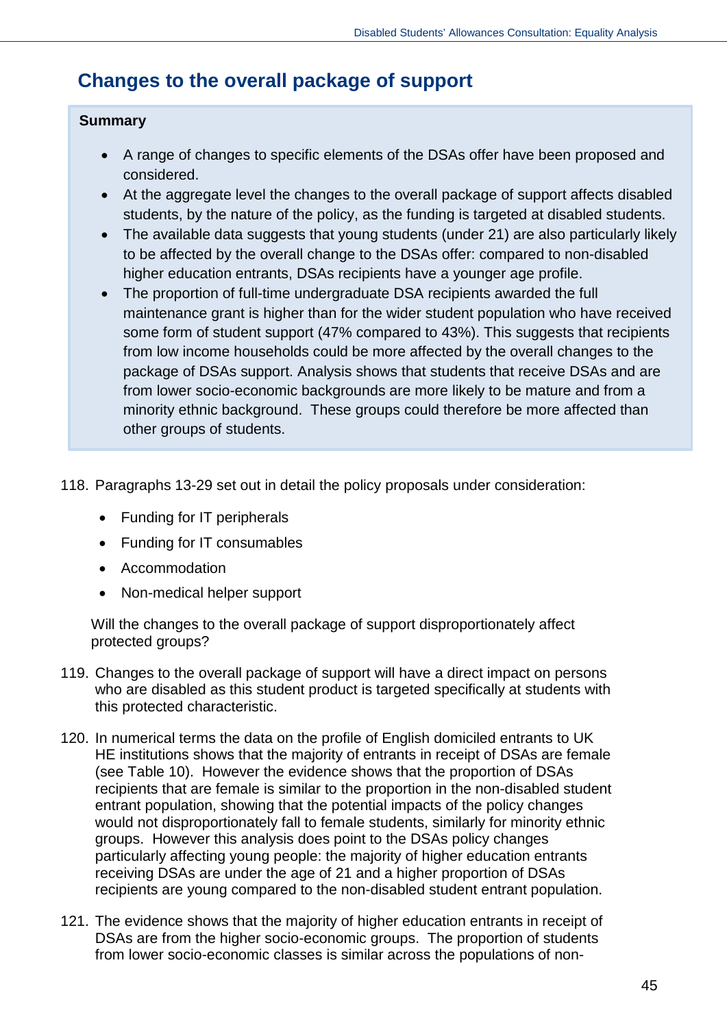## Changes to the overall package of support

**Summary**

- A range of changes to specific elements of the DSAs offer have been proposed and considered.
- At the aggregate level the changes to the overall package of support affects disabled students, by the nature of the policy, as the funding is targeted at disabled students.
- The available data suggests that young students (under 21) are also particularly likely to be affected by the overall change to the DSAs offer: compared to non-disabled higher education entrants, DSAs recipients have a younger age profile.
- The proportion of full-time undergraduate DSA recipients awarded the full maintenance grant is higher than for the wider student population who have received some form of student support (47% compared to 43%). This suggests that recipients from low income households could be more affected by the overall changes to the package of DSAs support. Analysis shows that students that receive DSAs and are from lower socio-economic backgrounds are more likely to be mature and from a minority ethnic background. These groups could therefore be more affected than other groups of students.

118. Paragraphs 13-29 set out in detail the policy proposals under consideration:

- Funding for IT peripherals
- Funding for IT consumables
- Accommodation
- Non-medical helper support

Will the changes to the overall package of support disproportionately affect protected groups?

119. Changes to the overall package of support will have a direct impact on persons who are disabled as this student product is targeted specifically at students with this protected characteristic.

120. In numerical terms the data on the profile of English domiciled entrants to UK HE institutions shows that the majority of entrants in receipt of DSAs are female (see Table 10). However the evidence shows that the proportion of DSAs recipients that are female is similar to the proportion in the non-disabled student entrant population, showing that the potential impacts of the policy changes would not disproportionately fall to female students, similarly for minority ethnic groups. However this analysis does point to the DSAs policy changes particularly affecting young people: the majority of higher education entrants receiving DSAs are under the age of 21 and a higher proportion of DSAs recipients are young compared to the non-disabled student entrant population.

121. The evidence shows that the majority of higher education entrants in receipt of DSAs are from the higher socio-economic groups. The proportion of students from lower socio-economic classes is similar across the populations of non-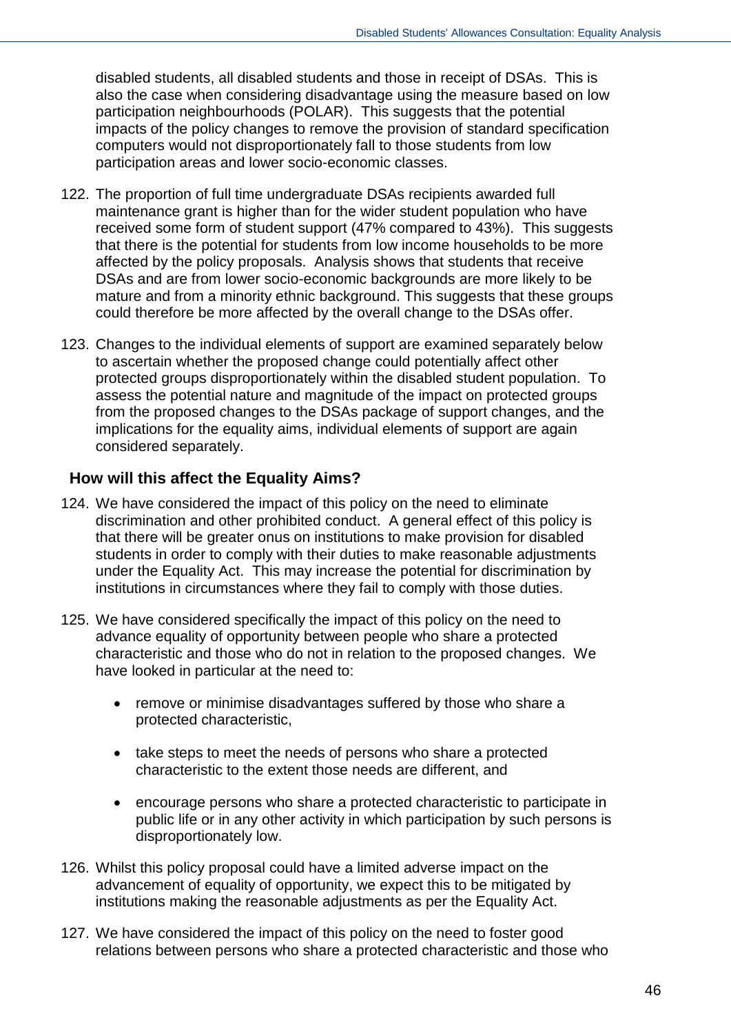disabled students, all disabled students and those in receipt of DSAs. This is also the case when considering disadvantage using the measure based on low participation neighbourhoods (POLAR). This suggests that the potential impacts of the policy changes to remove the provision of standard specification computers would not disproportionately fall to those students from low participation areas and lower socio-economic classes.

122. The proportion of full time undergraduate DSAs recipients awarded full maintenance grant is higher than for the wider student population who have received some form of student support (47% compared to 43%). This suggests that there is the potential for students from low income households to be more affected by the policy proposals. Analysis shows that students that receive DSAs and are from lower socio-economic backgrounds are more likely to be mature and from a minority ethnic background. This suggests that these groups could therefore be more affected by the overall change to the DSAs offer.

123. Changes to the individual elements of support are examined separately below to ascertain whether the proposed change could potentially affect other protected groups disproportionately within the disabled student population. To assess the potential nature and magnitude of the impact on protected groups from the proposed changes to the DSAs package of support changes, and the implications for the equality aims, individual elements of support are again considered separately.

### How will this affect the Equality Aims?

124. We have considered the impact of this policy on the need to eliminate discrimination and other prohibited conduct. A general effect of this policy is that there will be greater onus on institutions to make provision for disabled students in order to comply with their duties to make reasonable adjustments under the Equality Act. This may increase the potential for discrimination by institutions in circumstances where they fail to comply with those duties.

125. We have considered specifically the impact of this policy on the need to advance equality of opportunity between people who share a protected characteristic and those who do not in relation to the proposed changes. We have looked in particular at the need to:

    - remove or minimise disadvantages suffered by those who share a protected characteristic,
    - take steps to meet the needs of persons who share a protected characteristic to the extent those needs are different, and
    - encourage persons who share a protected characteristic to participate in public life or in any other activity in which participation by such persons is disproportionately low.

126. Whilst this policy proposal could have a limited adverse impact on the advancement of equality of opportunity, we expect this to be mitigated by institutions making the reasonable adjustments as per the Equality Act.

127. We have considered the impact of this policy on the need to foster good relations between persons who share a protected characteristic and those who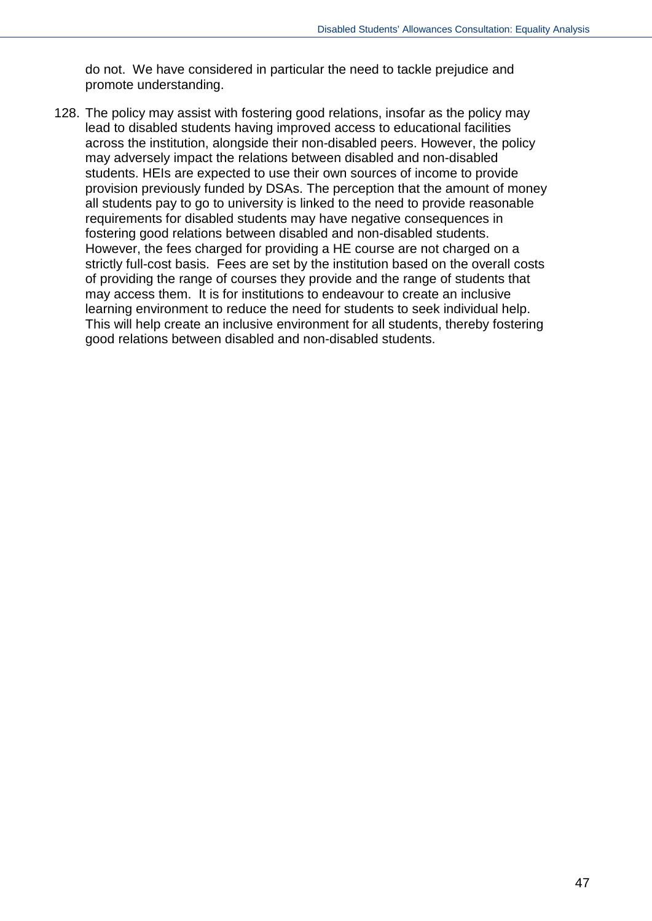do not. We have considered in particular the need to tackle prejudice and promote understanding.

128. The policy may assist with fostering good relations, insofar as the policy may lead to disabled students having improved access to educational facilities across the institution, alongside their non-disabled peers. However, the policy may adversely impact the relations between disabled and non-disabled students. HEIs are expected to use their own sources of income to provide provision previously funded by DSAs. The perception that the amount of money all students pay to go to university is linked to the need to provide reasonable requirements for disabled students may have negative consequences in fostering good relations between disabled and non-disabled students. However, the fees charged for providing a HE course are not charged on a strictly full-cost basis. Fees are set by the institution based on the overall costs of providing the range of courses they provide and the range of students that may access them. It is for institutions to endeavour to create an inclusive learning environment to reduce the need for students to seek individual help. This will help create an inclusive environment for all students, thereby fostering good relations between disabled and non-disabled students.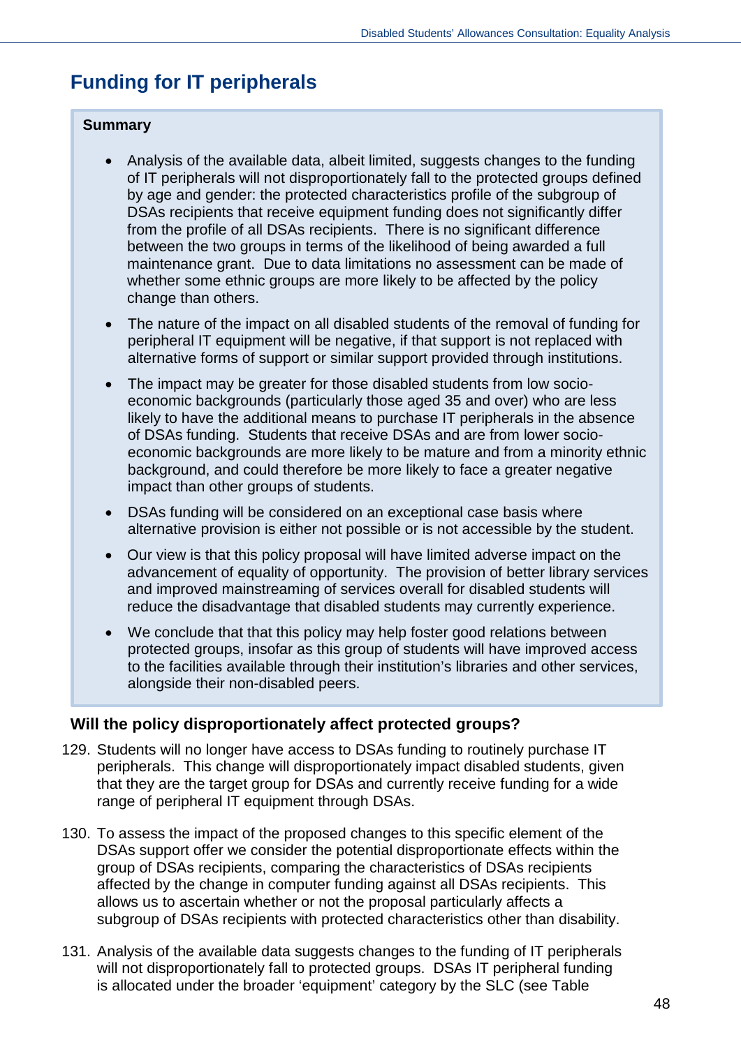## Funding for IT peripherals

**Summary**

- Analysis of the available data, albeit limited, suggests changes to the funding of IT peripherals will not disproportionately fall to the protected groups defined by age and gender: the protected characteristics profile of the subgroup of DSAs recipients that receive equipment funding does not significantly differ from the profile of all DSAs recipients. There is no significant difference between the two groups in terms of the likelihood of being awarded a full maintenance grant. Due to data limitations no assessment can be made of whether some ethnic groups are more likely to be affected by the policy change than others.
- The nature of the impact on all disabled students of the removal of funding for peripheral IT equipment will be negative, if that support is not replaced with alternative forms of support or similar support provided through institutions.
- The impact may be greater for those disabled students from low socio-economic backgrounds (particularly those aged 35 and over) who are less likely to have the additional means to purchase IT peripherals in the absence of DSAs funding. Students that receive DSAs and are from lower socio-economic backgrounds are more likely to be mature and from a minority ethnic background, and could therefore be more likely to face a greater negative impact than other groups of students.
- DSAs funding will be considered on an exceptional case basis where alternative provision is either not possible or is not accessible by the student.
- Our view is that this policy proposal will have limited adverse impact on the advancement of equality of opportunity. The provision of better library services and improved mainstreaming of services overall for disabled students will reduce the disadvantage that disabled students may currently experience.
- We conclude that that this policy may help foster good relations between protected groups, insofar as this group of students will have improved access to the facilities available through their institution's libraries and other services, alongside their non-disabled peers.

### Will the policy disproportionately affect protected groups?

129. Students will no longer have access to DSAs funding to routinely purchase IT peripherals. This change will disproportionately impact disabled students, given that they are the target group for DSAs and currently receive funding for a wide range of peripheral IT equipment through DSAs.

130. To assess the impact of the proposed changes to this specific element of the DSAs support offer we consider the potential disproportionate effects within the group of DSAs recipients, comparing the characteristics of DSAs recipients affected by the change in computer funding against all DSAs recipients. This allows us to ascertain whether or not the proposal particularly affects a subgroup of DSAs recipients with protected characteristics other than disability.

131. Analysis of the available data suggests changes to the funding of IT peripherals will not disproportionately fall to protected groups. DSAs IT peripheral funding is allocated under the broader 'equipment' category by the SLC (see Table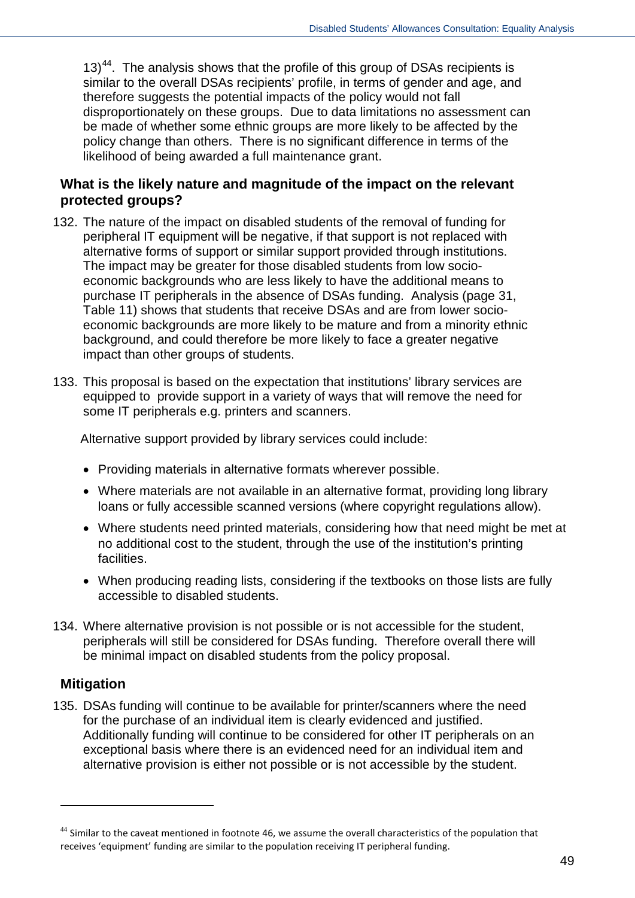13)[44]. The analysis shows that the profile of this group of DSAs recipients is similar to the overall DSAs recipients' profile, in terms of gender and age, and therefore suggests the potential impacts of the policy would not fall disproportionately on these groups. Due to data limitations no assessment can be made of whether some ethnic groups are more likely to be affected by the policy change than others. There is no significant difference in terms of the likelihood of being awarded a full maintenance grant.

### What is the likely nature and magnitude of the impact on the relevant protected groups?

132. The nature of the impact on disabled students of the removal of funding for peripheral IT equipment will be negative, if that support is not replaced with alternative forms of support or similar support provided through institutions. The impact may be greater for those disabled students from low socio-economic backgrounds who are less likely to have the additional means to purchase IT peripherals in the absence of DSAs funding. Analysis (page 31, Table 11) shows that students that receive DSAs and are from lower socio-economic backgrounds are more likely to be mature and from a minority ethnic background, and could therefore be more likely to face a greater negative impact than other groups of students.

133. This proposal is based on the expectation that institutions' library services are equipped to provide support in a variety of ways that will remove the need for some IT peripherals e.g. printers and scanners.

Alternative support provided by library services could include:

- Providing materials in alternative formats wherever possible.
- Where materials are not available in an alternative format, providing long library loans or fully accessible scanned versions (where copyright regulations allow).
- Where students need printed materials, considering how that need might be met at no additional cost to the student, through the use of the institution's printing facilities.
- When producing reading lists, considering if the textbooks on those lists are fully accessible to disabled students.

134. Where alternative provision is not possible or is not accessible for the student, peripherals will still be considered for DSAs funding. Therefore overall there will be minimal impact on disabled students from the policy proposal.

### Mitigation

135. DSAs funding will continue to be available for printer/scanners where the need for the purchase of an individual item is clearly evidenced and justified. Additionally funding will continue to be considered for other IT peripherals on an exceptional basis where there is an evidenced need for an individual item and alternative provision is either not possible or is not accessible by the student.

---

[44] Similar to the caveat mentioned in footnote 46, we assume the overall characteristics of the population that receives 'equipment' funding are similar to the population receiving IT peripheral funding.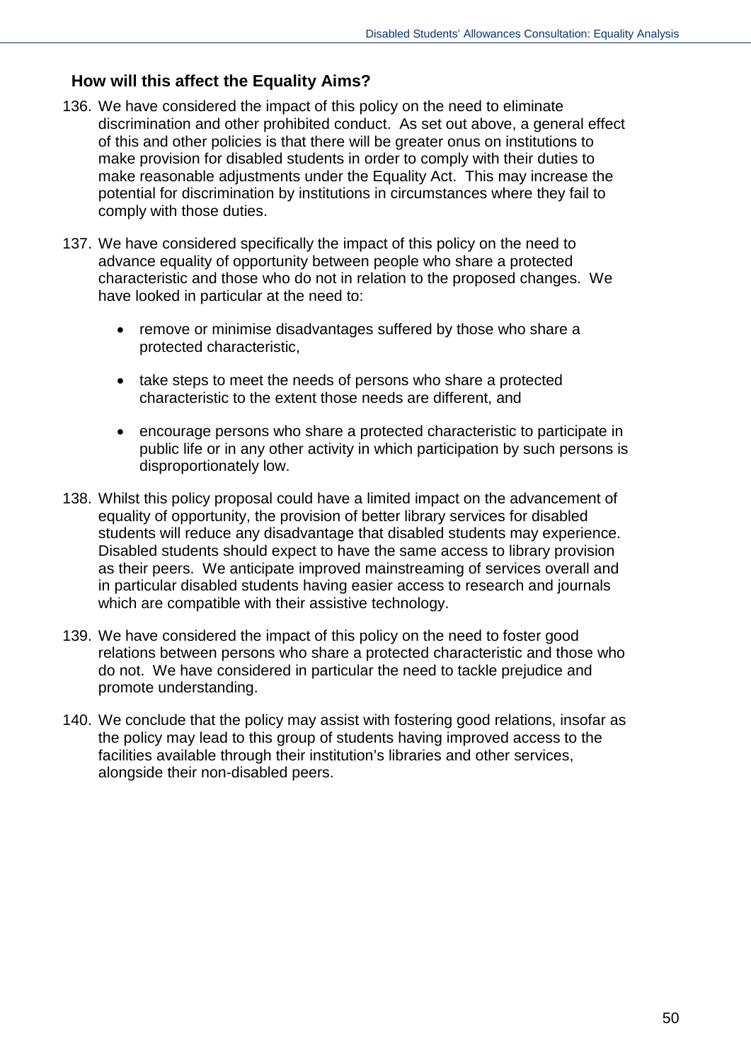## How will this affect the Equality Aims?

136. We have considered the impact of this policy on the need to eliminate discrimination and other prohibited conduct. As set out above, a general effect of this and other policies is that there will be greater onus on institutions to make provision for disabled students in order to comply with their duties to make reasonable adjustments under the Equality Act. This may increase the potential for discrimination by institutions in circumstances where they fail to comply with those duties.

137. We have considered specifically the impact of this policy on the need to advance equality of opportunity between people who share a protected characteristic and those who do not in relation to the proposed changes. We have looked in particular at the need to:

   - remove or minimise disadvantages suffered by those who share a protected characteristic,
   - take steps to meet the needs of persons who share a protected characteristic to the extent those needs are different, and
   - encourage persons who share a protected characteristic to participate in public life or in any other activity in which participation by such persons is disproportionately low.

138. Whilst this policy proposal could have a limited impact on the advancement of equality of opportunity, the provision of better library services for disabled students will reduce any disadvantage that disabled students may experience. Disabled students should expect to have the same access to library provision as their peers. We anticipate improved mainstreaming of services overall and in particular disabled students having easier access to research and journals which are compatible with their assistive technology.

139. We have considered the impact of this policy on the need to foster good relations between persons who share a protected characteristic and those who do not. We have considered in particular the need to tackle prejudice and promote understanding.

140. We conclude that the policy may assist with fostering good relations, insofar as the policy may lead to this group of students having improved access to the facilities available through their institution's libraries and other services, alongside their non-disabled peers.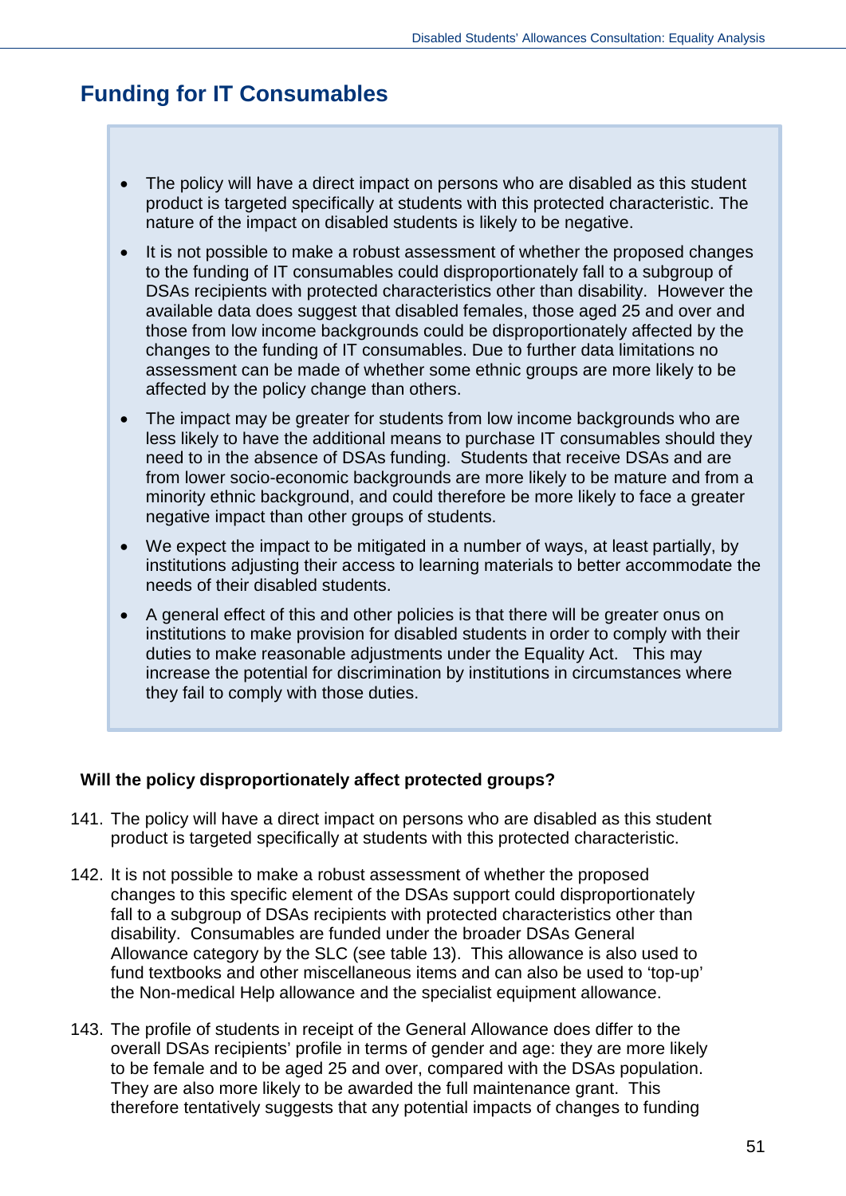## Funding for IT Consumables

- The policy will have a direct impact on persons who are disabled as this student product is targeted specifically at students with this protected characteristic. The nature of the impact on disabled students is likely to be negative.
- It is not possible to make a robust assessment of whether the proposed changes to the funding of IT consumables could disproportionately fall to a subgroup of DSAs recipients with protected characteristics other than disability. However the available data does suggest that disabled females, those aged 25 and over and those from low income backgrounds could be disproportionately affected by the changes to the funding of IT consumables. Due to further data limitations no assessment can be made of whether some ethnic groups are more likely to be affected by the policy change than others.
- The impact may be greater for students from low income backgrounds who are less likely to have the additional means to purchase IT consumables should they need to in the absence of DSAs funding. Students that receive DSAs and are from lower socio-economic backgrounds are more likely to be mature and from a minority ethnic background, and could therefore be more likely to face a greater negative impact than other groups of students.
- We expect the impact to be mitigated in a number of ways, at least partially, by institutions adjusting their access to learning materials to better accommodate the needs of their disabled students.
- A general effect of this and other policies is that there will be greater onus on institutions to make provision for disabled students in order to comply with their duties to make reasonable adjustments under the Equality Act. This may increase the potential for discrimination by institutions in circumstances where they fail to comply with those duties.

**Will the policy disproportionately affect protected groups?**

141. The policy will have a direct impact on persons who are disabled as this student product is targeted specifically at students with this protected characteristic.

142. It is not possible to make a robust assessment of whether the proposed changes to this specific element of the DSAs support could disproportionately fall to a subgroup of DSAs recipients with protected characteristics other than disability. Consumables are funded under the broader DSAs General Allowance category by the SLC (see table 13). This allowance is also used to fund textbooks and other miscellaneous items and can also be used to 'top-up' the Non-medical Help allowance and the specialist equipment allowance.

143. The profile of students in receipt of the General Allowance does differ to the overall DSAs recipients' profile in terms of gender and age: they are more likely to be female and to be aged 25 and over, compared with the DSAs population. They are also more likely to be awarded the full maintenance grant. This therefore tentatively suggests that any potential impacts of changes to funding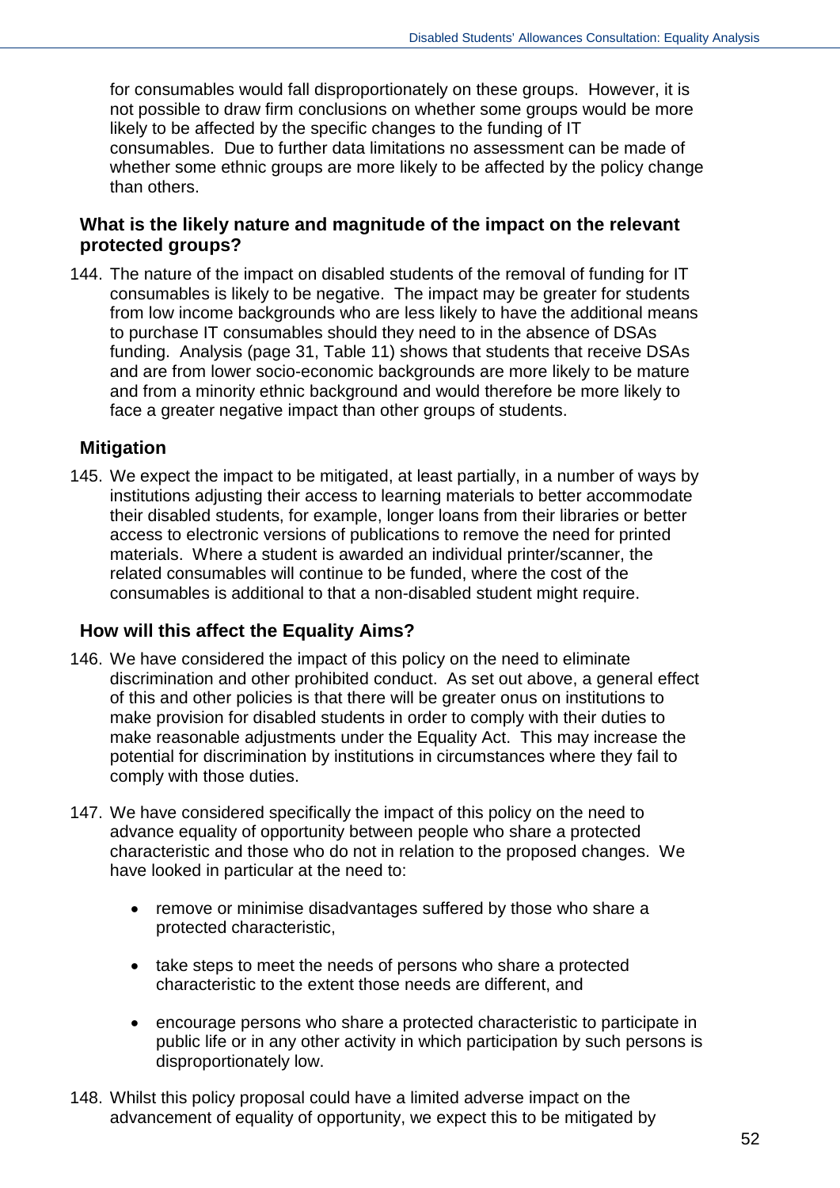for consumables would fall disproportionately on these groups. However, it is not possible to draw firm conclusions on whether some groups would be more likely to be affected by the specific changes to the funding of IT consumables. Due to further data limitations no assessment can be made of whether some ethnic groups are more likely to be affected by the policy change than others.

### What is the likely nature and magnitude of the impact on the relevant protected groups?

144. The nature of the impact on disabled students of the removal of funding for IT consumables is likely to be negative. The impact may be greater for students from low income backgrounds who are less likely to have the additional means to purchase IT consumables should they need to in the absence of DSAs funding. Analysis (page 31, Table 11) shows that students that receive DSAs and are from lower socio-economic backgrounds are more likely to be mature and from a minority ethnic background and would therefore be more likely to face a greater negative impact than other groups of students.

### Mitigation

145. We expect the impact to be mitigated, at least partially, in a number of ways by institutions adjusting their access to learning materials to better accommodate their disabled students, for example, longer loans from their libraries or better access to electronic versions of publications to remove the need for printed materials. Where a student is awarded an individual printer/scanner, the related consumables will continue to be funded, where the cost of the consumables is additional to that a non-disabled student might require.

### How will this affect the Equality Aims?

146. We have considered the impact of this policy on the need to eliminate discrimination and other prohibited conduct. As set out above, a general effect of this and other policies is that there will be greater onus on institutions to make provision for disabled students in order to comply with their duties to make reasonable adjustments under the Equality Act. This may increase the potential for discrimination by institutions in circumstances where they fail to comply with those duties.

147. We have considered specifically the impact of this policy on the need to advance equality of opportunity between people who share a protected characteristic and those who do not in relation to the proposed changes. We have looked in particular at the need to:

   - remove or minimise disadvantages suffered by those who share a protected characteristic,
   - take steps to meet the needs of persons who share a protected characteristic to the extent those needs are different, and
   - encourage persons who share a protected characteristic to participate in public life or in any other activity in which participation by such persons is disproportionately low.

148. Whilst this policy proposal could have a limited adverse impact on the advancement of equality of opportunity, we expect this to be mitigated by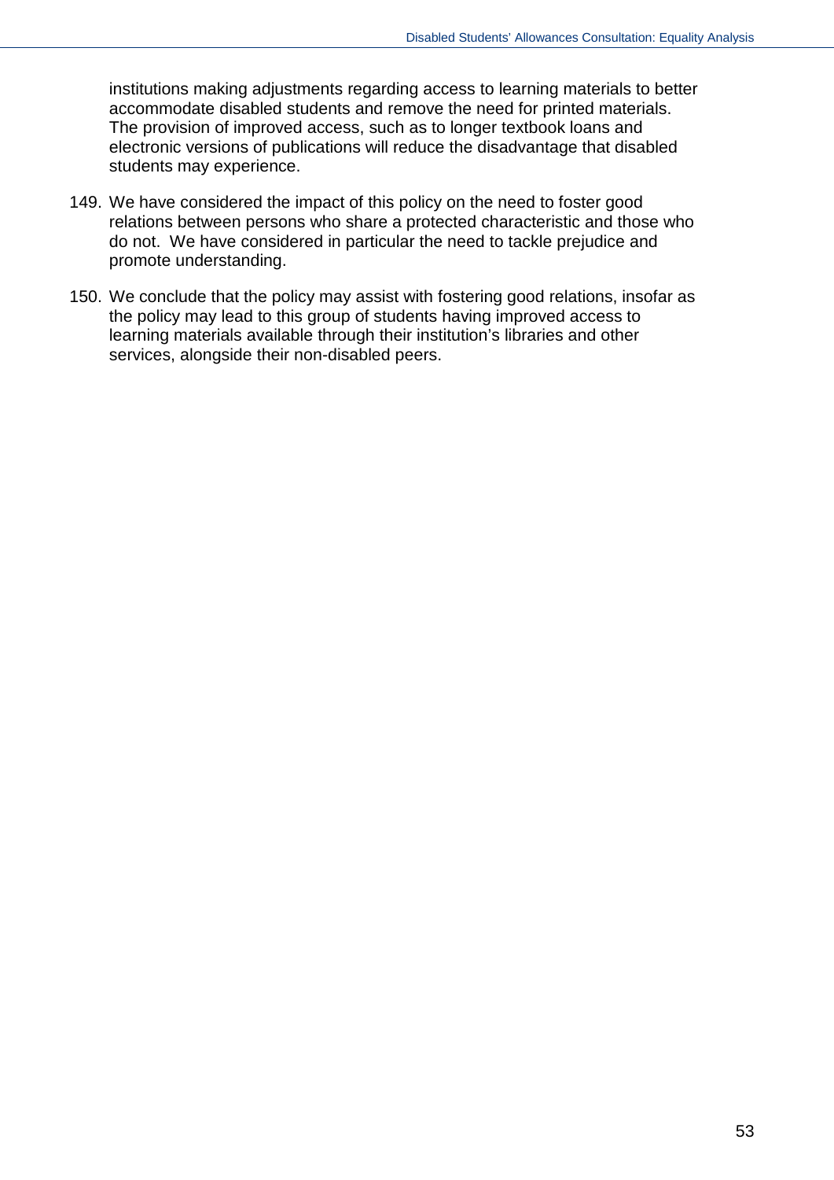institutions making adjustments regarding access to learning materials to better accommodate disabled students and remove the need for printed materials. The provision of improved access, such as to longer textbook loans and electronic versions of publications will reduce the disadvantage that disabled students may experience.

149. We have considered the impact of this policy on the need to foster good relations between persons who share a protected characteristic and those who do not. We have considered in particular the need to tackle prejudice and promote understanding.

150. We conclude that the policy may assist with fostering good relations, insofar as the policy may lead to this group of students having improved access to learning materials available through their institution's libraries and other services, alongside their non-disabled peers.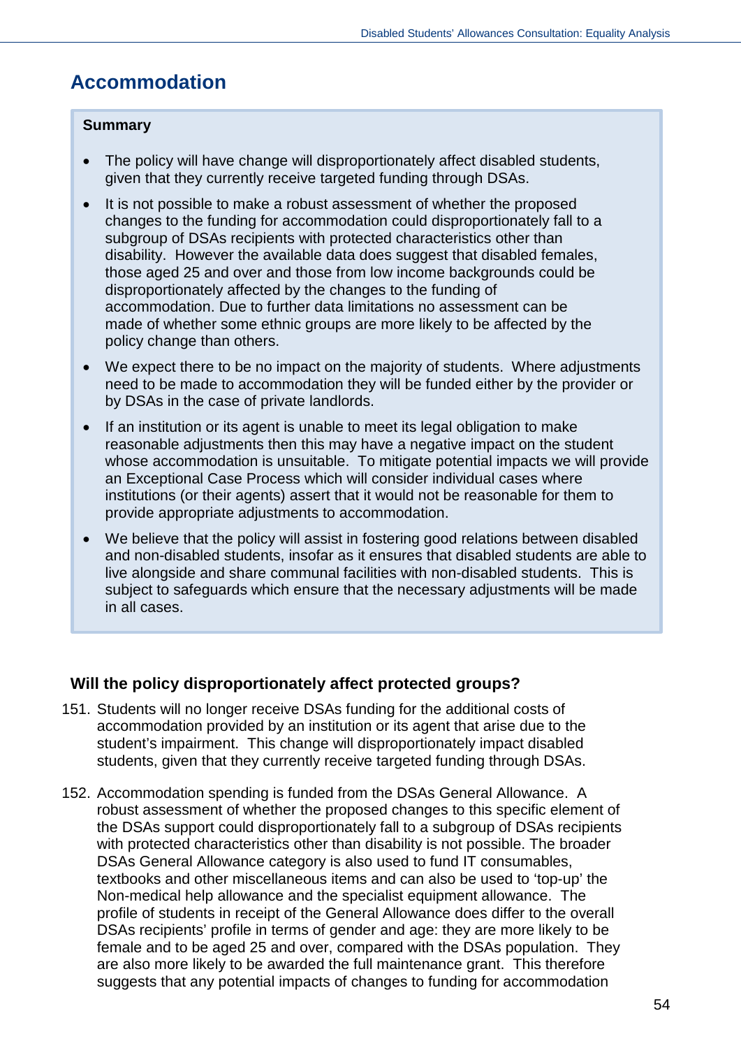## Accommodation

**Summary**

- The policy will have change will disproportionately affect disabled students, given that they currently receive targeted funding through DSAs.
- It is not possible to make a robust assessment of whether the proposed changes to the funding for accommodation could disproportionately fall to a subgroup of DSAs recipients with protected characteristics other than disability. However the available data does suggest that disabled females, those aged 25 and over and those from low income backgrounds could be disproportionately affected by the changes to the funding of accommodation. Due to further data limitations no assessment can be made of whether some ethnic groups are more likely to be affected by the policy change than others.
- We expect there to be no impact on the majority of students. Where adjustments need to be made to accommodation they will be funded either by the provider or by DSAs in the case of private landlords.
- If an institution or its agent is unable to meet its legal obligation to make reasonable adjustments then this may have a negative impact on the student whose accommodation is unsuitable. To mitigate potential impacts we will provide an Exceptional Case Process which will consider individual cases where institutions (or their agents) assert that it would not be reasonable for them to provide appropriate adjustments to accommodation.
- We believe that the policy will assist in fostering good relations between disabled and non-disabled students, insofar as it ensures that disabled students are able to live alongside and share communal facilities with non-disabled students. This is subject to safeguards which ensure that the necessary adjustments will be made in all cases.

### Will the policy disproportionately affect protected groups?

151. Students will no longer receive DSAs funding for the additional costs of accommodation provided by an institution or its agent that arise due to the student's impairment. This change will disproportionately impact disabled students, given that they currently receive targeted funding through DSAs.

152. Accommodation spending is funded from the DSAs General Allowance. A robust assessment of whether the proposed changes to this specific element of the DSAs support could disproportionately fall to a subgroup of DSAs recipients with protected characteristics other than disability is not possible. The broader DSAs General Allowance category is also used to fund IT consumables, textbooks and other miscellaneous items and can also be used to 'top-up' the Non-medical help allowance and the specialist equipment allowance. The profile of students in receipt of the General Allowance does differ to the overall DSAs recipients' profile in terms of gender and age: they are more likely to be female and to be aged 25 and over, compared with the DSAs population. They are also more likely to be awarded the full maintenance grant. This therefore suggests that any potential impacts of changes to funding for accommodation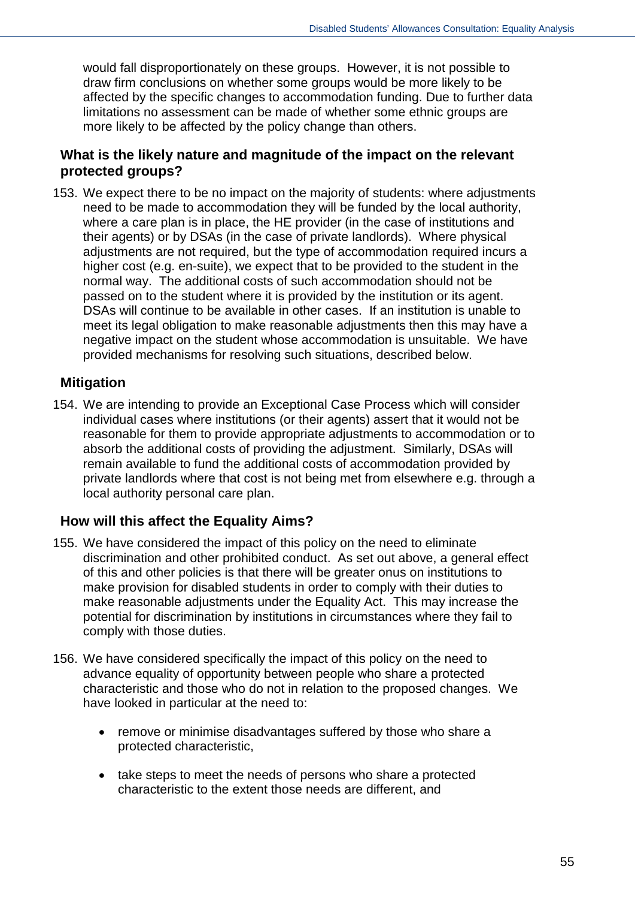would fall disproportionately on these groups. However, it is not possible to draw firm conclusions on whether some groups would be more likely to be affected by the specific changes to accommodation funding. Due to further data limitations no assessment can be made of whether some ethnic groups are more likely to be affected by the policy change than others.

### What is the likely nature and magnitude of the impact on the relevant protected groups?

153. We expect there to be no impact on the majority of students: where adjustments need to be made to accommodation they will be funded by the local authority, where a care plan is in place, the HE provider (in the case of institutions and their agents) or by DSAs (in the case of private landlords). Where physical adjustments are not required, but the type of accommodation required incurs a higher cost (e.g. en-suite), we expect that to be provided to the student in the normal way. The additional costs of such accommodation should not be passed on to the student where it is provided by the institution or its agent. DSAs will continue to be available in other cases. If an institution is unable to meet its legal obligation to make reasonable adjustments then this may have a negative impact on the student whose accommodation is unsuitable. We have provided mechanisms for resolving such situations, described below.

### Mitigation

154. We are intending to provide an Exceptional Case Process which will consider individual cases where institutions (or their agents) assert that it would not be reasonable for them to provide appropriate adjustments to accommodation or to absorb the additional costs of providing the adjustment. Similarly, DSAs will remain available to fund the additional costs of accommodation provided by private landlords where that cost is not being met from elsewhere e.g. through a local authority personal care plan.

### How will this affect the Equality Aims?

155. We have considered the impact of this policy on the need to eliminate discrimination and other prohibited conduct. As set out above, a general effect of this and other policies is that there will be greater onus on institutions to make provision for disabled students in order to comply with their duties to make reasonable adjustments under the Equality Act. This may increase the potential for discrimination by institutions in circumstances where they fail to comply with those duties.

156. We have considered specifically the impact of this policy on the need to advance equality of opportunity between people who share a protected characteristic and those who do not in relation to the proposed changes. We have looked in particular at the need to:

    - remove or minimise disadvantages suffered by those who share a protected characteristic,
    - take steps to meet the needs of persons who share a protected characteristic to the extent those needs are different, and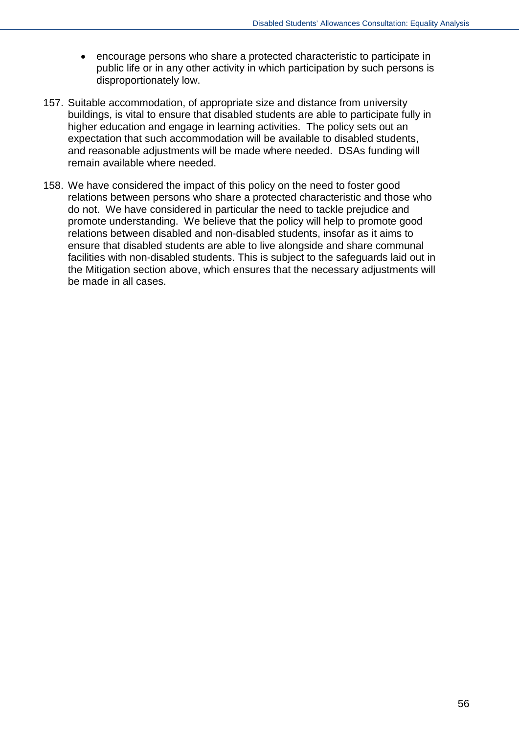- encourage persons who share a protected characteristic to participate in public life or in any other activity in which participation by such persons is disproportionately low.

157. Suitable accommodation, of appropriate size and distance from university buildings, is vital to ensure that disabled students are able to participate fully in higher education and engage in learning activities. The policy sets out an expectation that such accommodation will be available to disabled students, and reasonable adjustments will be made where needed. DSAs funding will remain available where needed.

158. We have considered the impact of this policy on the need to foster good relations between persons who share a protected characteristic and those who do not. We have considered in particular the need to tackle prejudice and promote understanding. We believe that the policy will help to promote good relations between disabled and non-disabled students, insofar as it aims to ensure that disabled students are able to live alongside and share communal facilities with non-disabled students. This is subject to the safeguards laid out in the Mitigation section above, which ensures that the necessary adjustments will be made in all cases.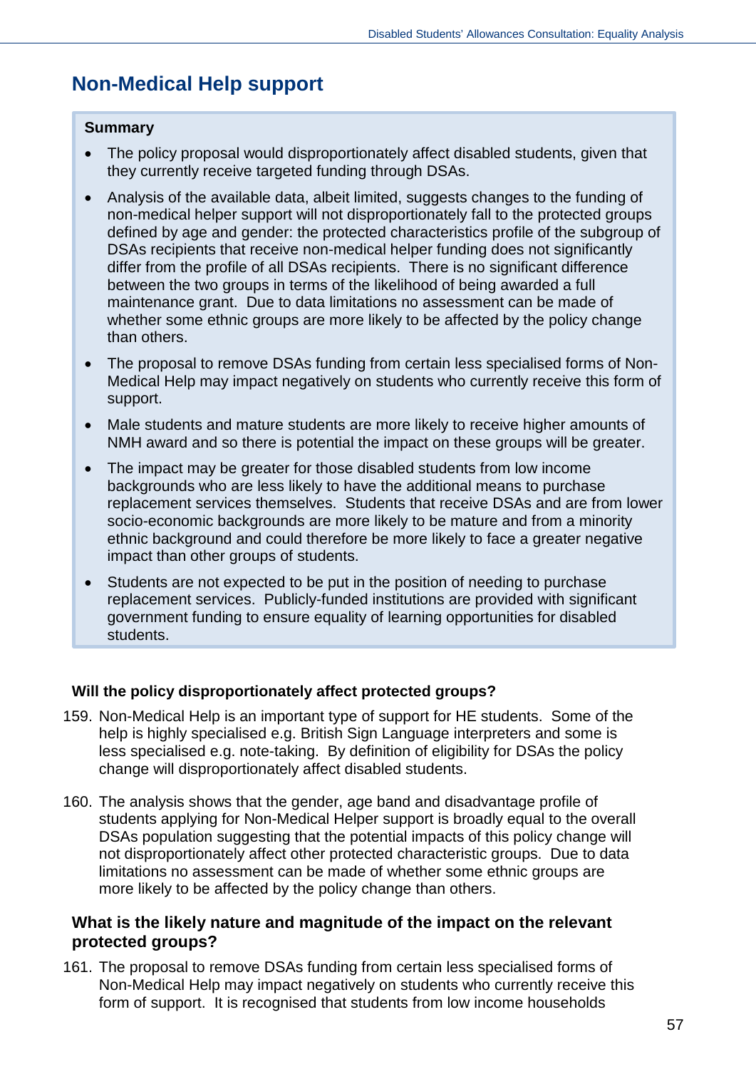## Non-Medical Help support

**Summary**

- The policy proposal would disproportionately affect disabled students, given that they currently receive targeted funding through DSAs.
- Analysis of the available data, albeit limited, suggests changes to the funding of non-medical helper support will not disproportionately fall to the protected groups defined by age and gender: the protected characteristics profile of the subgroup of DSAs recipients that receive non-medical helper funding does not significantly differ from the profile of all DSAs recipients. There is no significant difference between the two groups in terms of the likelihood of being awarded a full maintenance grant. Due to data limitations no assessment can be made of whether some ethnic groups are more likely to be affected by the policy change than others.
- The proposal to remove DSAs funding from certain less specialised forms of Non-Medical Help may impact negatively on students who currently receive this form of support.
- Male students and mature students are more likely to receive higher amounts of NMH award and so there is potential the impact on these groups will be greater.
- The impact may be greater for those disabled students from low income backgrounds who are less likely to have the additional means to purchase replacement services themselves. Students that receive DSAs and are from lower socio-economic backgrounds are more likely to be mature and from a minority ethnic background and could therefore be more likely to face a greater negative impact than other groups of students.
- Students are not expected to be put in the position of needing to purchase replacement services. Publicly-funded institutions are provided with significant government funding to ensure equality of learning opportunities for disabled students.

#### Will the policy disproportionately affect protected groups?

159. Non-Medical Help is an important type of support for HE students. Some of the help is highly specialised e.g. British Sign Language interpreters and some is less specialised e.g. note-taking. By definition of eligibility for DSAs the policy change will disproportionately affect disabled students.

160. The analysis shows that the gender, age band and disadvantage profile of students applying for Non-Medical Helper support is broadly equal to the overall DSAs population suggesting that the potential impacts of this policy change will not disproportionately affect other protected characteristic groups. Due to data limitations no assessment can be made of whether some ethnic groups are more likely to be affected by the policy change than others.

### What is the likely nature and magnitude of the impact on the relevant protected groups?

161. The proposal to remove DSAs funding from certain less specialised forms of Non-Medical Help may impact negatively on students who currently receive this form of support. It is recognised that students from low income households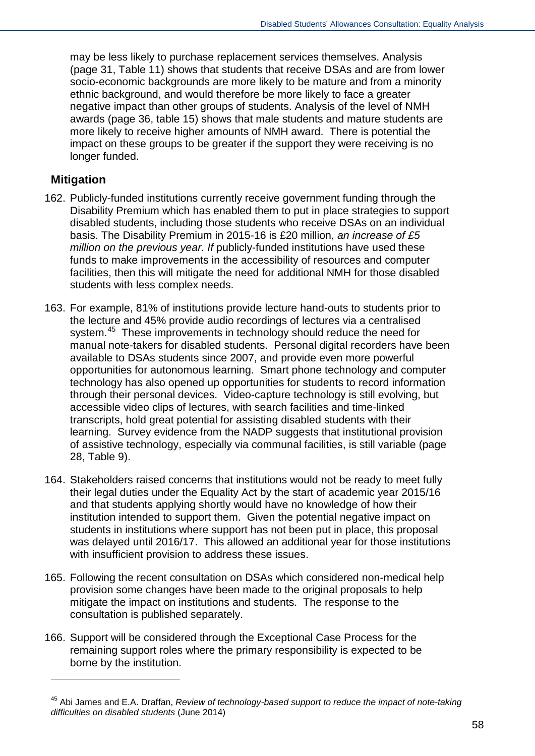may be less likely to purchase replacement services themselves. Analysis (page 31, Table 11) shows that students that receive DSAs and are from lower socio-economic backgrounds are more likely to be mature and from a minority ethnic background, and would therefore be more likely to face a greater negative impact than other groups of students. Analysis of the level of NMH awards (page 36, table 15) shows that male students and mature students are more likely to receive higher amounts of NMH award. There is potential the impact on these groups to be greater if the support they were receiving is no longer funded.

## Mitigation

162. Publicly-funded institutions currently receive government funding through the Disability Premium which has enabled them to put in place strategies to support disabled students, including those students who receive DSAs on an individual basis. The Disability Premium in 2015-16 is £20 million, *an increase of £5 million on the previous year. If* publicly-funded institutions have used these funds to make improvements in the accessibility of resources and computer facilities, then this will mitigate the need for additional NMH for those disabled students with less complex needs.

163. For example, 81% of institutions provide lecture hand-outs to students prior to the lecture and 45% provide audio recordings of lectures via a centralised system.[45] These improvements in technology should reduce the need for manual note-takers for disabled students. Personal digital recorders have been available to DSAs students since 2007, and provide even more powerful opportunities for autonomous learning. Smart phone technology and computer technology has also opened up opportunities for students to record information through their personal devices. Video-capture technology is still evolving, but accessible video clips of lectures, with search facilities and time-linked transcripts, hold great potential for assisting disabled students with their learning. Survey evidence from the NADP suggests that institutional provision of assistive technology, especially via communal facilities, is still variable (page 28, Table 9).

164. Stakeholders raised concerns that institutions would not be ready to meet fully their legal duties under the Equality Act by the start of academic year 2015/16 and that students applying shortly would have no knowledge of how their institution intended to support them. Given the potential negative impact on students in institutions where support has not been put in place, this proposal was delayed until 2016/17. This allowed an additional year for those institutions with insufficient provision to address these issues.

165. Following the recent consultation on DSAs which considered non-medical help provision some changes have been made to the original proposals to help mitigate the impact on institutions and students. The response to the consultation is published separately.

166. Support will be considered through the Exceptional Case Process for the remaining support roles where the primary responsibility is expected to be borne by the institution.

---

[45] Abi James and E.A. Draffan, *Review of technology-based support to reduce the impact of note-taking difficulties on disabled students* (June 2014)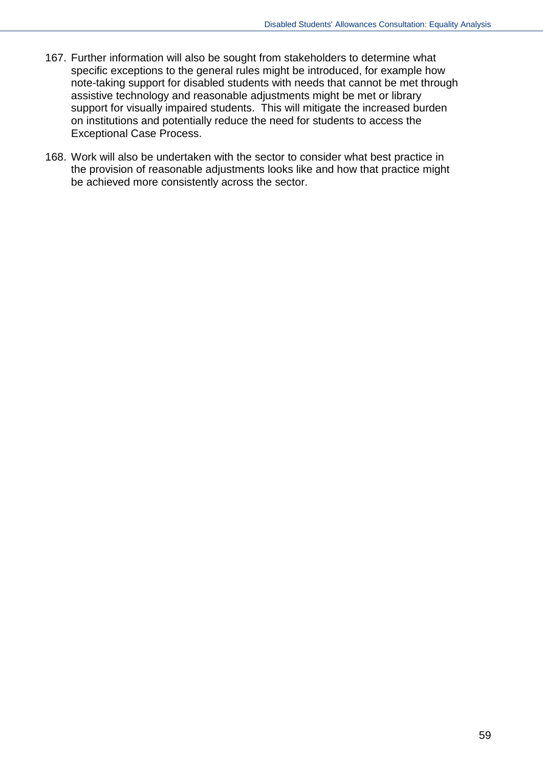167. Further information will also be sought from stakeholders to determine what specific exceptions to the general rules might be introduced, for example how note-taking support for disabled students with needs that cannot be met through assistive technology and reasonable adjustments might be met or library support for visually impaired students. This will mitigate the increased burden on institutions and potentially reduce the need for students to access the Exceptional Case Process.

168. Work will also be undertaken with the sector to consider what best practice in the provision of reasonable adjustments looks like and how that practice might be achieved more consistently across the sector.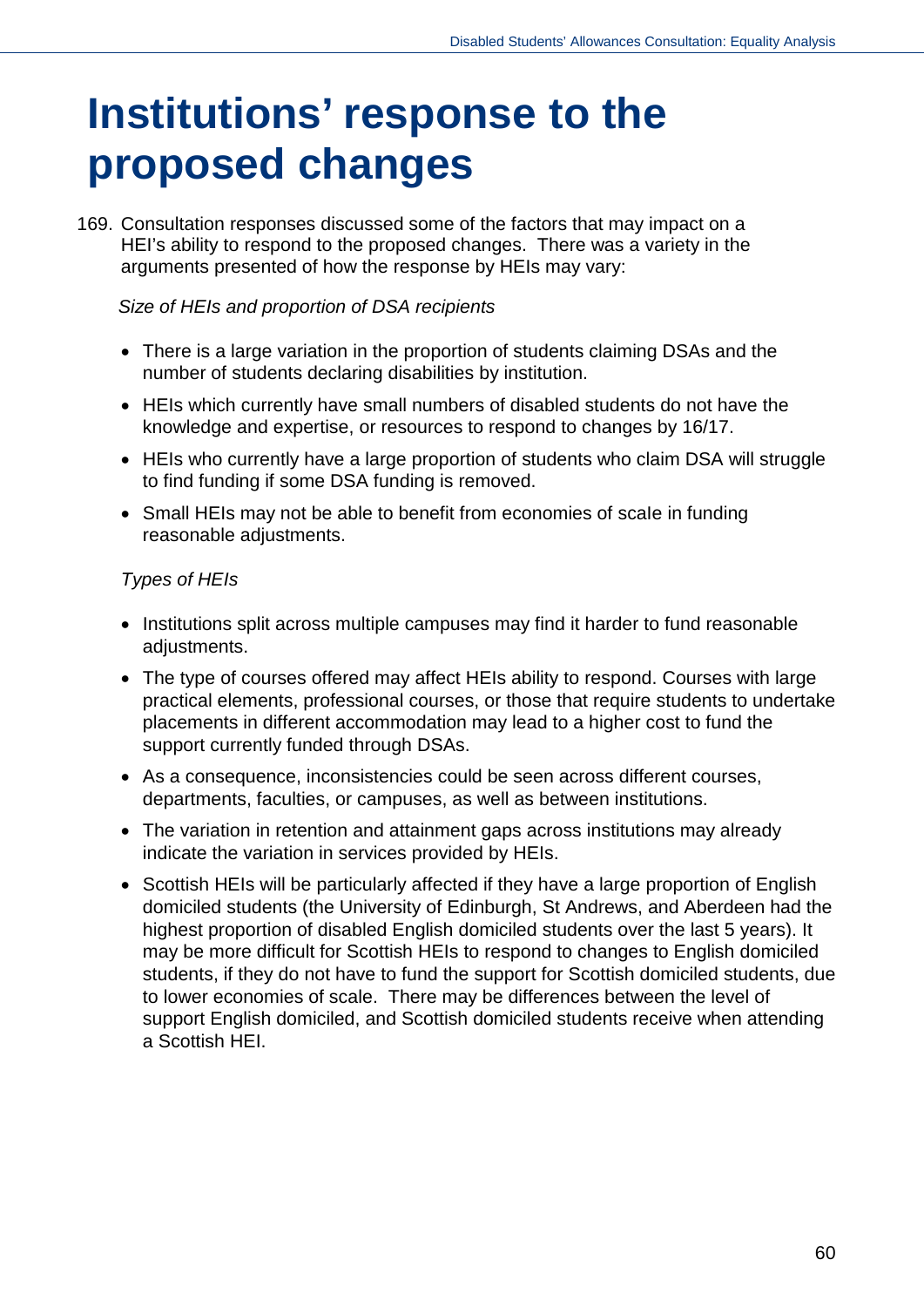# Institutions' response to the proposed changes

169. Consultation responses discussed some of the factors that may impact on a HEI's ability to respond to the proposed changes. There was a variety in the arguments presented of how the response by HEIs may vary:

*Size of HEIs and proportion of DSA recipients*

- There is a large variation in the proportion of students claiming DSAs and the number of students declaring disabilities by institution.
- HEIs which currently have small numbers of disabled students do not have the knowledge and expertise, or resources to respond to changes by 16/17.
- HEIs who currently have a large proportion of students who claim DSA will struggle to find funding if some DSA funding is removed.
- Small HEIs may not be able to benefit from economies of scale in funding reasonable adjustments.

*Types of HEIs*

- Institutions split across multiple campuses may find it harder to fund reasonable adjustments.
- The type of courses offered may affect HEIs ability to respond. Courses with large practical elements, professional courses, or those that require students to undertake placements in different accommodation may lead to a higher cost to fund the support currently funded through DSAs.
- As a consequence, inconsistencies could be seen across different courses, departments, faculties, or campuses, as well as between institutions.
- The variation in retention and attainment gaps across institutions may already indicate the variation in services provided by HEIs.
- Scottish HEIs will be particularly affected if they have a large proportion of English domiciled students (the University of Edinburgh, St Andrews, and Aberdeen had the highest proportion of disabled English domiciled students over the last 5 years). It may be more difficult for Scottish HEIs to respond to changes to English domiciled students, if they do not have to fund the support for Scottish domiciled students, due to lower economies of scale. There may be differences between the level of support English domiciled, and Scottish domiciled students receive when attending a Scottish HEI.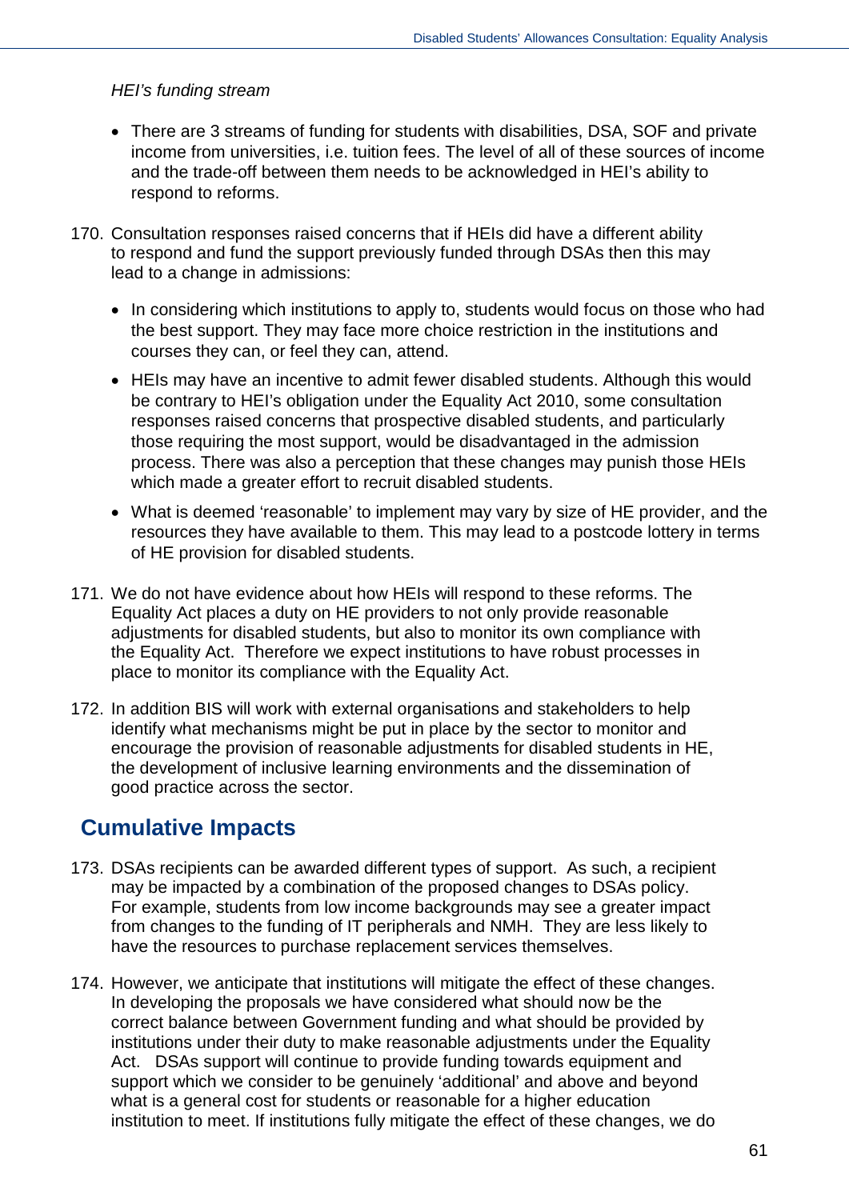*HEI's funding stream*

- There are 3 streams of funding for students with disabilities, DSA, SOF and private income from universities, i.e. tuition fees. The level of all of these sources of income and the trade-off between them needs to be acknowledged in HEI's ability to respond to reforms.

170. Consultation responses raised concerns that if HEIs did have a different ability to respond and fund the support previously funded through DSAs then this may lead to a change in admissions:

- In considering which institutions to apply to, students would focus on those who had the best support. They may face more choice restriction in the institutions and courses they can, or feel they can, attend.
- HEIs may have an incentive to admit fewer disabled students. Although this would be contrary to HEI's obligation under the Equality Act 2010, some consultation responses raised concerns that prospective disabled students, and particularly those requiring the most support, would be disadvantaged in the admission process. There was also a perception that these changes may punish those HEIs which made a greater effort to recruit disabled students.
- What is deemed 'reasonable' to implement may vary by size of HE provider, and the resources they have available to them. This may lead to a postcode lottery in terms of HE provision for disabled students.

171. We do not have evidence about how HEIs will respond to these reforms. The Equality Act places a duty on HE providers to not only provide reasonable adjustments for disabled students, but also to monitor its own compliance with the Equality Act. Therefore we expect institutions to have robust processes in place to monitor its compliance with the Equality Act.

172. In addition BIS will work with external organisations and stakeholders to help identify what mechanisms might be put in place by the sector to monitor and encourage the provision of reasonable adjustments for disabled students in HE, the development of inclusive learning environments and the dissemination of good practice across the sector.

## Cumulative Impacts

173. DSAs recipients can be awarded different types of support. As such, a recipient may be impacted by a combination of the proposed changes to DSAs policy. For example, students from low income backgrounds may see a greater impact from changes to the funding of IT peripherals and NMH. They are less likely to have the resources to purchase replacement services themselves.

174. However, we anticipate that institutions will mitigate the effect of these changes. In developing the proposals we have considered what should now be the correct balance between Government funding and what should be provided by institutions under their duty to make reasonable adjustments under the Equality Act. DSAs support will continue to provide funding towards equipment and support which we consider to be genuinely 'additional' and above and beyond what is a general cost for students or reasonable for a higher education institution to meet. If institutions fully mitigate the effect of these changes, we do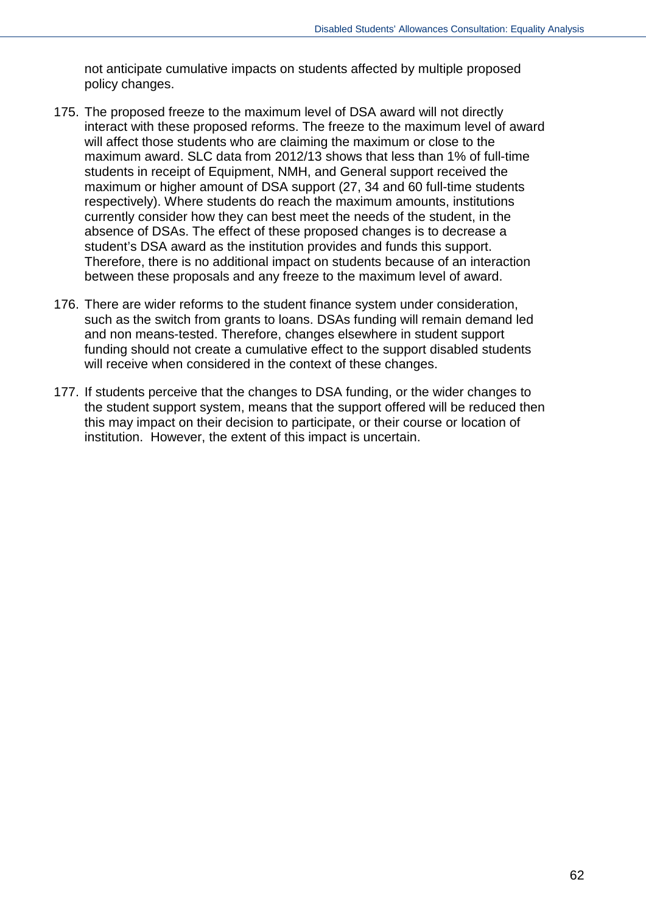not anticipate cumulative impacts on students affected by multiple proposed policy changes.

175. The proposed freeze to the maximum level of DSA award will not directly interact with these proposed reforms. The freeze to the maximum level of award will affect those students who are claiming the maximum or close to the maximum award. SLC data from 2012/13 shows that less than 1% of full-time students in receipt of Equipment, NMH, and General support received the maximum or higher amount of DSA support (27, 34 and 60 full-time students respectively). Where students do reach the maximum amounts, institutions currently consider how they can best meet the needs of the student, in the absence of DSAs. The effect of these proposed changes is to decrease a student's DSA award as the institution provides and funds this support. Therefore, there is no additional impact on students because of an interaction between these proposals and any freeze to the maximum level of award.

176. There are wider reforms to the student finance system under consideration, such as the switch from grants to loans. DSAs funding will remain demand led and non means-tested. Therefore, changes elsewhere in student support funding should not create a cumulative effect to the support disabled students will receive when considered in the context of these changes.

177. If students perceive that the changes to DSA funding, or the wider changes to the student support system, means that the support offered will be reduced then this may impact on their decision to participate, or their course or location of institution. However, the extent of this impact is uncertain.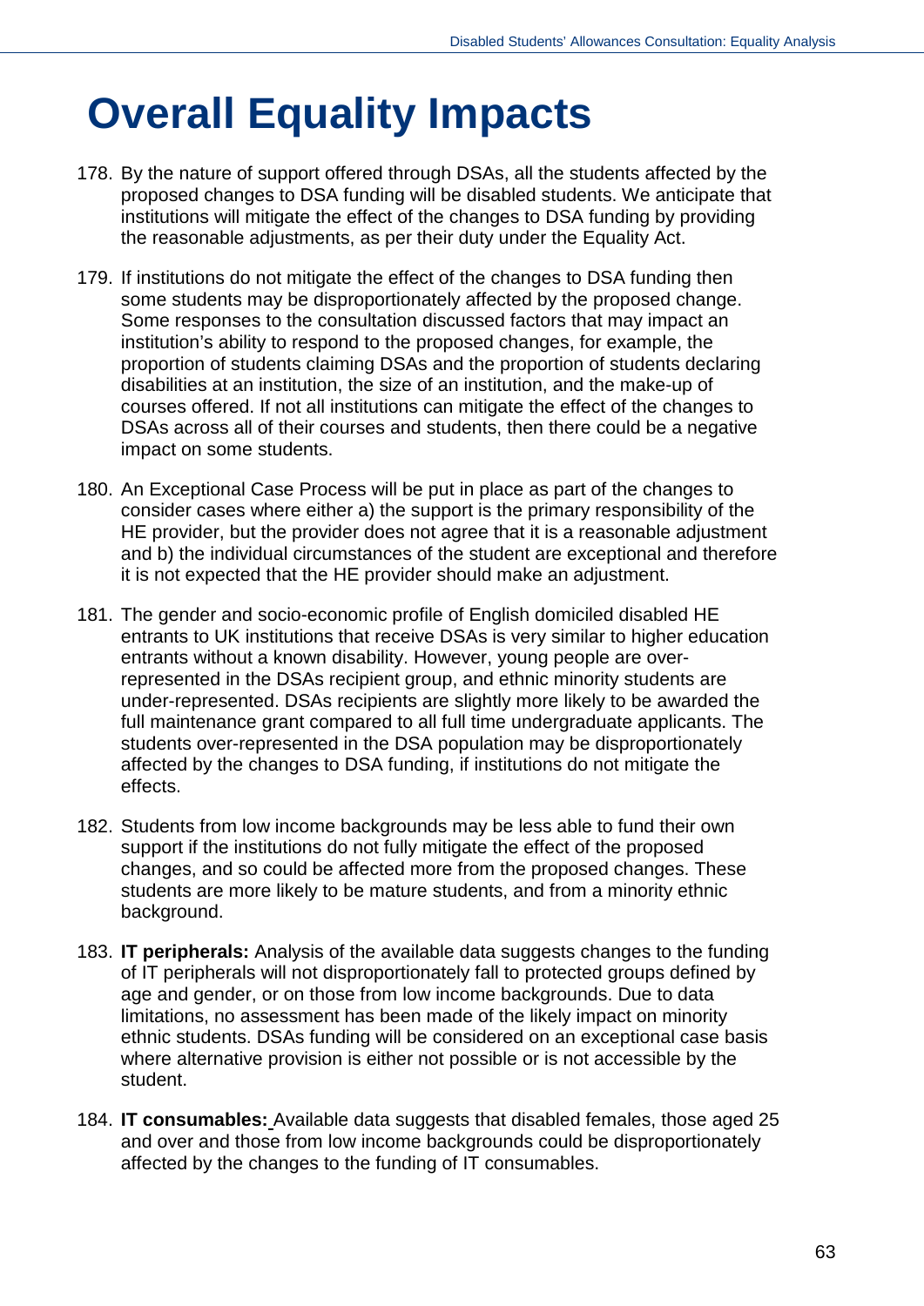# Overall Equality Impacts

178. By the nature of support offered through DSAs, all the students affected by the proposed changes to DSA funding will be disabled students. We anticipate that institutions will mitigate the effect of the changes to DSA funding by providing the reasonable adjustments, as per their duty under the Equality Act.

179. If institutions do not mitigate the effect of the changes to DSA funding then some students may be disproportionately affected by the proposed change. Some responses to the consultation discussed factors that may impact an institution's ability to respond to the proposed changes, for example, the proportion of students claiming DSAs and the proportion of students declaring disabilities at an institution, the size of an institution, and the make-up of courses offered. If not all institutions can mitigate the effect of the changes to DSAs across all of their courses and students, then there could be a negative impact on some students.

180. An Exceptional Case Process will be put in place as part of the changes to consider cases where either a) the support is the primary responsibility of the HE provider, but the provider does not agree that it is a reasonable adjustment and b) the individual circumstances of the student are exceptional and therefore it is not expected that the HE provider should make an adjustment.

181. The gender and socio-economic profile of English domiciled disabled HE entrants to UK institutions that receive DSAs is very similar to higher education entrants without a known disability. However, young people are over-represented in the DSAs recipient group, and ethnic minority students are under-represented. DSAs recipients are slightly more likely to be awarded the full maintenance grant compared to all full time undergraduate applicants. The students over-represented in the DSA population may be disproportionately affected by the changes to DSA funding, if institutions do not mitigate the effects.

182. Students from low income backgrounds may be less able to fund their own support if the institutions do not fully mitigate the effect of the proposed changes, and so could be affected more from the proposed changes. These students are more likely to be mature students, and from a minority ethnic background.

183. **IT peripherals:** Analysis of the available data suggests changes to the funding of IT peripherals will not disproportionately fall to protected groups defined by age and gender, or on those from low income backgrounds. Due to data limitations, no assessment has been made of the likely impact on minority ethnic students. DSAs funding will be considered on an exceptional case basis where alternative provision is either not possible or is not accessible by the student.

184. **IT consumables:** Available data suggests that disabled females, those aged 25 and over and those from low income backgrounds could be disproportionately affected by the changes to the funding of IT consumables.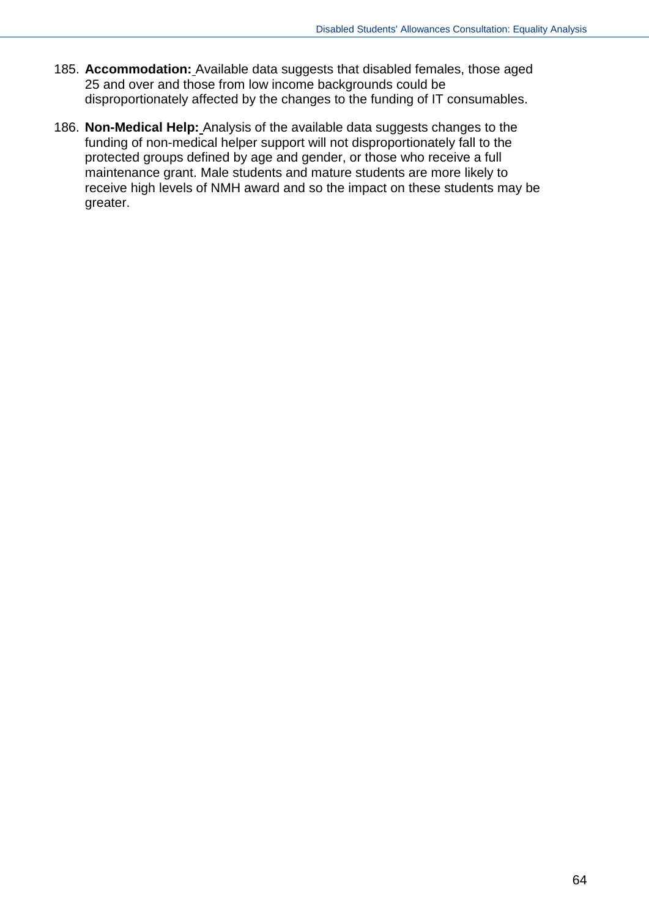185. **Accommodation:** Available data suggests that disabled females, those aged 25 and over and those from low income backgrounds could be disproportionately affected by the changes to the funding of IT consumables.

186. **Non-Medical Help:** Analysis of the available data suggests changes to the funding of non-medical helper support will not disproportionately fall to the protected groups defined by age and gender, or those who receive a full maintenance grant. Male students and mature students are more likely to receive high levels of NMH award and so the impact on these students may be greater.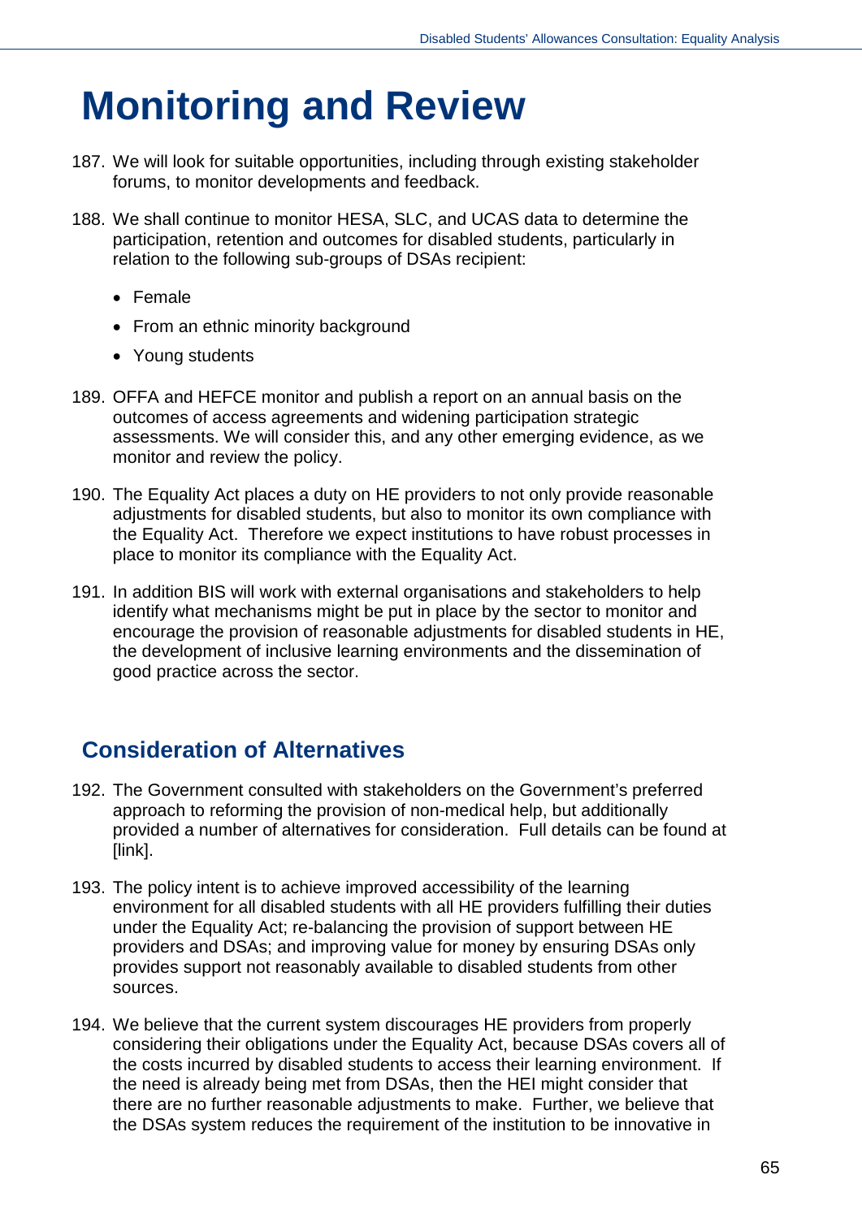# Monitoring and Review

187. We will look for suitable opportunities, including through existing stakeholder forums, to monitor developments and feedback.

188. We shall continue to monitor HESA, SLC, and UCAS data to determine the participation, retention and outcomes for disabled students, particularly in relation to the following sub-groups of DSAs recipient:

    - Female
    - From an ethnic minority background
    - Young students

189. OFFA and HEFCE monitor and publish a report on an annual basis on the outcomes of access agreements and widening participation strategic assessments. We will consider this, and any other emerging evidence, as we monitor and review the policy.

190. The Equality Act places a duty on HE providers to not only provide reasonable adjustments for disabled students, but also to monitor its own compliance with the Equality Act. Therefore we expect institutions to have robust processes in place to monitor its compliance with the Equality Act.

191. In addition BIS will work with external organisations and stakeholders to help identify what mechanisms might be put in place by the sector to monitor and encourage the provision of reasonable adjustments for disabled students in HE, the development of inclusive learning environments and the dissemination of good practice across the sector.

## Consideration of Alternatives

192. The Government consulted with stakeholders on the Government's preferred approach to reforming the provision of non-medical help, but additionally provided a number of alternatives for consideration. Full details can be found at [link].

193. The policy intent is to achieve improved accessibility of the learning environment for all disabled students with all HE providers fulfilling their duties under the Equality Act; re-balancing the provision of support between HE providers and DSAs; and improving value for money by ensuring DSAs only provides support not reasonably available to disabled students from other sources.

194. We believe that the current system discourages HE providers from properly considering their obligations under the Equality Act, because DSAs covers all of the costs incurred by disabled students to access their learning environment. If the need is already being met from DSAs, then the HEI might consider that there are no further reasonable adjustments to make. Further, we believe that the DSAs system reduces the requirement of the institution to be innovative in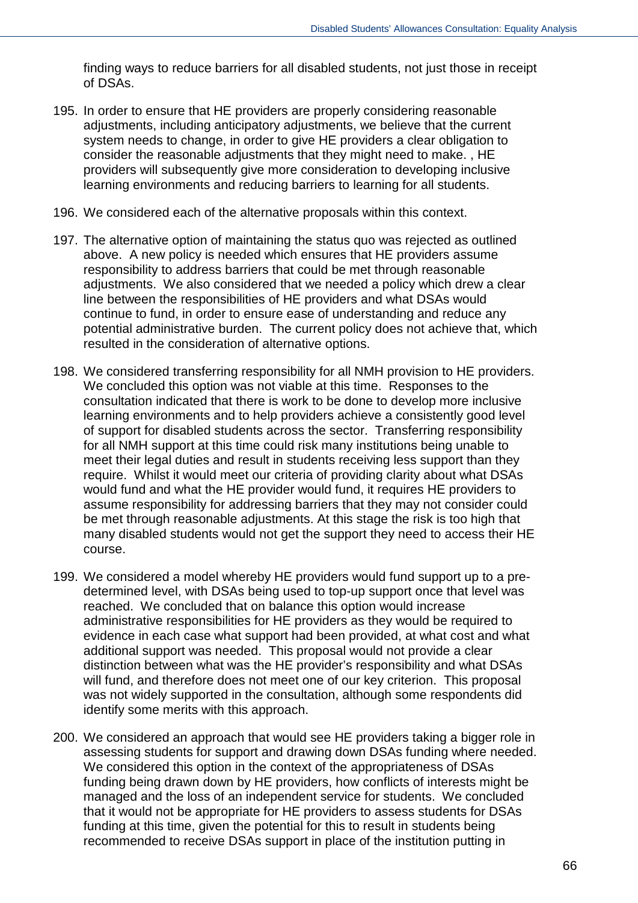finding ways to reduce barriers for all disabled students, not just those in receipt of DSAs.

195. In order to ensure that HE providers are properly considering reasonable adjustments, including anticipatory adjustments, we believe that the current system needs to change, in order to give HE providers a clear obligation to consider the reasonable adjustments that they might need to make. , HE providers will subsequently give more consideration to developing inclusive learning environments and reducing barriers to learning for all students.

196. We considered each of the alternative proposals within this context.

197. The alternative option of maintaining the status quo was rejected as outlined above. A new policy is needed which ensures that HE providers assume responsibility to address barriers that could be met through reasonable adjustments. We also considered that we needed a policy which drew a clear line between the responsibilities of HE providers and what DSAs would continue to fund, in order to ensure ease of understanding and reduce any potential administrative burden. The current policy does not achieve that, which resulted in the consideration of alternative options.

198. We considered transferring responsibility for all NMH provision to HE providers. We concluded this option was not viable at this time. Responses to the consultation indicated that there is work to be done to develop more inclusive learning environments and to help providers achieve a consistently good level of support for disabled students across the sector. Transferring responsibility for all NMH support at this time could risk many institutions being unable to meet their legal duties and result in students receiving less support than they require. Whilst it would meet our criteria of providing clarity about what DSAs would fund and what the HE provider would fund, it requires HE providers to assume responsibility for addressing barriers that they may not consider could be met through reasonable adjustments. At this stage the risk is too high that many disabled students would not get the support they need to access their HE course.

199. We considered a model whereby HE providers would fund support up to a pre-determined level, with DSAs being used to top-up support once that level was reached. We concluded that on balance this option would increase administrative responsibilities for HE providers as they would be required to evidence in each case what support had been provided, at what cost and what additional support was needed. This proposal would not provide a clear distinction between what was the HE provider's responsibility and what DSAs will fund, and therefore does not meet one of our key criterion. This proposal was not widely supported in the consultation, although some respondents did identify some merits with this approach.

200. We considered an approach that would see HE providers taking a bigger role in assessing students for support and drawing down DSAs funding where needed. We considered this option in the context of the appropriateness of DSAs funding being drawn down by HE providers, how conflicts of interests might be managed and the loss of an independent service for students. We concluded that it would not be appropriate for HE providers to assess students for DSAs funding at this time, given the potential for this to result in students being recommended to receive DSAs support in place of the institution putting in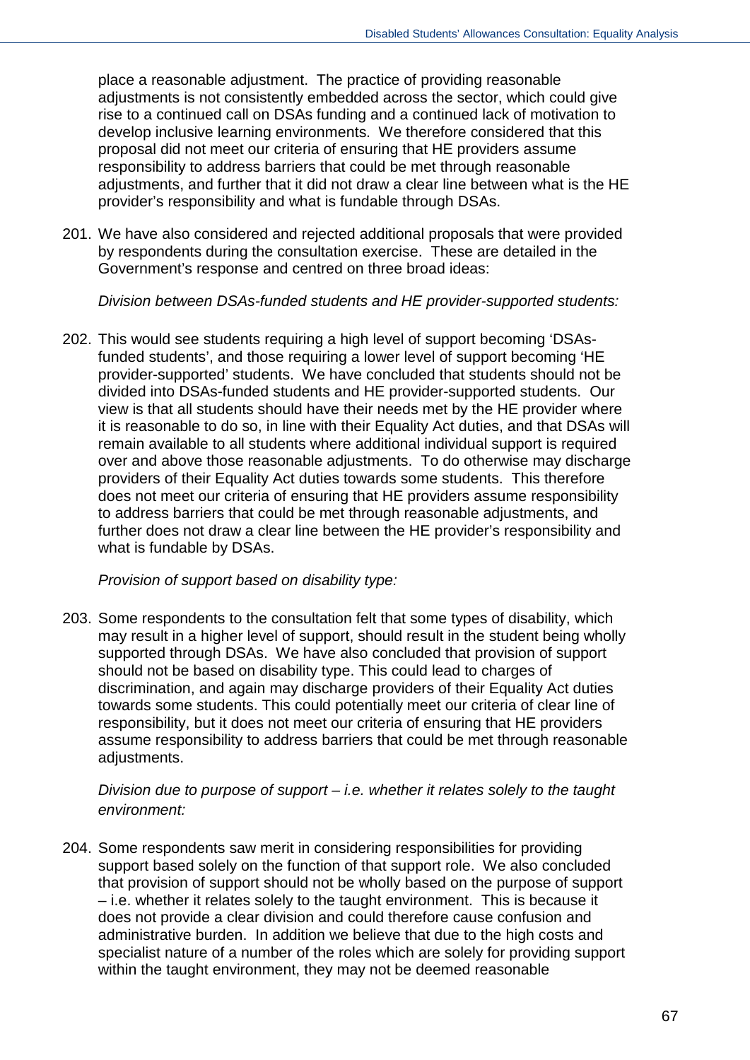place a reasonable adjustment. The practice of providing reasonable adjustments is not consistently embedded across the sector, which could give rise to a continued call on DSAs funding and a continued lack of motivation to develop inclusive learning environments. We therefore considered that this proposal did not meet our criteria of ensuring that HE providers assume responsibility to address barriers that could be met through reasonable adjustments, and further that it did not draw a clear line between what is the HE provider's responsibility and what is fundable through DSAs.

201. We have also considered and rejected additional proposals that were provided by respondents during the consultation exercise. These are detailed in the Government's response and centred on three broad ideas:

*Division between DSAs-funded students and HE provider-supported students:*

202. This would see students requiring a high level of support becoming 'DSAs-funded students', and those requiring a lower level of support becoming 'HE provider-supported' students. We have concluded that students should not be divided into DSAs-funded students and HE provider-supported students. Our view is that all students should have their needs met by the HE provider where it is reasonable to do so, in line with their Equality Act duties, and that DSAs will remain available to all students where additional individual support is required over and above those reasonable adjustments. To do otherwise may discharge providers of their Equality Act duties towards some students. This therefore does not meet our criteria of ensuring that HE providers assume responsibility to address barriers that could be met through reasonable adjustments, and further does not draw a clear line between the HE provider's responsibility and what is fundable by DSAs.

*Provision of support based on disability type:*

203. Some respondents to the consultation felt that some types of disability, which may result in a higher level of support, should result in the student being wholly supported through DSAs. We have also concluded that provision of support should not be based on disability type. This could lead to charges of discrimination, and again may discharge providers of their Equality Act duties towards some students. This could potentially meet our criteria of clear line of responsibility, but it does not meet our criteria of ensuring that HE providers assume responsibility to address barriers that could be met through reasonable adjustments.

*Division due to purpose of support – i.e. whether it relates solely to the taught environment:*

204. Some respondents saw merit in considering responsibilities for providing support based solely on the function of that support role. We also concluded that provision of support should not be wholly based on the purpose of support – i.e. whether it relates solely to the taught environment. This is because it does not provide a clear division and could therefore cause confusion and administrative burden. In addition we believe that due to the high costs and specialist nature of a number of the roles which are solely for providing support within the taught environment, they may not be deemed reasonable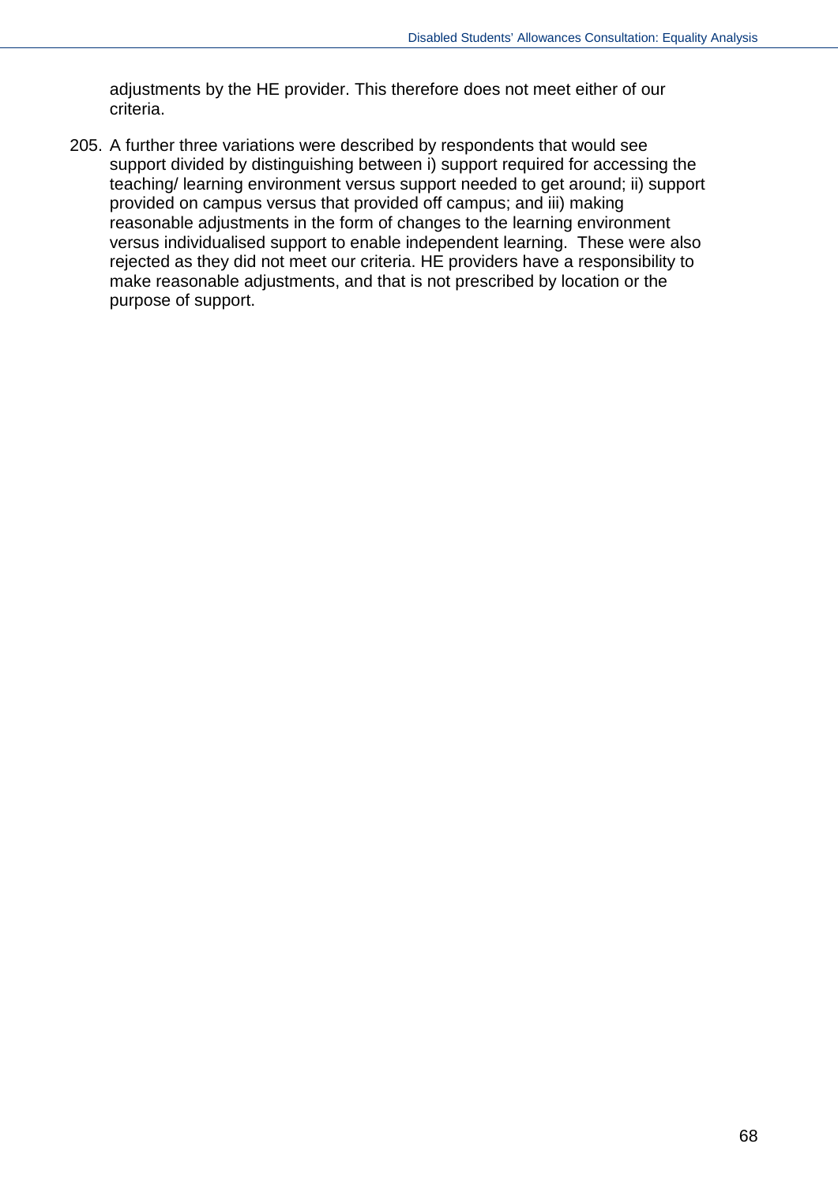adjustments by the HE provider. This therefore does not meet either of our criteria.

205. A further three variations were described by respondents that would see support divided by distinguishing between i) support required for accessing the teaching/ learning environment versus support needed to get around; ii) support provided on campus versus that provided off campus; and iii) making reasonable adjustments in the form of changes to the learning environment versus individualised support to enable independent learning. These were also rejected as they did not meet our criteria. HE providers have a responsibility to make reasonable adjustments, and that is not prescribed by location or the purpose of support.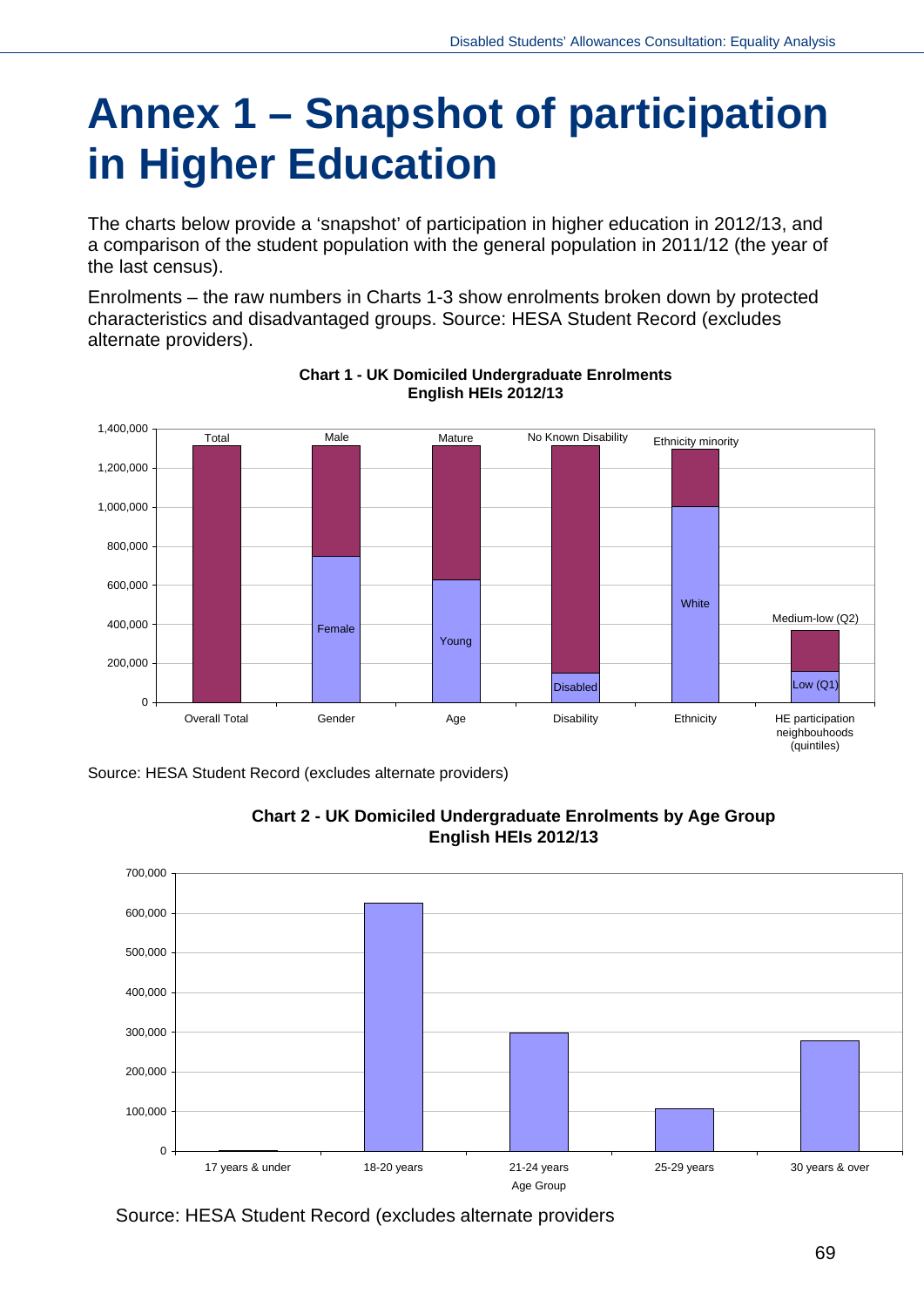# Annex 1 – Snapshot of participation in Higher Education

The charts below provide a 'snapshot' of participation in higher education in 2012/13, and a comparison of the student population with the general population in 2011/12 (the year of the last census).

Enrolments – the raw numbers in Charts 1-3 show enrolments broken down by protected characteristics and disadvantaged groups. Source: HESA Student Record (excludes alternate providers).

**Chart 1 - UK Domiciled Undergraduate Enrolments English HEIs 2012/13**

Source: HESA Student Record (excludes alternate providers)

**Chart 2 - UK Domiciled Undergraduate Enrolments by Age Group English HEIs 2012/13**

Source: HESA Student Record (excludes alternate providers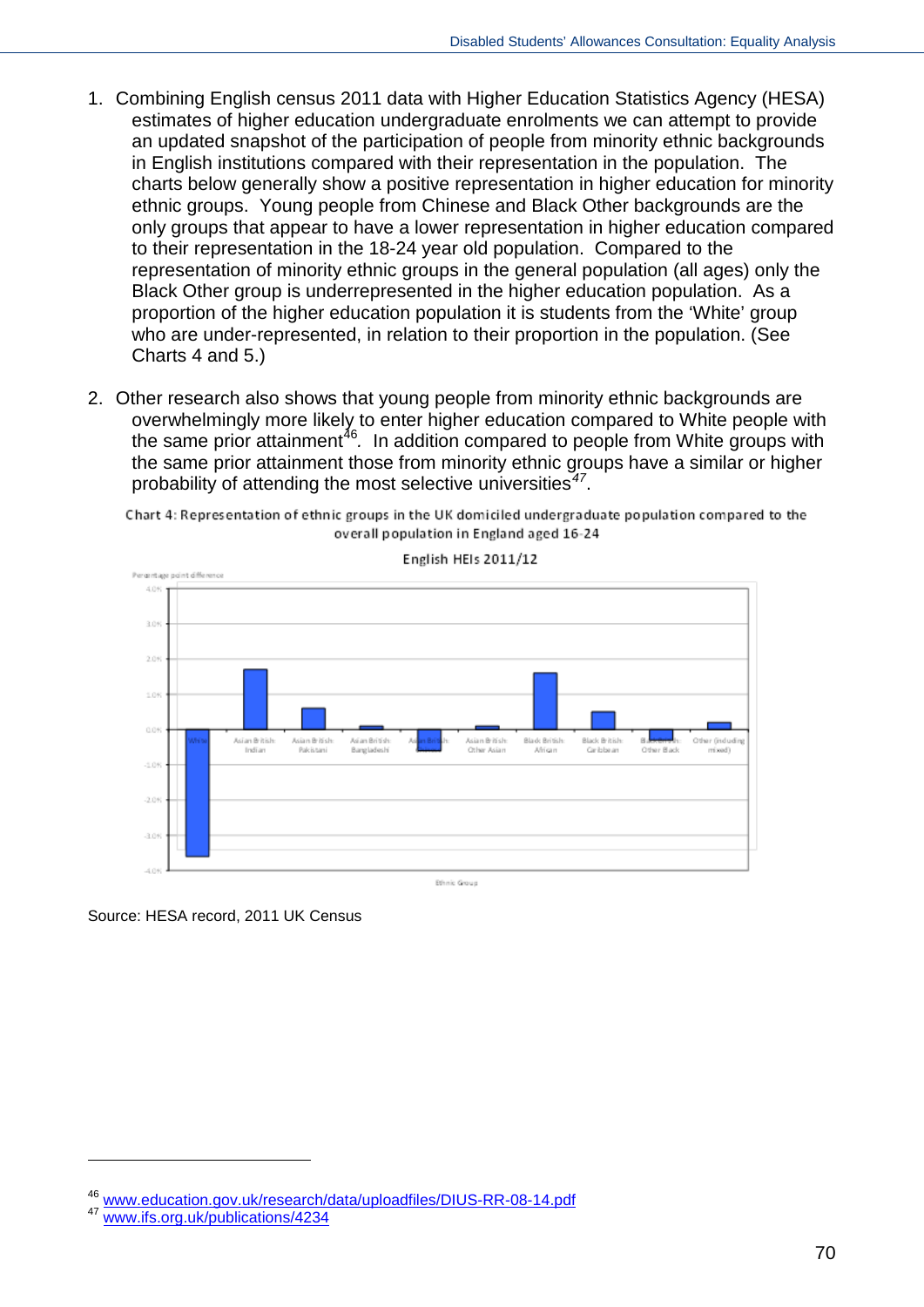1. Combining English census 2011 data with Higher Education Statistics Agency (HESA) estimates of higher education undergraduate enrolments we can attempt to provide an updated snapshot of the participation of people from minority ethnic backgrounds in English institutions compared with their representation in the population. The charts below generally show a positive representation in higher education for minority ethnic groups. Young people from Chinese and Black Other backgrounds are the only groups that appear to have a lower representation in higher education compared to their representation in the 18-24 year old population. Compared to the representation of minority ethnic groups in the general population (all ages) only the Black Other group is underrepresented in the higher education population. As a proportion of the higher education population it is students from the 'White' group who are under-represented, in relation to their proportion in the population. (See Charts 4 and 5.)

2. Other research also shows that young people from minority ethnic backgrounds are overwhelmingly more likely to enter higher education compared to White people with the same prior attainment[46]. In addition compared to people from White groups with the same prior attainment those from minority ethnic groups have a similar or higher probability of attending the most selective universities[47].

Chart 4: Representation of ethnic groups in the UK domiciled undergraduate population compared to the overall population in England aged 16-24

English HEIs 2011/12

Source: HESA record, 2011 UK Census

---

[46] www.education.gov.uk/research/data/uploadfiles/DIUS-RR-08-14.pdf

[47] www.ifs.org.uk/publications/4234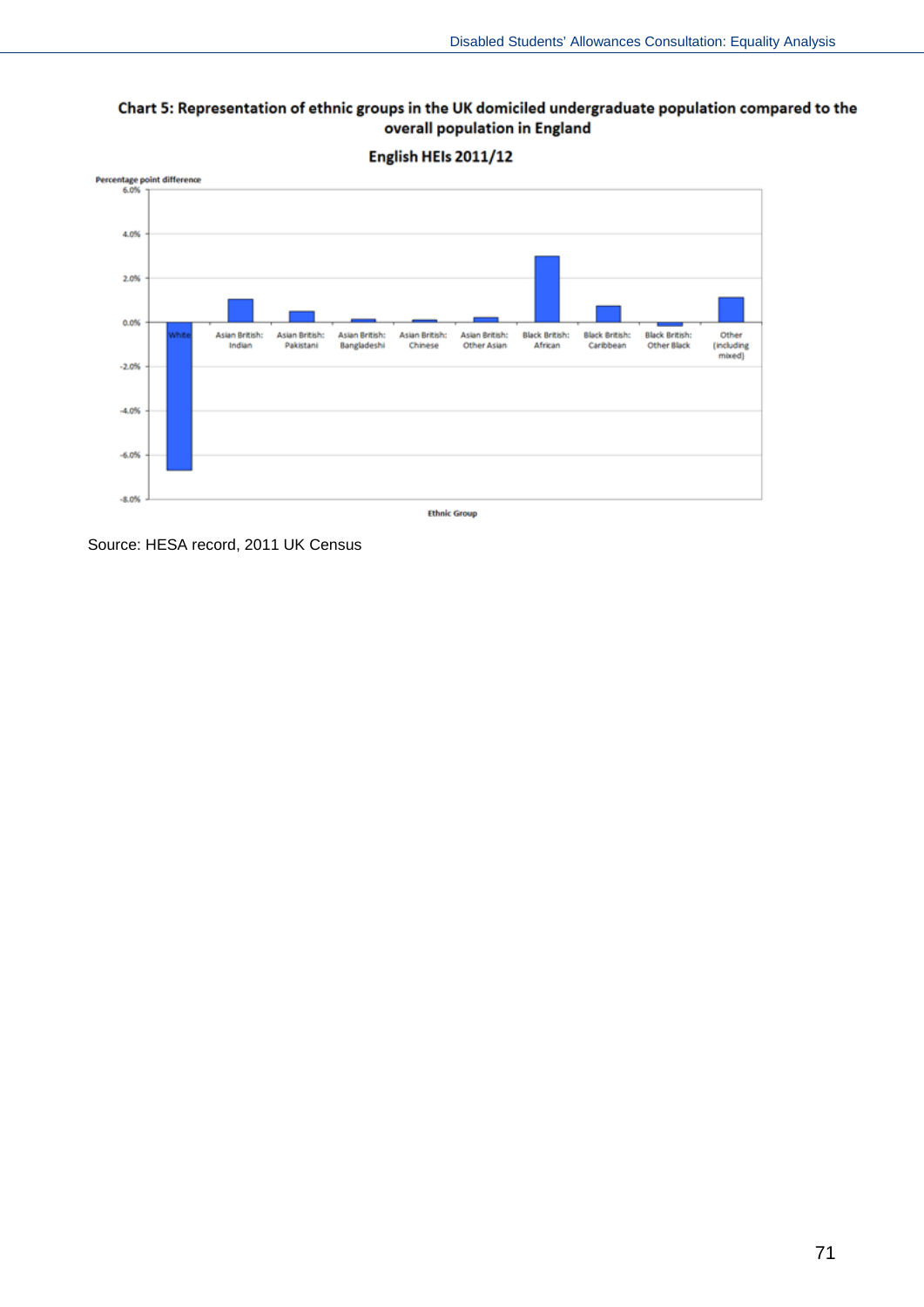**Chart 5: Representation of ethnic groups in the UK domiciled undergraduate population compared to the overall population in England**

**English HEIs 2011/12**

Percentage point difference

6.0%
4.0%
2.0%
0.0%
-2.0%
-4.0%
-6.0%
-8.0%

White | Asian British: Indian | Asian British: Pakistani | Asian British: Bangladeshi | Asian British: Chinese | Asian British: Other Asian | Black British: African | Black British: Caribbean | Black British: Other Black | Other (including mixed)

Ethnic Group

Source: HESA record, 2011 UK Census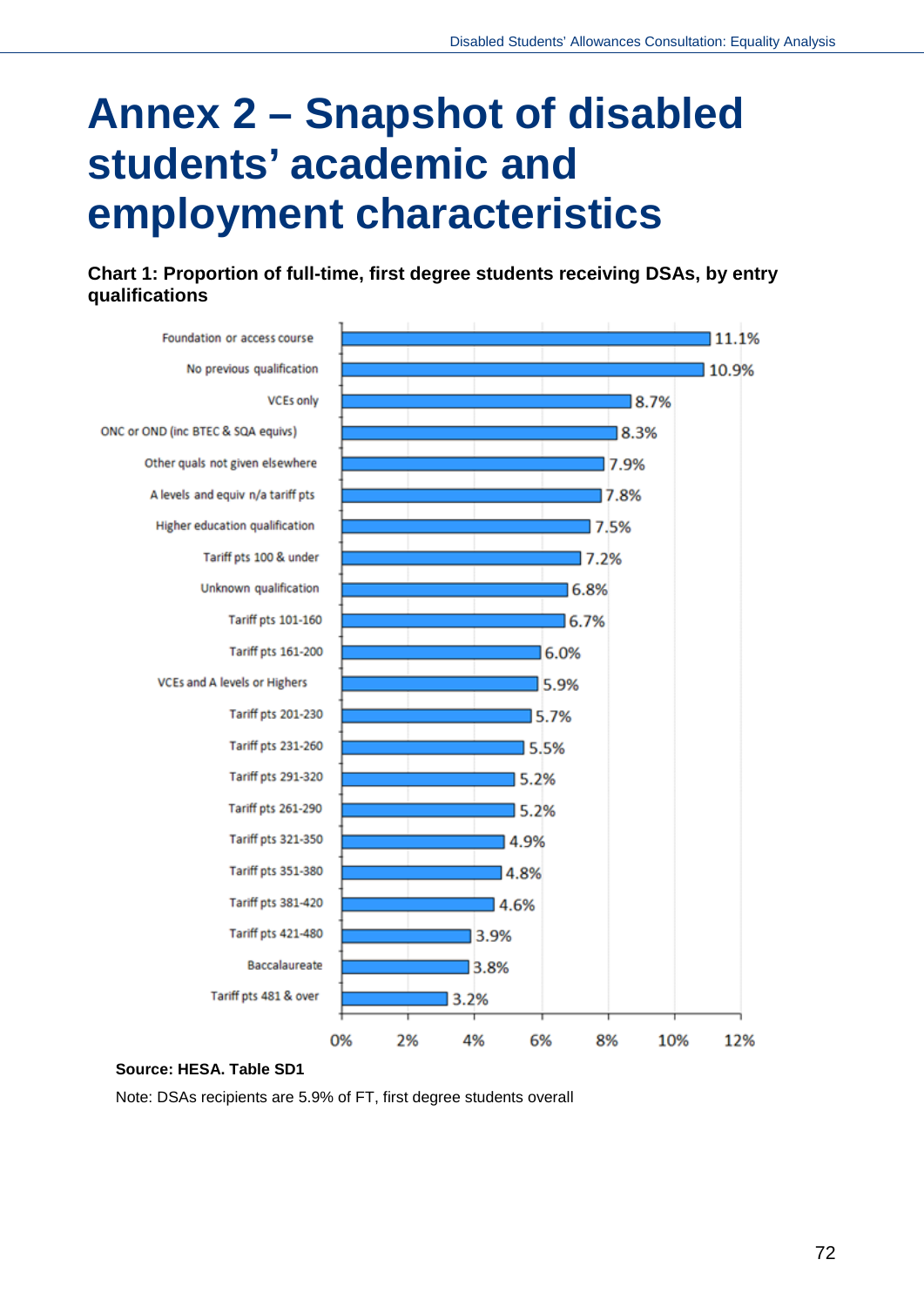# Annex 2 – Snapshot of disabled students' academic and employment characteristics

**Chart 1: Proportion of full-time, first degree students receiving DSAs, by entry qualifications**

| Entry qualification | Proportion receiving DSAs |
|---|---|
| Foundation or access course | 11.1% |
| No previous qualification | 10.9% |
| VCEs only | 8.7% |
| ONC or OND (inc BTEC & SQA equivs) | 8.3% |
| Other quals not given elsewhere | 7.9% |
| A levels and equiv n/a tariff pts | 7.8% |
| Higher education qualification | 7.5% |
| Tariff pts 100 & under | 7.2% |
| Unknown qualification | 6.8% |
| Tariff pts 101-160 | 6.7% |
| Tariff pts 161-200 | 6.0% |
| VCEs and A levels or Highers | 5.9% |
| Tariff pts 201-230 | 5.7% |
| Tariff pts 231-260 | 5.5% |
| Tariff pts 291-320 | 5.2% |
| Tariff pts 261-290 | 5.2% |
| Tariff pts 321-350 | 4.9% |
| Tariff pts 351-380 | 4.8% |
| Tariff pts 381-420 | 4.6% |
| Tariff pts 421-480 | 3.9% |
| Baccalaureate | 3.8% |
| Tariff pts 481 & over | 3.2% |

**Source: HESA. Table SD1**

Note: DSAs recipients are 5.9% of FT, first degree students overall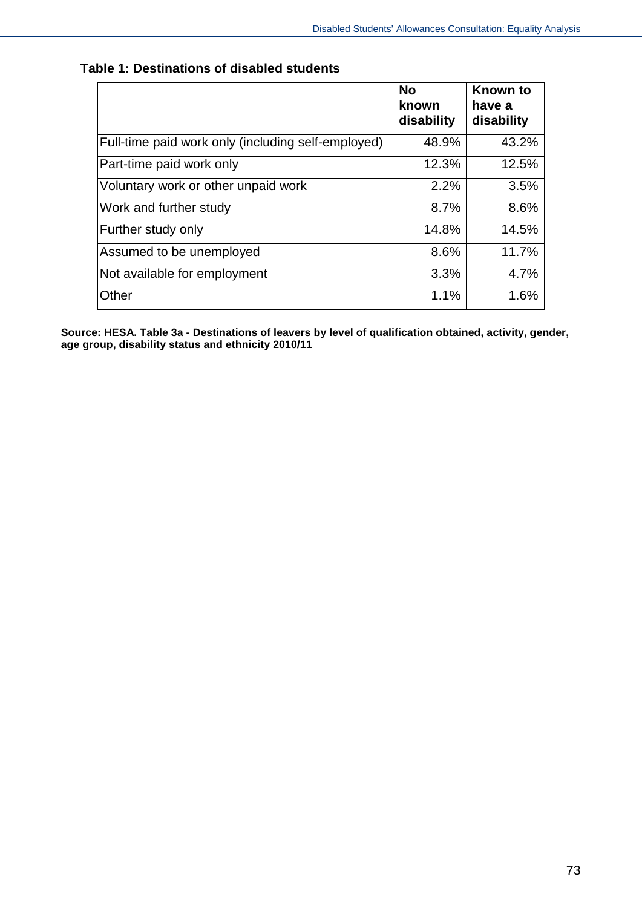**Table 1: Destinations of disabled students**

| | No known disability | Known to have a disability |
|---|---|---|
| Full-time paid work only (including self-employed) | 48.9% | 43.2% |
| Part-time paid work only | 12.3% | 12.5% |
| Voluntary work or other unpaid work | 2.2% | 3.5% |
| Work and further study | 8.7% | 8.6% |
| Further study only | 14.8% | 14.5% |
| Assumed to be unemployed | 8.6% | 11.7% |
| Not available for employment | 3.3% | 4.7% |
| Other | 1.1% | 1.6% |

**Source: HESA. Table 3a - Destinations of leavers by level of qualification obtained, activity, gender, age group, disability status and ethnicity 2010/11**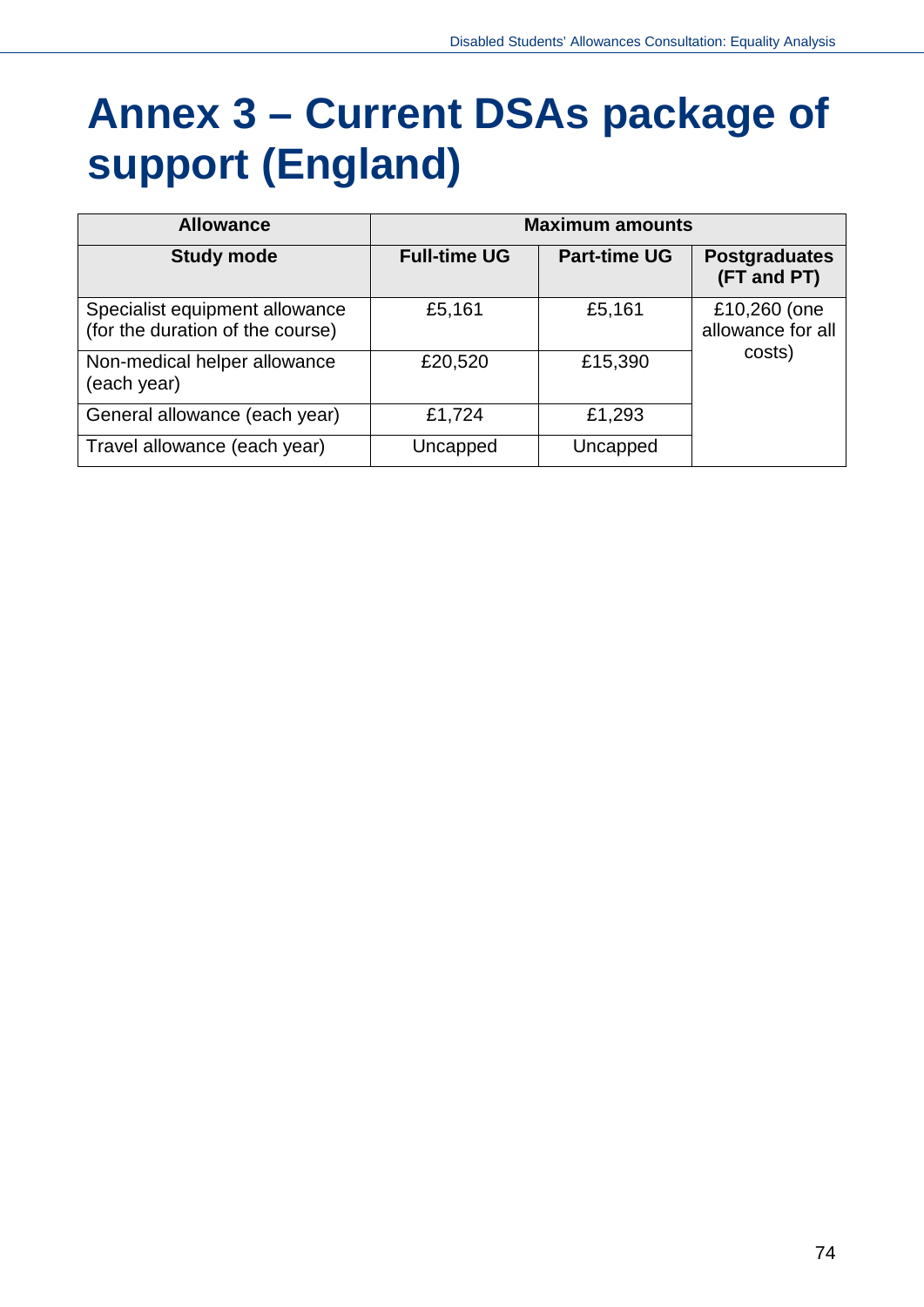# Annex 3 – Current DSAs package of support (England)

| Allowance | Maximum amounts | | |
|---|---|---|---|
| **Study mode** | **Full-time UG** | **Part-time UG** | **Postgraduates (FT and PT)** |
| Specialist equipment allowance (for the duration of the course) | £5,161 | £5,161 | £10,260 (one allowance for all costs) |
| Non-medical helper allowance (each year) | £20,520 | £15,390 | |
| General allowance (each year) | £1,724 | £1,293 | |
| Travel allowance (each year) | Uncapped | Uncapped | |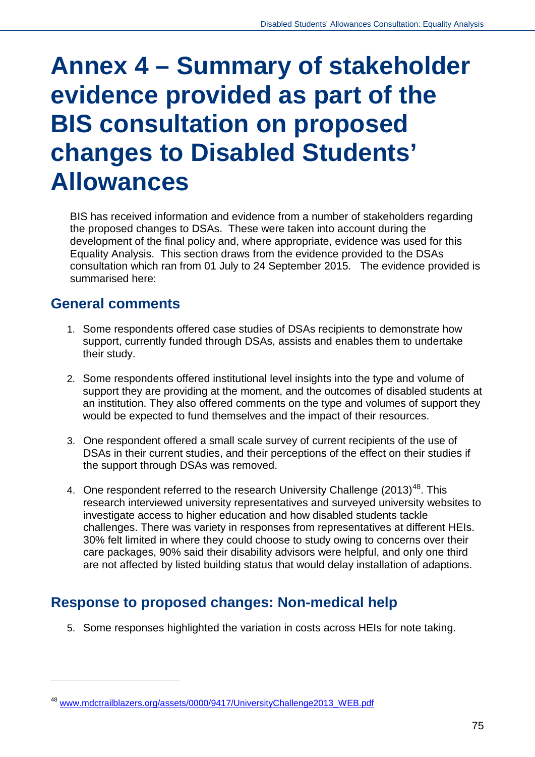# Annex 4 – Summary of stakeholder evidence provided as part of the BIS consultation on proposed changes to Disabled Students' Allowances

BIS has received information and evidence from a number of stakeholders regarding the proposed changes to DSAs. These were taken into account during the development of the final policy and, where appropriate, evidence was used for this Equality Analysis. This section draws from the evidence provided to the DSAs consultation which ran from 01 July to 24 September 2015. The evidence provided is summarised here:

## General comments

1. Some respondents offered case studies of DSAs recipients to demonstrate how support, currently funded through DSAs, assists and enables them to undertake their study.

2. Some respondents offered institutional level insights into the type and volume of support they are providing at the moment, and the outcomes of disabled students at an institution. They also offered comments on the type and volumes of support they would be expected to fund themselves and the impact of their resources.

3. One respondent offered a small scale survey of current recipients of the use of DSAs in their current studies, and their perceptions of the effect on their studies if the support through DSAs was removed.

4. One respondent referred to the research University Challenge (2013)[48]. This research interviewed university representatives and surveyed university websites to investigate access to higher education and how disabled students tackle challenges. There was variety in responses from representatives at different HEIs. 30% felt limited in where they could choose to study owing to concerns over their care packages, 90% said their disability advisors were helpful, and only one third are not affected by listed building status that would delay installation of adaptions.

## Response to proposed changes: Non-medical help

5. Some responses highlighted the variation in costs across HEIs for note taking.

[48] www.mdctrailblazers.org/assets/0000/9417/UniversityChallenge2013_WEB.pdf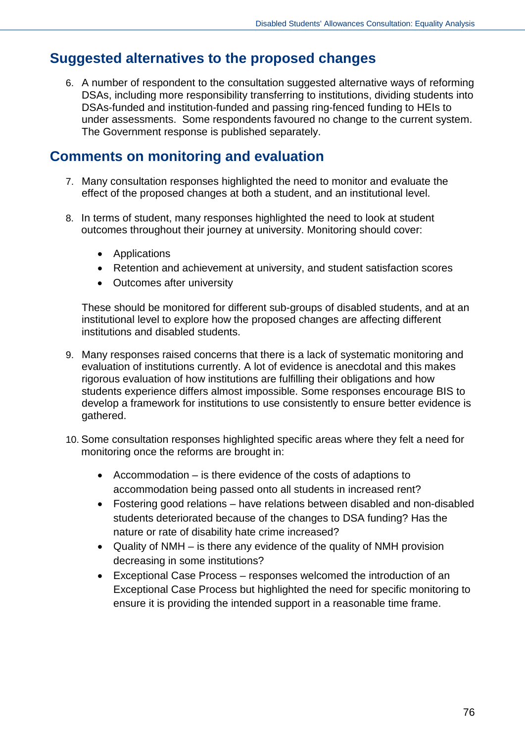## Suggested alternatives to the proposed changes

6. A number of respondent to the consultation suggested alternative ways of reforming DSAs, including more responsibility transferring to institutions, dividing students into DSAs-funded and institution-funded and passing ring-fenced funding to HEIs to under assessments. Some respondents favoured no change to the current system. The Government response is published separately.

## Comments on monitoring and evaluation

7. Many consultation responses highlighted the need to monitor and evaluate the effect of the proposed changes at both a student, and an institutional level.

8. In terms of student, many responses highlighted the need to look at student outcomes throughout their journey at university. Monitoring should cover:

   - Applications
   - Retention and achievement at university, and student satisfaction scores
   - Outcomes after university

   These should be monitored for different sub-groups of disabled students, and at an institutional level to explore how the proposed changes are affecting different institutions and disabled students.

9. Many responses raised concerns that there is a lack of systematic monitoring and evaluation of institutions currently. A lot of evidence is anecdotal and this makes rigorous evaluation of how institutions are fulfilling their obligations and how students experience differs almost impossible. Some responses encourage BIS to develop a framework for institutions to use consistently to ensure better evidence is gathered.

10. Some consultation responses highlighted specific areas where they felt a need for monitoring once the reforms are brought in:

    - Accommodation – is there evidence of the costs of adaptions to accommodation being passed onto all students in increased rent?
    - Fostering good relations – have relations between disabled and non-disabled students deteriorated because of the changes to DSA funding? Has the nature or rate of disability hate crime increased?
    - Quality of NMH – is there any evidence of the quality of NMH provision decreasing in some institutions?
    - Exceptional Case Process – responses welcomed the introduction of an Exceptional Case Process but highlighted the need for specific monitoring to ensure it is providing the intended support in a reasonable time frame.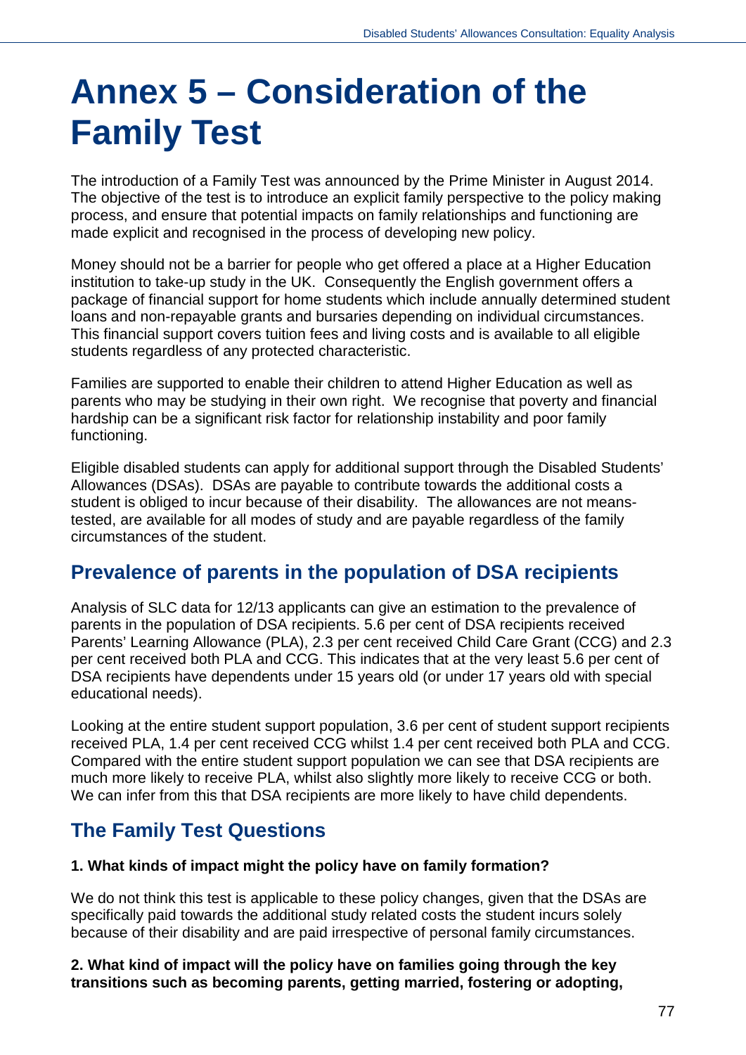# Annex 5 – Consideration of the Family Test

The introduction of a Family Test was announced by the Prime Minister in August 2014. The objective of the test is to introduce an explicit family perspective to the policy making process, and ensure that potential impacts on family relationships and functioning are made explicit and recognised in the process of developing new policy.

Money should not be a barrier for people who get offered a place at a Higher Education institution to take-up study in the UK. Consequently the English government offers a package of financial support for home students which include annually determined student loans and non-repayable grants and bursaries depending on individual circumstances. This financial support covers tuition fees and living costs and is available to all eligible students regardless of any protected characteristic.

Families are supported to enable their children to attend Higher Education as well as parents who may be studying in their own right. We recognise that poverty and financial hardship can be a significant risk factor for relationship instability and poor family functioning.

Eligible disabled students can apply for additional support through the Disabled Students' Allowances (DSAs). DSAs are payable to contribute towards the additional costs a student is obliged to incur because of their disability. The allowances are not means-tested, are available for all modes of study and are payable regardless of the family circumstances of the student.

## Prevalence of parents in the population of DSA recipients

Analysis of SLC data for 12/13 applicants can give an estimation to the prevalence of parents in the population of DSA recipients. 5.6 per cent of DSA recipients received Parents' Learning Allowance (PLA), 2.3 per cent received Child Care Grant (CCG) and 2.3 per cent received both PLA and CCG. This indicates that at the very least 5.6 per cent of DSA recipients have dependents under 15 years old (or under 17 years old with special educational needs).

Looking at the entire student support population, 3.6 per cent of student support recipients received PLA, 1.4 per cent received CCG whilst 1.4 per cent received both PLA and CCG. Compared with the entire student support population we can see that DSA recipients are much more likely to receive PLA, whilst also slightly more likely to receive CCG or both. We can infer from this that DSA recipients are more likely to have child dependents.

## The Family Test Questions

**1. What kinds of impact might the policy have on family formation?**

We do not think this test is applicable to these policy changes, given that the DSAs are specifically paid towards the additional study related costs the student incurs solely because of their disability and are paid irrespective of personal family circumstances.

**2. What kind of impact will the policy have on families going through the key transitions such as becoming parents, getting married, fostering or adopting,**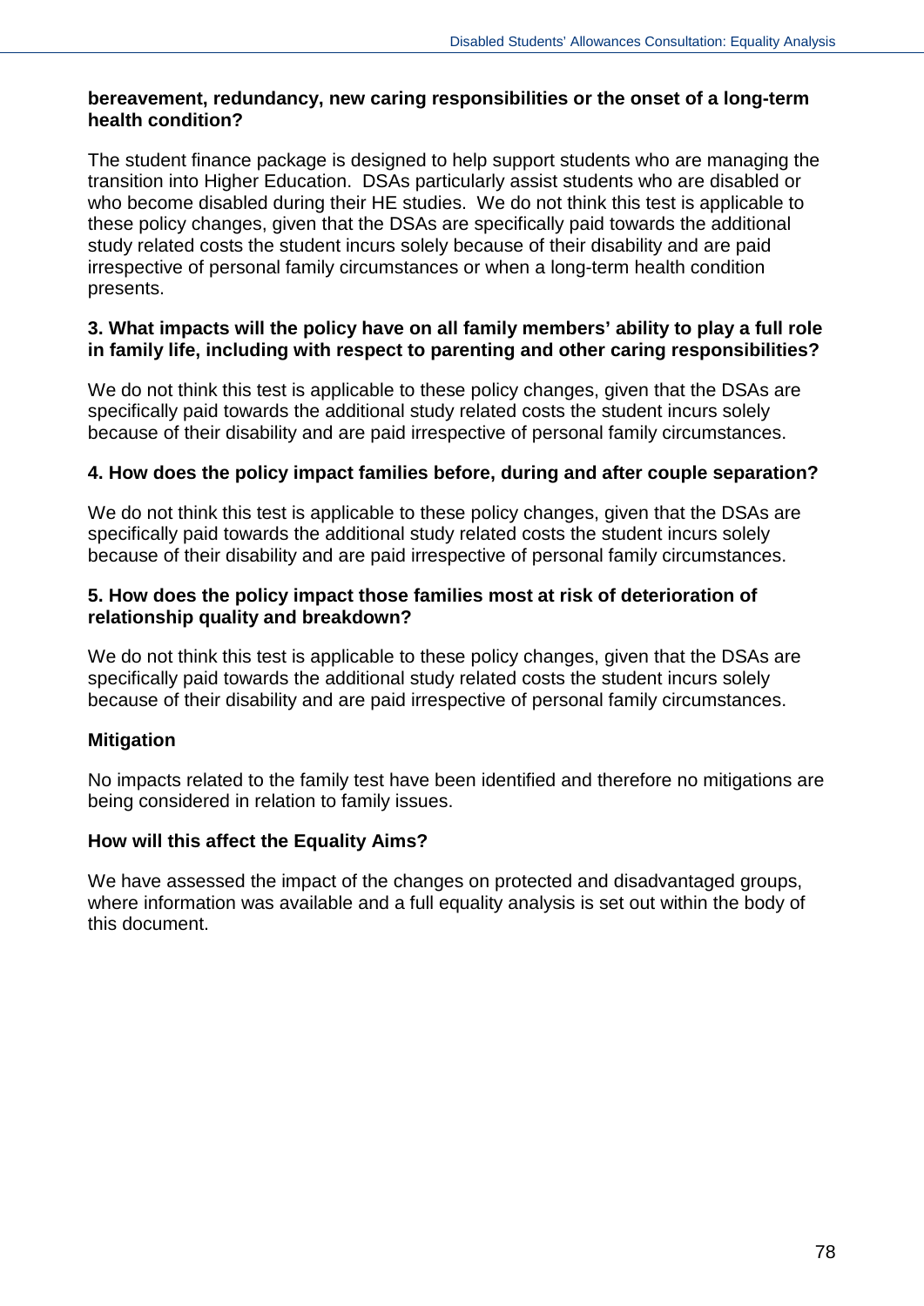**bereavement, redundancy, new caring responsibilities or the onset of a long-term health condition?**

The student finance package is designed to help support students who are managing the transition into Higher Education. DSAs particularly assist students who are disabled or who become disabled during their HE studies. We do not think this test is applicable to these policy changes, given that the DSAs are specifically paid towards the additional study related costs the student incurs solely because of their disability and are paid irrespective of personal family circumstances or when a long-term health condition presents.

**3. What impacts will the policy have on all family members' ability to play a full role in family life, including with respect to parenting and other caring responsibilities?**

We do not think this test is applicable to these policy changes, given that the DSAs are specifically paid towards the additional study related costs the student incurs solely because of their disability and are paid irrespective of personal family circumstances.

**4. How does the policy impact families before, during and after couple separation?**

We do not think this test is applicable to these policy changes, given that the DSAs are specifically paid towards the additional study related costs the student incurs solely because of their disability and are paid irrespective of personal family circumstances.

**5. How does the policy impact those families most at risk of deterioration of relationship quality and breakdown?**

We do not think this test is applicable to these policy changes, given that the DSAs are specifically paid towards the additional study related costs the student incurs solely because of their disability and are paid irrespective of personal family circumstances.

**Mitigation**

No impacts related to the family test have been identified and therefore no mitigations are being considered in relation to family issues.

**How will this affect the Equality Aims?**

We have assessed the impact of the changes on protected and disadvantaged groups, where information was available and a full equality analysis is set out within the body of this document.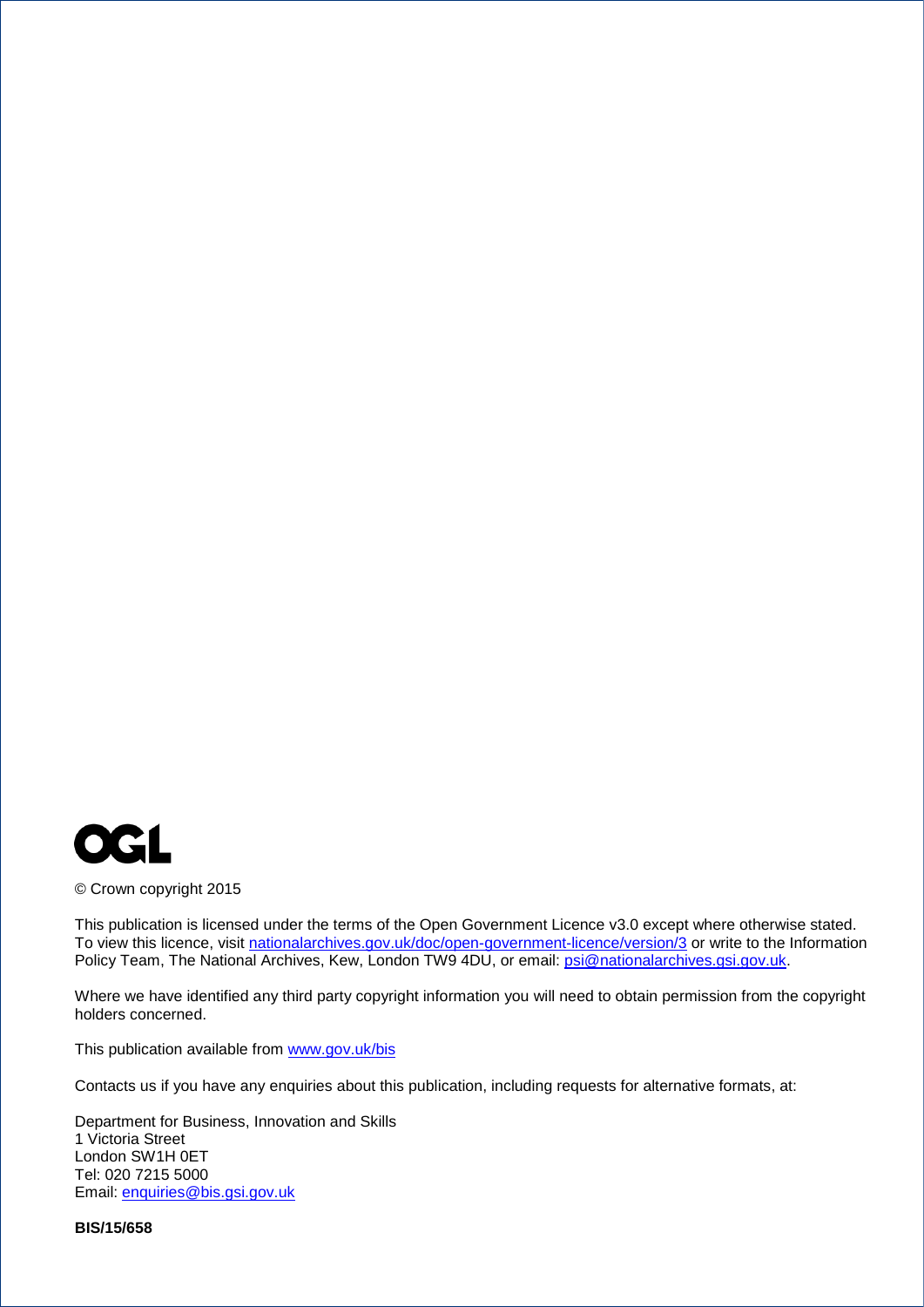OGL

© Crown copyright 2015

This publication is licensed under the terms of the Open Government Licence v3.0 except where otherwise stated. To view this licence, visit nationalarchives.gov.uk/doc/open-government-licence/version/3 or write to the Information Policy Team, The National Archives, Kew, London TW9 4DU, or email: psi@nationalarchives.gsi.gov.uk.

Where we have identified any third party copyright information you will need to obtain permission from the copyright holders concerned.

This publication available from www.gov.uk/bis

Contacts us if you have any enquiries about this publication, including requests for alternative formats, at:

Department for Business, Innovation and Skills
1 Victoria Street
London SW1H 0ET
Tel: 020 7215 5000
Email: enquiries@bis.gsi.gov.uk

**BIS/15/658**